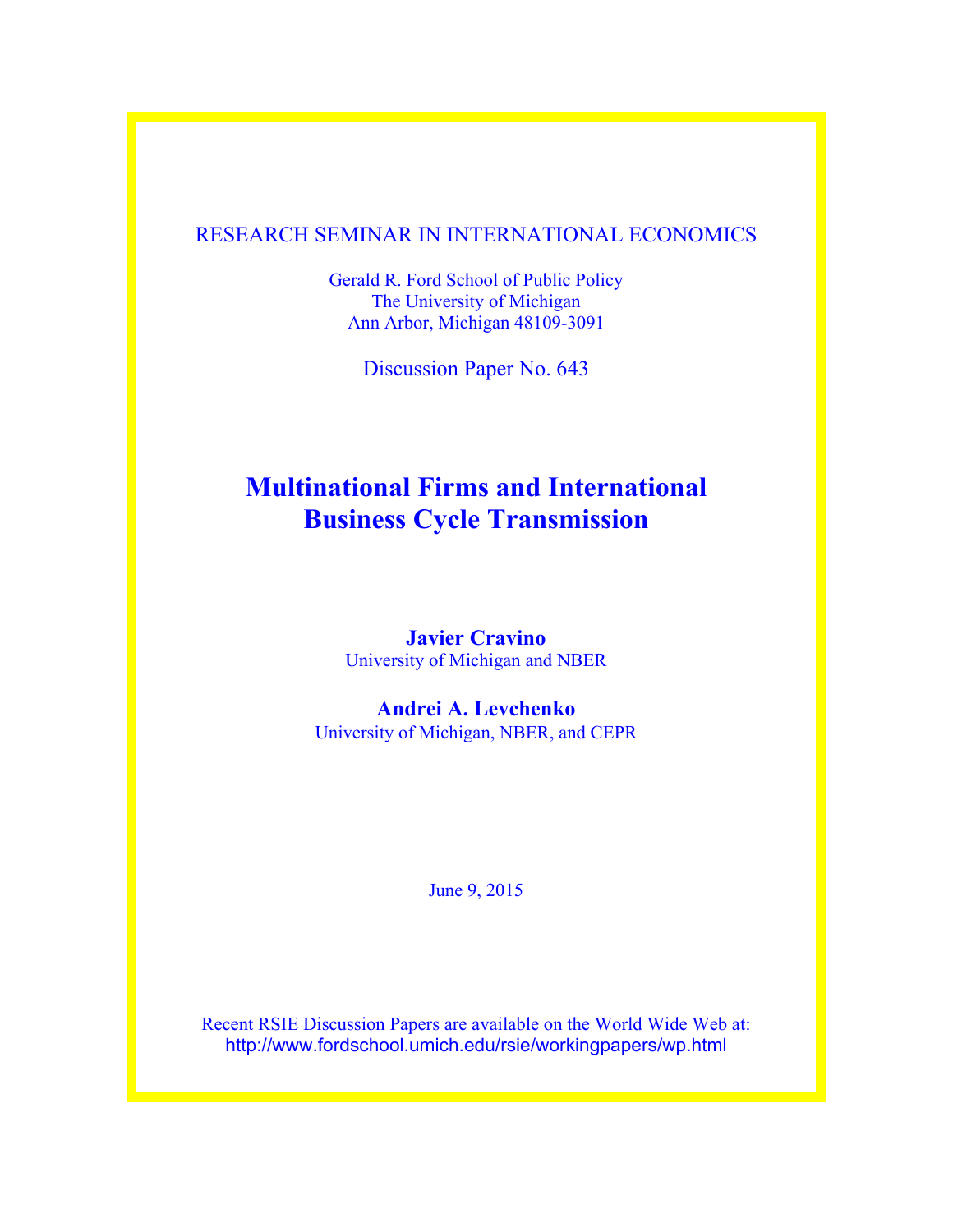RESEARCH SEMINAR IN INTERNATIONAL ECONOMICS

Gerald R. Ford School of Public Policy
The University of Michigan
Ann Arbor, Michigan 48109-3091

Discussion Paper No. 643

# Multinational Firms and International Business Cycle Transmission

**Javier Cravino**
University of Michigan and NBER

**Andrei A. Levchenko**
University of Michigan, NBER, and CEPR

June 9, 2015

Recent RSIE Discussion Papers are available on the World Wide Web at:
http://www.fordschool.umich.edu/rsie/workingpapers/wp.html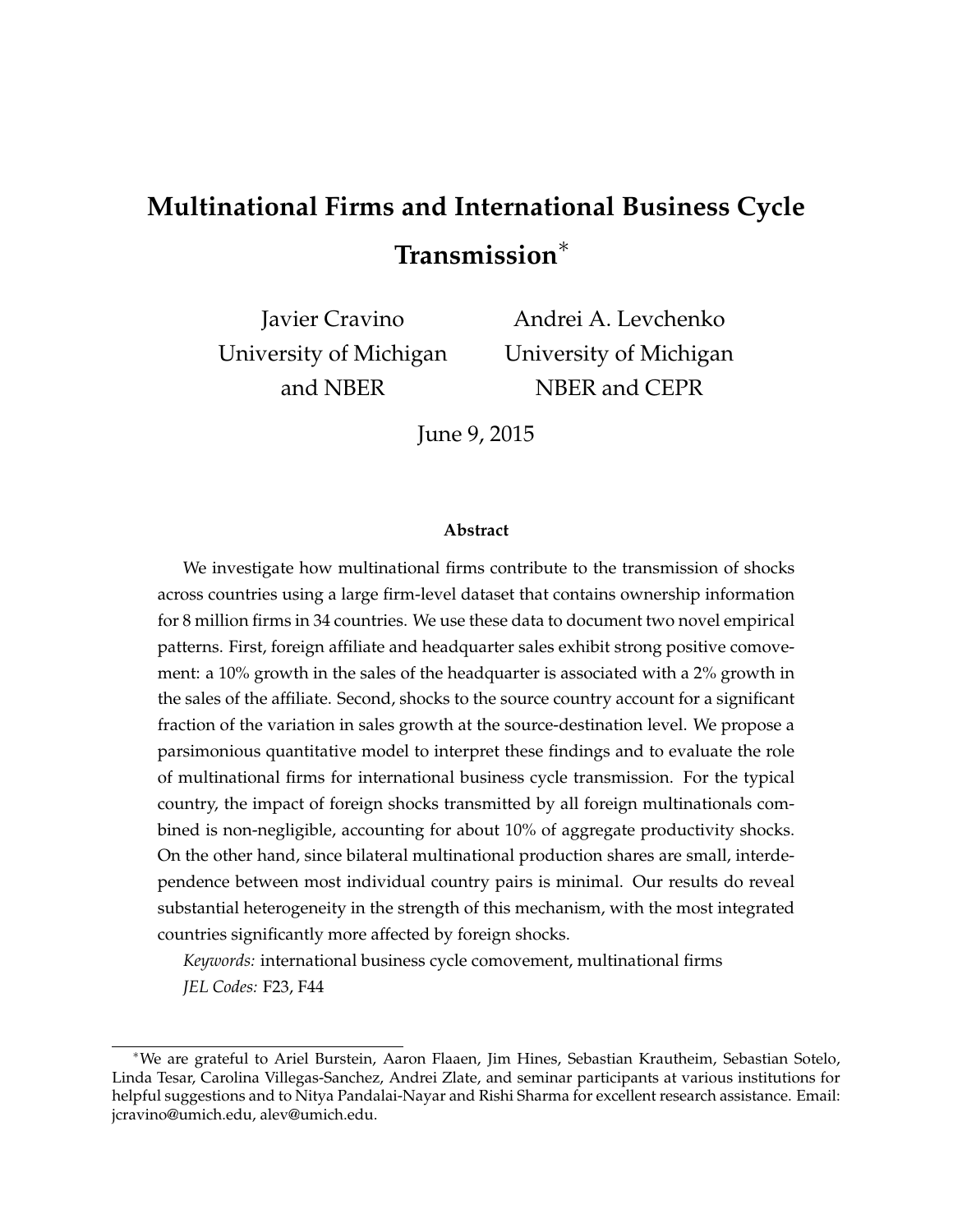# Multinational Firms and International Business Cycle Transmission*

Javier Cravino
University of Michigan
and NBER

Andrei A. Levchenko
University of Michigan
NBER and CEPR

June 9, 2015

**Abstract**

We investigate how multinational firms contribute to the transmission of shocks across countries using a large firm-level dataset that contains ownership information for 8 million firms in 34 countries. We use these data to document two novel empirical patterns. First, foreign affiliate and headquarter sales exhibit strong positive comovement: a 10% growth in the sales of the headquarter is associated with a 2% growth in the sales of the affiliate. Second, shocks to the source country account for a significant fraction of the variation in sales growth at the source-destination level. We propose a parsimonious quantitative model to interpret these findings and to evaluate the role of multinational firms for international business cycle transmission. For the typical country, the impact of foreign shocks transmitted by all foreign multinationals combined is non-negligible, accounting for about 10% of aggregate productivity shocks. On the other hand, since bilateral multinational production shares are small, interdependence between most individual country pairs is minimal. Our results do reveal substantial heterogeneity in the strength of this mechanism, with the most integrated countries significantly more affected by foreign shocks.

*Keywords:* international business cycle comovement, multinational firms
*JEL Codes:* F23, F44

---

*We are grateful to Ariel Burstein, Aaron Flaaen, Jim Hines, Sebastian Krautheim, Sebastian Sotelo, Linda Tesar, Carolina Villegas-Sanchez, Andrei Zlate, and seminar participants at various institutions for helpful suggestions and to Nitya Pandalai-Nayar and Rishi Sharma for excellent research assistance. Email: jcravino@umich.edu, alev@umich.edu.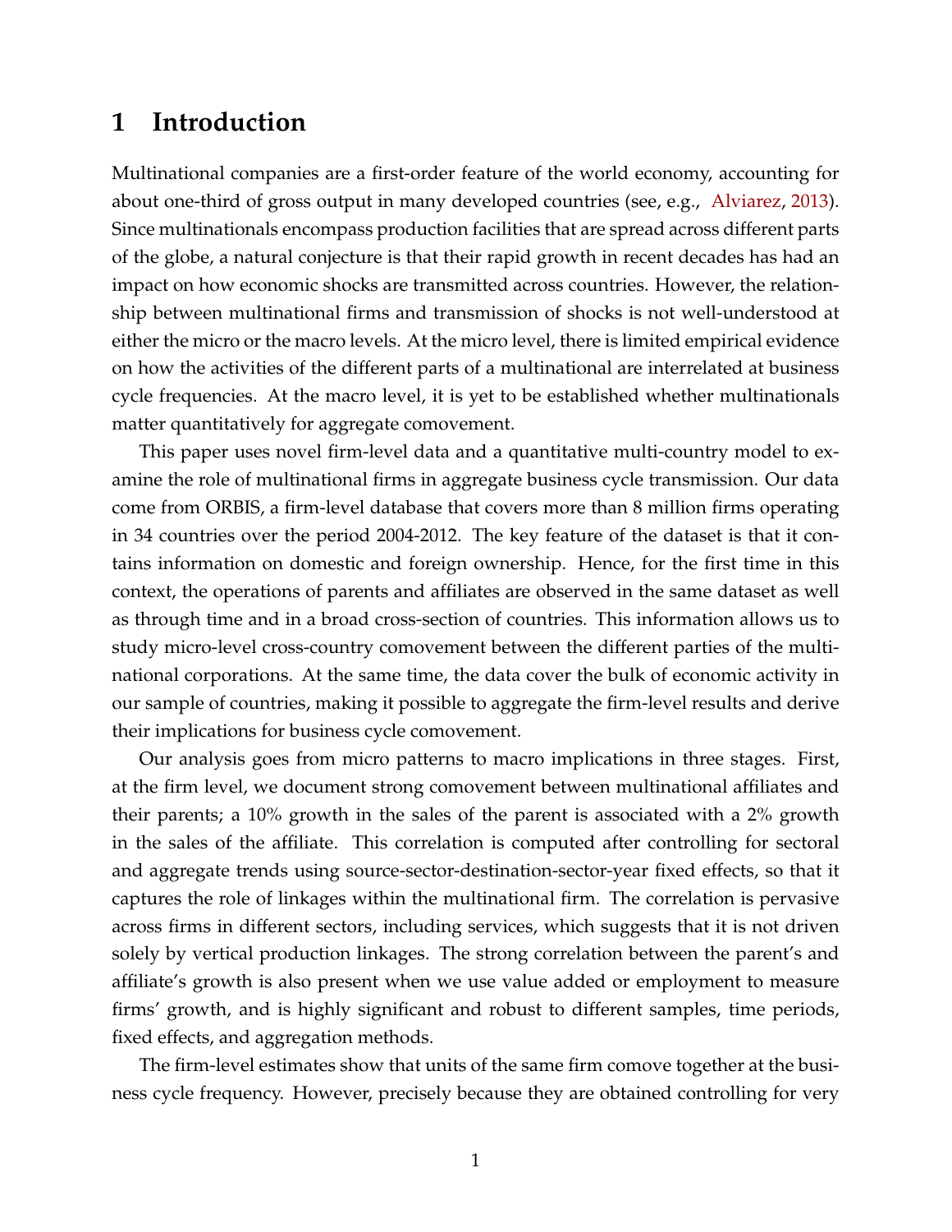# 1 Introduction

Multinational companies are a first-order feature of the world economy, accounting for about one-third of gross output in many developed countries (see, e.g., Alviarez, 2013). Since multinationals encompass production facilities that are spread across different parts of the globe, a natural conjecture is that their rapid growth in recent decades has had an impact on how economic shocks are transmitted across countries. However, the relationship between multinational firms and transmission of shocks is not well-understood at either the micro or the macro levels. At the micro level, there is limited empirical evidence on how the activities of the different parts of a multinational are interrelated at business cycle frequencies. At the macro level, it is yet to be established whether multinationals matter quantitatively for aggregate comovement.

This paper uses novel firm-level data and a quantitative multi-country model to examine the role of multinational firms in aggregate business cycle transmission. Our data come from ORBIS, a firm-level database that covers more than 8 million firms operating in 34 countries over the period 2004-2012. The key feature of the dataset is that it contains information on domestic and foreign ownership. Hence, for the first time in this context, the operations of parents and affiliates are observed in the same dataset as well as through time and in a broad cross-section of countries. This information allows us to study micro-level cross-country comovement between the different parties of the multinational corporations. At the same time, the data cover the bulk of economic activity in our sample of countries, making it possible to aggregate the firm-level results and derive their implications for business cycle comovement.

Our analysis goes from micro patterns to macro implications in three stages. First, at the firm level, we document strong comovement between multinational affiliates and their parents; a 10% growth in the sales of the parent is associated with a 2% growth in the sales of the affiliate. This correlation is computed after controlling for sectoral and aggregate trends using source-sector-destination-sector-year fixed effects, so that it captures the role of linkages within the multinational firm. The correlation is pervasive across firms in different sectors, including services, which suggests that it is not driven solely by vertical production linkages. The strong correlation between the parent's and affiliate's growth is also present when we use value added or employment to measure firms' growth, and is highly significant and robust to different samples, time periods, fixed effects, and aggregation methods.

The firm-level estimates show that units of the same firm comove together at the business cycle frequency. However, precisely because they are obtained controlling for very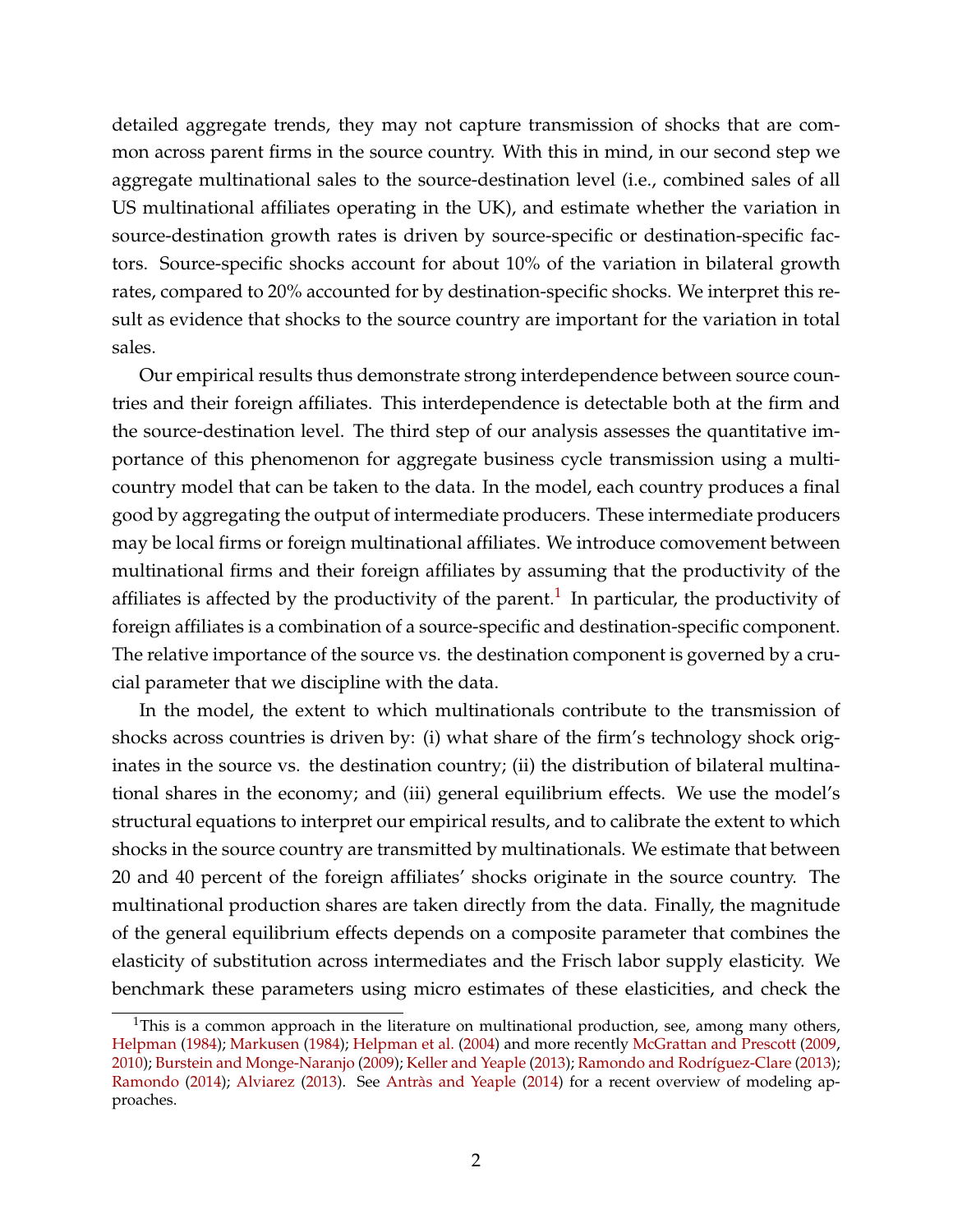detailed aggregate trends, they may not capture transmission of shocks that are common across parent firms in the source country. With this in mind, in our second step we aggregate multinational sales to the source-destination level (i.e., combined sales of all US multinational affiliates operating in the UK), and estimate whether the variation in source-destination growth rates is driven by source-specific or destination-specific factors. Source-specific shocks account for about 10% of the variation in bilateral growth rates, compared to 20% accounted for by destination-specific shocks. We interpret this result as evidence that shocks to the source country are important for the variation in total sales.

Our empirical results thus demonstrate strong interdependence between source countries and their foreign affiliates. This interdependence is detectable both at the firm and the source-destination level. The third step of our analysis assesses the quantitative importance of this phenomenon for aggregate business cycle transmission using a multi-country model that can be taken to the data. In the model, each country produces a final good by aggregating the output of intermediate producers. These intermediate producers may be local firms or foreign multinational affiliates. We introduce comovement between multinational firms and their foreign affiliates by assuming that the productivity of the affiliates is affected by the productivity of the parent.[1] In particular, the productivity of foreign affiliates is a combination of a source-specific and destination-specific component. The relative importance of the source vs. the destination component is governed by a crucial parameter that we discipline with the data.

In the model, the extent to which multinationals contribute to the transmission of shocks across countries is driven by: (i) what share of the firm's technology shock originates in the source vs. the destination country; (ii) the distribution of bilateral multinational shares in the economy; and (iii) general equilibrium effects. We use the model's structural equations to interpret our empirical results, and to calibrate the extent to which shocks in the source country are transmitted by multinationals. We estimate that between 20 and 40 percent of the foreign affiliates' shocks originate in the source country. The multinational production shares are taken directly from the data. Finally, the magnitude of the general equilibrium effects depends on a composite parameter that combines the elasticity of substitution across intermediates and the Frisch labor supply elasticity. We benchmark these parameters using micro estimates of these elasticities, and check the

[1] This is a common approach in the literature on multinational production, see, among many others, Helpman (1984); Markusen (1984); Helpman et al. (2004) and more recently McGrattan and Prescott (2009, 2010); Burstein and Monge-Naranjo (2009); Keller and Yeaple (2013); Ramondo and Rodríguez-Clare (2013); Ramondo (2014); Alviarez (2013). See Antràs and Yeaple (2014) for a recent overview of modeling approaches.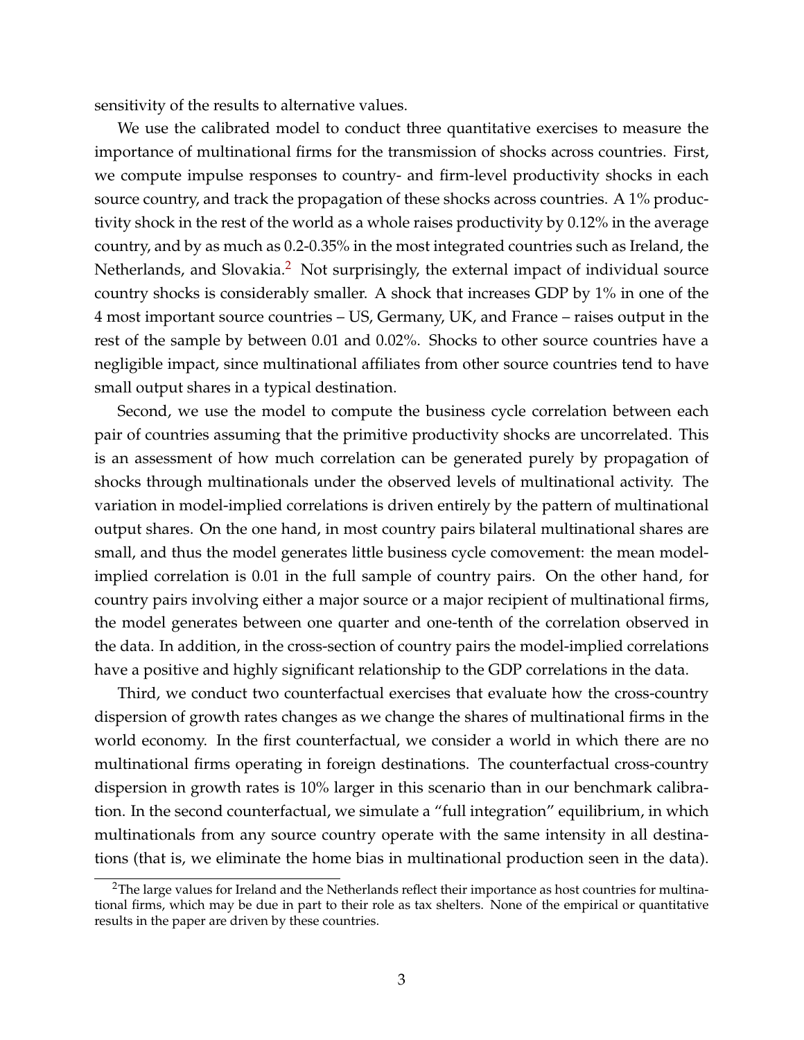sensitivity of the results to alternative values.

We use the calibrated model to conduct three quantitative exercises to measure the importance of multinational firms for the transmission of shocks across countries. First, we compute impulse responses to country- and firm-level productivity shocks in each source country, and track the propagation of these shocks across countries. A 1% productivity shock in the rest of the world as a whole raises productivity by 0.12% in the average country, and by as much as 0.2-0.35% in the most integrated countries such as Ireland, the Netherlands, and Slovakia.[2] Not surprisingly, the external impact of individual source country shocks is considerably smaller. A shock that increases GDP by 1% in one of the 4 most important source countries – US, Germany, UK, and France – raises output in the rest of the sample by between 0.01 and 0.02%. Shocks to other source countries have a negligible impact, since multinational affiliates from other source countries tend to have small output shares in a typical destination.

Second, we use the model to compute the business cycle correlation between each pair of countries assuming that the primitive productivity shocks are uncorrelated. This is an assessment of how much correlation can be generated purely by propagation of shocks through multinationals under the observed levels of multinational activity. The variation in model-implied correlations is driven entirely by the pattern of multinational output shares. On the one hand, in most country pairs bilateral multinational shares are small, and thus the model generates little business cycle comovement: the mean model-implied correlation is 0.01 in the full sample of country pairs. On the other hand, for country pairs involving either a major source or a major recipient of multinational firms, the model generates between one quarter and one-tenth of the correlation observed in the data. In addition, in the cross-section of country pairs the model-implied correlations have a positive and highly significant relationship to the GDP correlations in the data.

Third, we conduct two counterfactual exercises that evaluate how the cross-country dispersion of growth rates changes as we change the shares of multinational firms in the world economy. In the first counterfactual, we consider a world in which there are no multinational firms operating in foreign destinations. The counterfactual cross-country dispersion in growth rates is 10% larger in this scenario than in our benchmark calibration. In the second counterfactual, we simulate a "full integration" equilibrium, in which multinationals from any source country operate with the same intensity in all destinations (that is, we eliminate the home bias in multinational production seen in the data).

[2]The large values for Ireland and the Netherlands reflect their importance as host countries for multinational firms, which may be due in part to their role as tax shelters. None of the empirical or quantitative results in the paper are driven by these countries.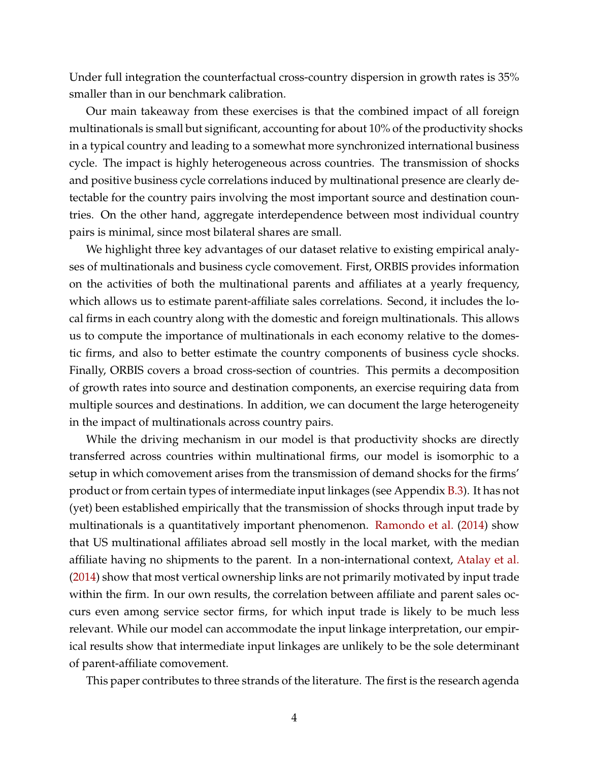Under full integration the counterfactual cross-country dispersion in growth rates is 35% smaller than in our benchmark calibration.

Our main takeaway from these exercises is that the combined impact of all foreign multinationals is small but significant, accounting for about 10% of the productivity shocks in a typical country and leading to a somewhat more synchronized international business cycle. The impact is highly heterogeneous across countries. The transmission of shocks and positive business cycle correlations induced by multinational presence are clearly detectable for the country pairs involving the most important source and destination countries. On the other hand, aggregate interdependence between most individual country pairs is minimal, since most bilateral shares are small.

We highlight three key advantages of our dataset relative to existing empirical analyses of multinationals and business cycle comovement. First, ORBIS provides information on the activities of both the multinational parents and affiliates at a yearly frequency, which allows us to estimate parent-affiliate sales correlations. Second, it includes the local firms in each country along with the domestic and foreign multinationals. This allows us to compute the importance of multinationals in each economy relative to the domestic firms, and also to better estimate the country components of business cycle shocks. Finally, ORBIS covers a broad cross-section of countries. This permits a decomposition of growth rates into source and destination components, an exercise requiring data from multiple sources and destinations. In addition, we can document the large heterogeneity in the impact of multinationals across country pairs.

While the driving mechanism in our model is that productivity shocks are directly transferred across countries within multinational firms, our model is isomorphic to a setup in which comovement arises from the transmission of demand shocks for the firms' product or from certain types of intermediate input linkages (see Appendix B.3). It has not (yet) been established empirically that the transmission of shocks through input trade by multinationals is a quantitatively important phenomenon. Ramondo et al. (2014) show that US multinational affiliates abroad sell mostly in the local market, with the median affiliate having no shipments to the parent. In a non-international context, Atalay et al. (2014) show that most vertical ownership links are not primarily motivated by input trade within the firm. In our own results, the correlation between affiliate and parent sales occurs even among service sector firms, for which input trade is likely to be much less relevant. While our model can accommodate the input linkage interpretation, our empirical results show that intermediate input linkages are unlikely to be the sole determinant of parent-affiliate comovement.

This paper contributes to three strands of the literature. The first is the research agenda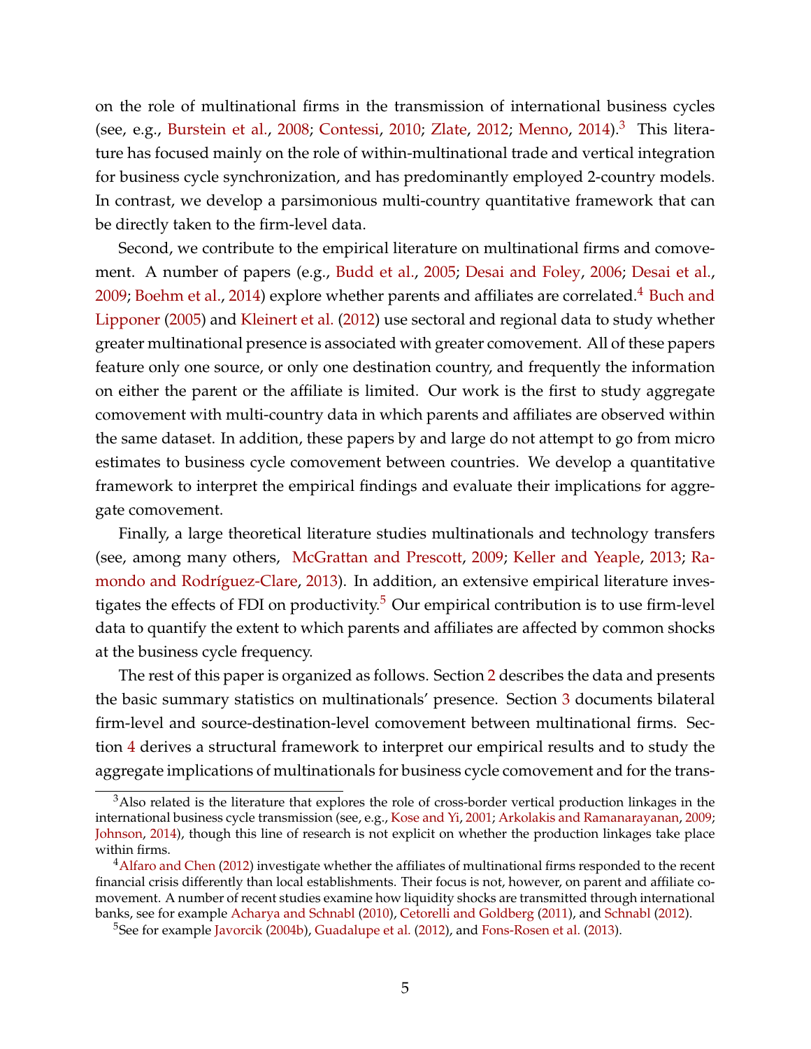on the role of multinational firms in the transmission of international business cycles (see, e.g., Burstein et al., 2008; Contessi, 2010; Zlate, 2012; Menno, 2014).[3] This literature has focused mainly on the role of within-multinational trade and vertical integration for business cycle synchronization, and has predominantly employed 2-country models. In contrast, we develop a parsimonious multi-country quantitative framework that can be directly taken to the firm-level data.

Second, we contribute to the empirical literature on multinational firms and comovement. A number of papers (e.g., Budd et al., 2005; Desai and Foley, 2006; Desai et al., 2009; Boehm et al., 2014) explore whether parents and affiliates are correlated.[4] Buch and Lipponer (2005) and Kleinert et al. (2012) use sectoral and regional data to study whether greater multinational presence is associated with greater comovement. All of these papers feature only one source, or only one destination country, and frequently the information on either the parent or the affiliate is limited. Our work is the first to study aggregate comovement with multi-country data in which parents and affiliates are observed within the same dataset. In addition, these papers by and large do not attempt to go from micro estimates to business cycle comovement between countries. We develop a quantitative framework to interpret the empirical findings and evaluate their implications for aggregate comovement.

Finally, a large theoretical literature studies multinationals and technology transfers (see, among many others, McGrattan and Prescott, 2009; Keller and Yeaple, 2013; Ramondo and Rodríguez-Clare, 2013). In addition, an extensive empirical literature investigates the effects of FDI on productivity.[5] Our empirical contribution is to use firm-level data to quantify the extent to which parents and affiliates are affected by common shocks at the business cycle frequency.

The rest of this paper is organized as follows. Section 2 describes the data and presents the basic summary statistics on multinationals' presence. Section 3 documents bilateral firm-level and source-destination-level comovement between multinational firms. Section 4 derives a structural framework to interpret our empirical results and to study the aggregate implications of multinationals for business cycle comovement and for the trans-

[3] Also related is the literature that explores the role of cross-border vertical production linkages in the international business cycle transmission (see, e.g., Kose and Yi, 2001; Arkolakis and Ramanarayanan, 2009; Johnson, 2014), though this line of research is not explicit on whether the production linkages take place within firms.

[4] Alfaro and Chen (2012) investigate whether the affiliates of multinational firms responded to the recent financial crisis differently than local establishments. Their focus is not, however, on parent and affiliate comovement. A number of recent studies examine how liquidity shocks are transmitted through international banks, see for example Acharya and Schnabl (2010), Cetorelli and Goldberg (2011), and Schnabl (2012).

[5] See for example Javorcik (2004b), Guadalupe et al. (2012), and Fons-Rosen et al. (2013).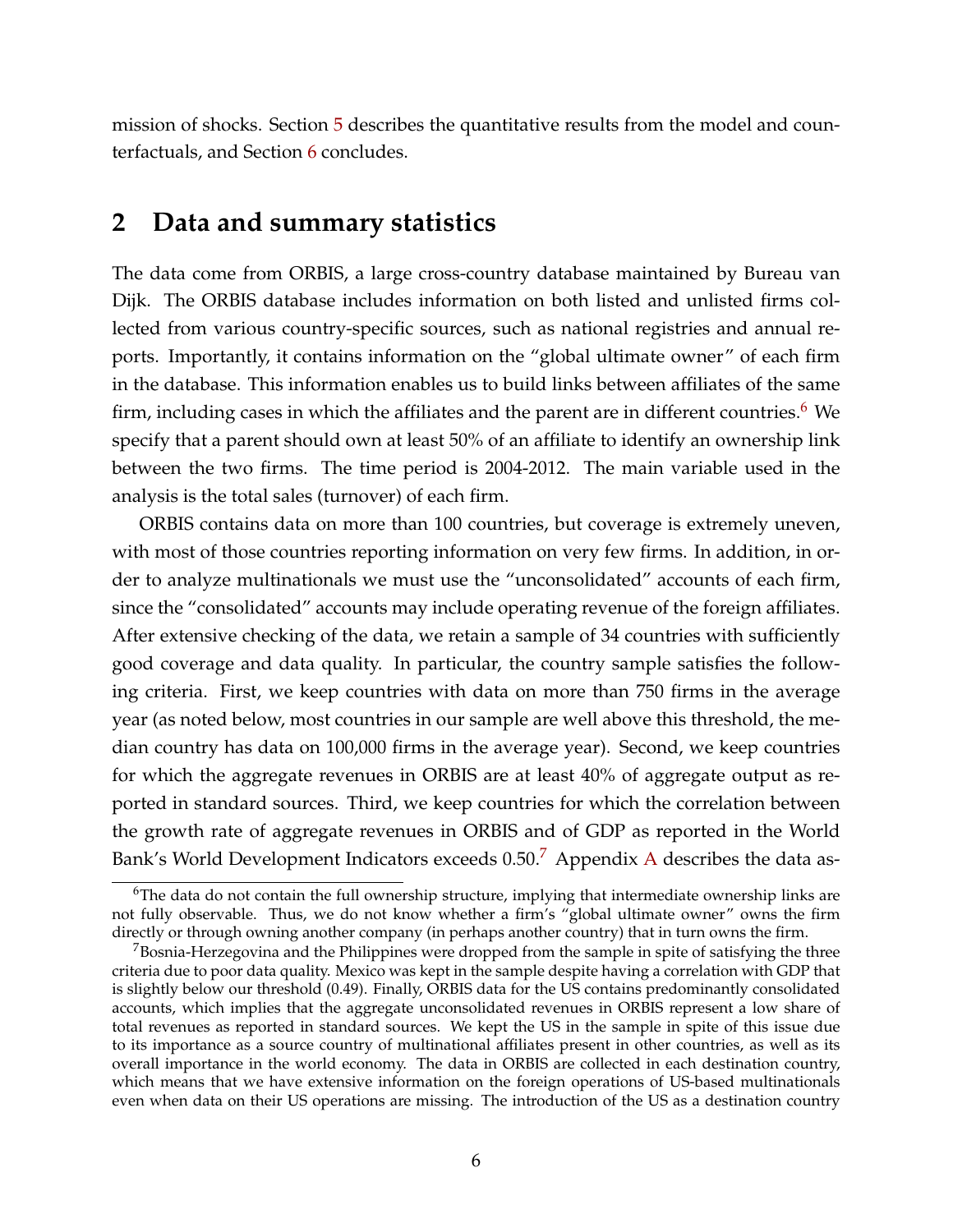mission of shocks. Section 5 describes the quantitative results from the model and counterfactuals, and Section 6 concludes.

## 2 Data and summary statistics

The data come from ORBIS, a large cross-country database maintained by Bureau van Dijk. The ORBIS database includes information on both listed and unlisted firms collected from various country-specific sources, such as national registries and annual reports. Importantly, it contains information on the "global ultimate owner" of each firm in the database. This information enables us to build links between affiliates of the same firm, including cases in which the affiliates and the parent are in different countries.[6] We specify that a parent should own at least 50% of an affiliate to identify an ownership link between the two firms. The time period is 2004-2012. The main variable used in the analysis is the total sales (turnover) of each firm.

ORBIS contains data on more than 100 countries, but coverage is extremely uneven, with most of those countries reporting information on very few firms. In addition, in order to analyze multinationals we must use the "unconsolidated" accounts of each firm, since the "consolidated" accounts may include operating revenue of the foreign affiliates. After extensive checking of the data, we retain a sample of 34 countries with sufficiently good coverage and data quality. In particular, the country sample satisfies the following criteria. First, we keep countries with data on more than 750 firms in the average year (as noted below, most countries in our sample are well above this threshold, the median country has data on 100,000 firms in the average year). Second, we keep countries for which the aggregate revenues in ORBIS are at least 40% of aggregate output as reported in standard sources. Third, we keep countries for which the correlation between the growth rate of aggregate revenues in ORBIS and of GDP as reported in the World Bank's World Development Indicators exceeds 0.50.[7] Appendix A describes the data as-

[6] The data do not contain the full ownership structure, implying that intermediate ownership links are not fully observable. Thus, we do not know whether a firm's "global ultimate owner" owns the firm directly or through owning another company (in perhaps another country) that in turn owns the firm.

[7] Bosnia-Herzegovina and the Philippines were dropped from the sample in spite of satisfying the three criteria due to poor data quality. Mexico was kept in the sample despite having a correlation with GDP that is slightly below our threshold (0.49). Finally, ORBIS data for the US contains predominantly consolidated accounts, which implies that the aggregate unconsolidated revenues in ORBIS represent a low share of total revenues as reported in standard sources. We kept the US in the sample in spite of this issue due to its importance as a source country of multinational affiliates present in other countries, as well as its overall importance in the world economy. The data in ORBIS are collected in each destination country, which means that we have extensive information on the foreign operations of US-based multinationals even when data on their US operations are missing. The introduction of the US as a destination country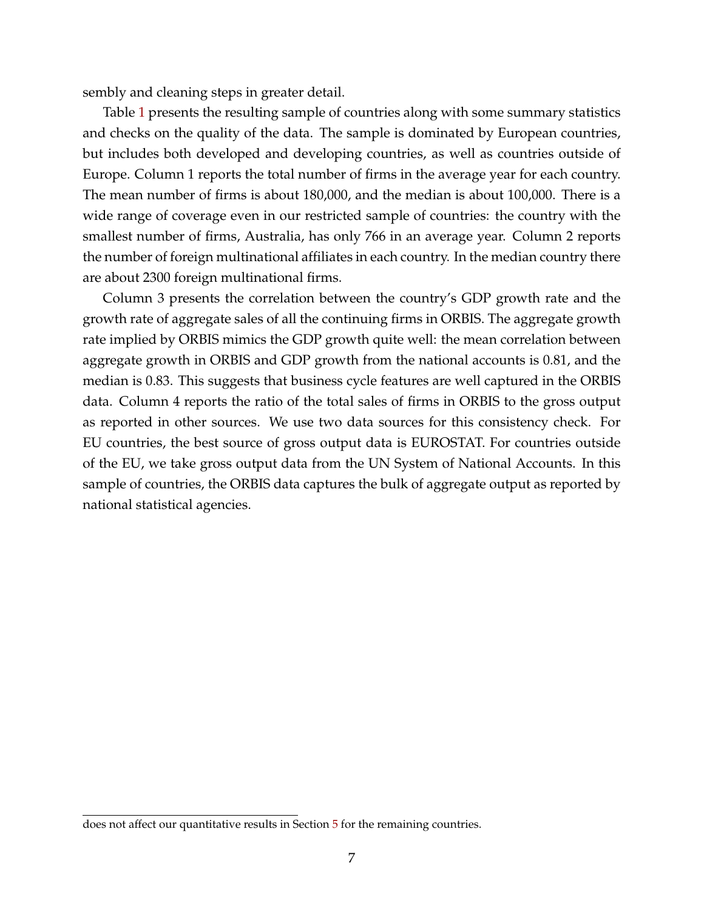sembly and cleaning steps in greater detail.

Table 1 presents the resulting sample of countries along with some summary statistics and checks on the quality of the data. The sample is dominated by European countries, but includes both developed and developing countries, as well as countries outside of Europe. Column 1 reports the total number of firms in the average year for each country. The mean number of firms is about 180,000, and the median is about 100,000. There is a wide range of coverage even in our restricted sample of countries: the country with the smallest number of firms, Australia, has only 766 in an average year. Column 2 reports the number of foreign multinational affiliates in each country. In the median country there are about 2300 foreign multinational firms.

Column 3 presents the correlation between the country's GDP growth rate and the growth rate of aggregate sales of all the continuing firms in ORBIS. The aggregate growth rate implied by ORBIS mimics the GDP growth quite well: the mean correlation between aggregate growth in ORBIS and GDP growth from the national accounts is 0.81, and the median is 0.83. This suggests that business cycle features are well captured in the ORBIS data. Column 4 reports the ratio of the total sales of firms in ORBIS to the gross output as reported in other sources. We use two data sources for this consistency check. For EU countries, the best source of gross output data is EUROSTAT. For countries outside of the EU, we take gross output data from the UN System of National Accounts. In this sample of countries, the ORBIS data captures the bulk of aggregate output as reported by national statistical agencies.

does not affect our quantitative results in Section 5 for the remaining countries.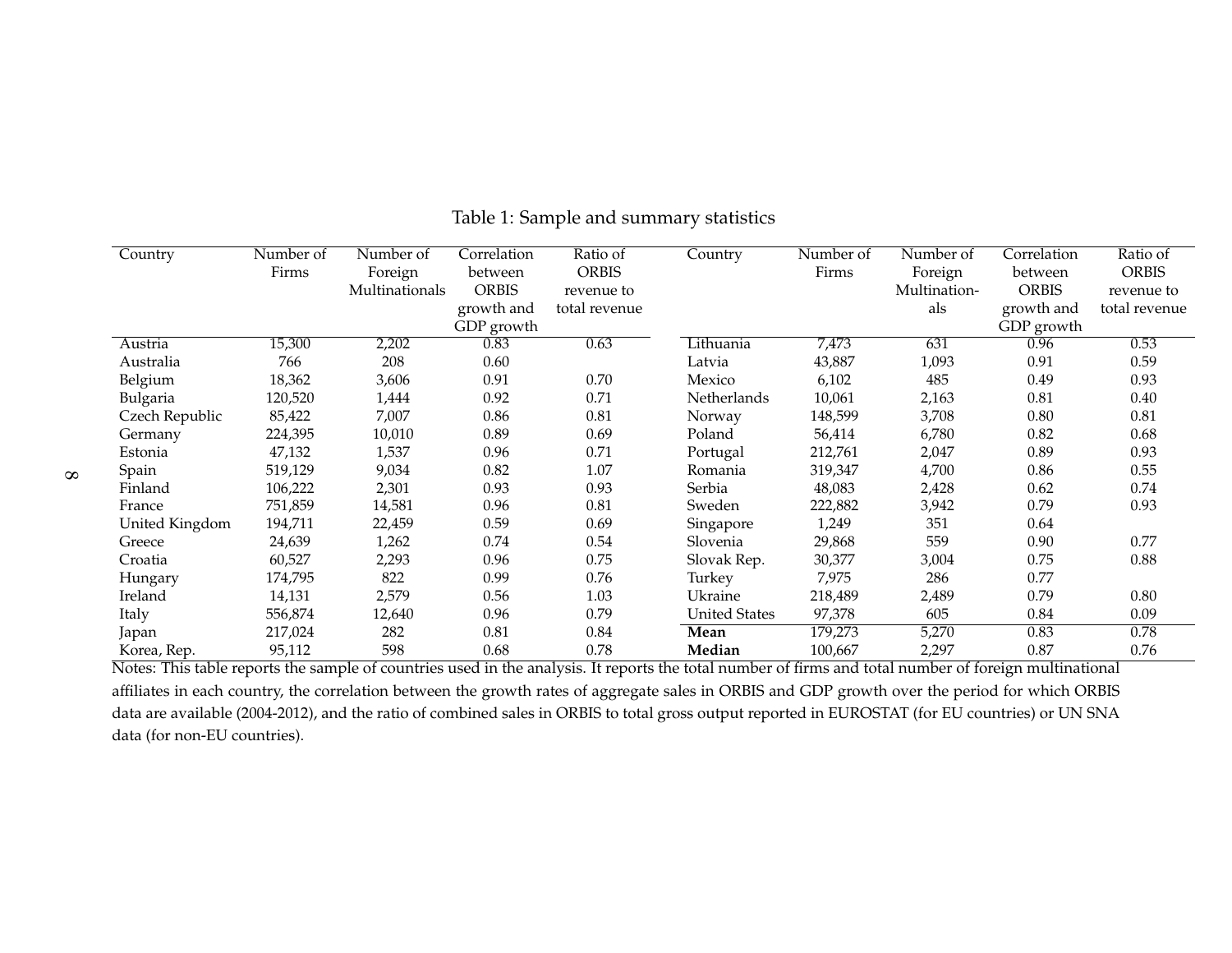Table 1: Sample and summary statistics

| Country | Number of Firms | Number of Foreign Multinationals | Correlation between ORBIS growth and GDP growth | Ratio of ORBIS revenue to total revenue | Country | Number of Firms | Number of Foreign Multinationals | Correlation between ORBIS growth and GDP growth | Ratio of ORBIS revenue to total revenue |
|---|---|---|---|---|---|---|---|---|---|
| Austria | 15,300 | 2,202 | 0.83 | 0.63 | Lithuania | 7,473 | 631 | 0.96 | 0.53 |
| Australia | 766 | 208 | 0.60 | | Latvia | 43,887 | 1,093 | 0.91 | 0.59 |
| Belgium | 18,362 | 3,606 | 0.91 | 0.70 | Mexico | 6,102 | 485 | 0.49 | 0.93 |
| Bulgaria | 120,520 | 1,444 | 0.92 | 0.71 | Netherlands | 10,061 | 2,163 | 0.81 | 0.40 |
| Czech Republic | 85,422 | 7,007 | 0.86 | 0.81 | Norway | 148,599 | 3,708 | 0.80 | 0.81 |
| Germany | 224,395 | 10,010 | 0.89 | 0.69 | Poland | 56,414 | 6,780 | 0.82 | 0.68 |
| Estonia | 47,132 | 1,537 | 0.96 | 0.71 | Portugal | 212,761 | 2,047 | 0.89 | 0.93 |
| Spain | 519,129 | 9,034 | 0.82 | 1.07 | Romania | 319,347 | 4,700 | 0.86 | 0.55 |
| Finland | 106,222 | 2,301 | 0.93 | 0.93 | Serbia | 48,083 | 2,428 | 0.62 | 0.74 |
| France | 751,859 | 14,581 | 0.96 | 0.81 | Sweden | 222,882 | 3,942 | 0.79 | 0.93 |
| United Kingdom | 194,711 | 22,459 | 0.59 | 0.69 | Singapore | 1,249 | 351 | 0.64 | |
| Greece | 24,639 | 1,262 | 0.74 | 0.54 | Slovenia | 29,868 | 559 | 0.90 | 0.77 |
| Croatia | 60,527 | 2,293 | 0.96 | 0.75 | Slovak Rep. | 30,377 | 3,004 | 0.75 | 0.88 |
| Hungary | 174,795 | 822 | 0.99 | 0.76 | Turkey | 7,975 | 286 | 0.77 | |
| Ireland | 14,131 | 2,579 | 0.56 | 1.03 | Ukraine | 218,489 | 2,489 | 0.79 | 0.80 |
| Italy | 556,874 | 12,640 | 0.96 | 0.79 | United States | 97,378 | 605 | 0.84 | 0.09 |
| Japan | 217,024 | 282 | 0.81 | 0.84 | **Mean** | 179,273 | 5,270 | 0.83 | 0.78 |
| Korea, Rep. | 95,112 | 598 | 0.68 | 0.78 | **Median** | 100,667 | 2,297 | 0.87 | 0.76 |

Notes: This table reports the sample of countries used in the analysis. It reports the total number of firms and total number of foreign multinational affiliates in each country, the correlation between the growth rates of aggregate sales in ORBIS and GDP growth over the period for which ORBIS data are available (2004-2012), and the ratio of combined sales in ORBIS to total gross output reported in EUROSTAT (for EU countries) or UN SNA data (for non-EU countries).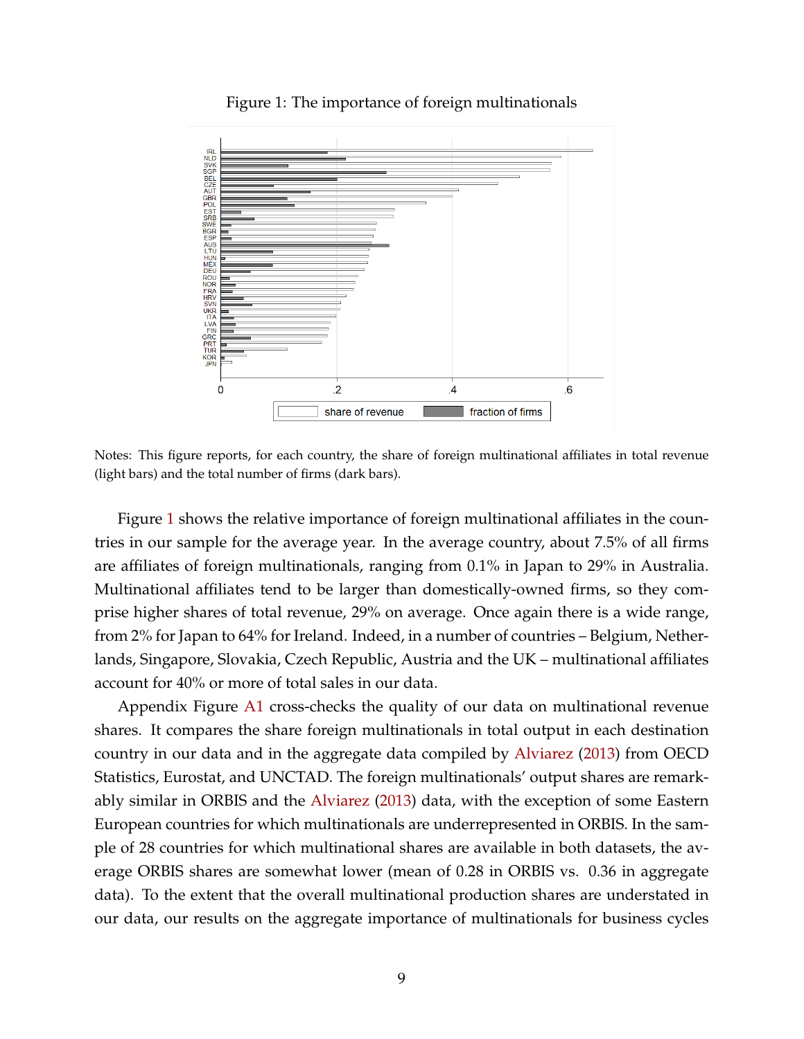Figure 1: The importance of foreign multinationals

Notes: This figure reports, for each country, the share of foreign multinational affiliates in total revenue (light bars) and the total number of firms (dark bars).

Figure 1 shows the relative importance of foreign multinational affiliates in the countries in our sample for the average year. In the average country, about 7.5% of all firms are affiliates of foreign multinationals, ranging from 0.1% in Japan to 29% in Australia. Multinational affiliates tend to be larger than domestically-owned firms, so they comprise higher shares of total revenue, 29% on average. Once again there is a wide range, from 2% for Japan to 64% for Ireland. Indeed, in a number of countries – Belgium, Netherlands, Singapore, Slovakia, Czech Republic, Austria and the UK – multinational affiliates account for 40% or more of total sales in our data.

Appendix Figure A1 cross-checks the quality of our data on multinational revenue shares. It compares the share foreign multinationals in total output in each destination country in our data and in the aggregate data compiled by Alviarez (2013) from OECD Statistics, Eurostat, and UNCTAD. The foreign multinationals' output shares are remarkably similar in ORBIS and the Alviarez (2013) data, with the exception of some Eastern European countries for which multinationals are underrepresented in ORBIS. In the sample of 28 countries for which multinational shares are available in both datasets, the average ORBIS shares are somewhat lower (mean of 0.28 in ORBIS vs. 0.36 in aggregate data). To the extent that the overall multinational production shares are understated in our data, our results on the aggregate importance of multinationals for business cycles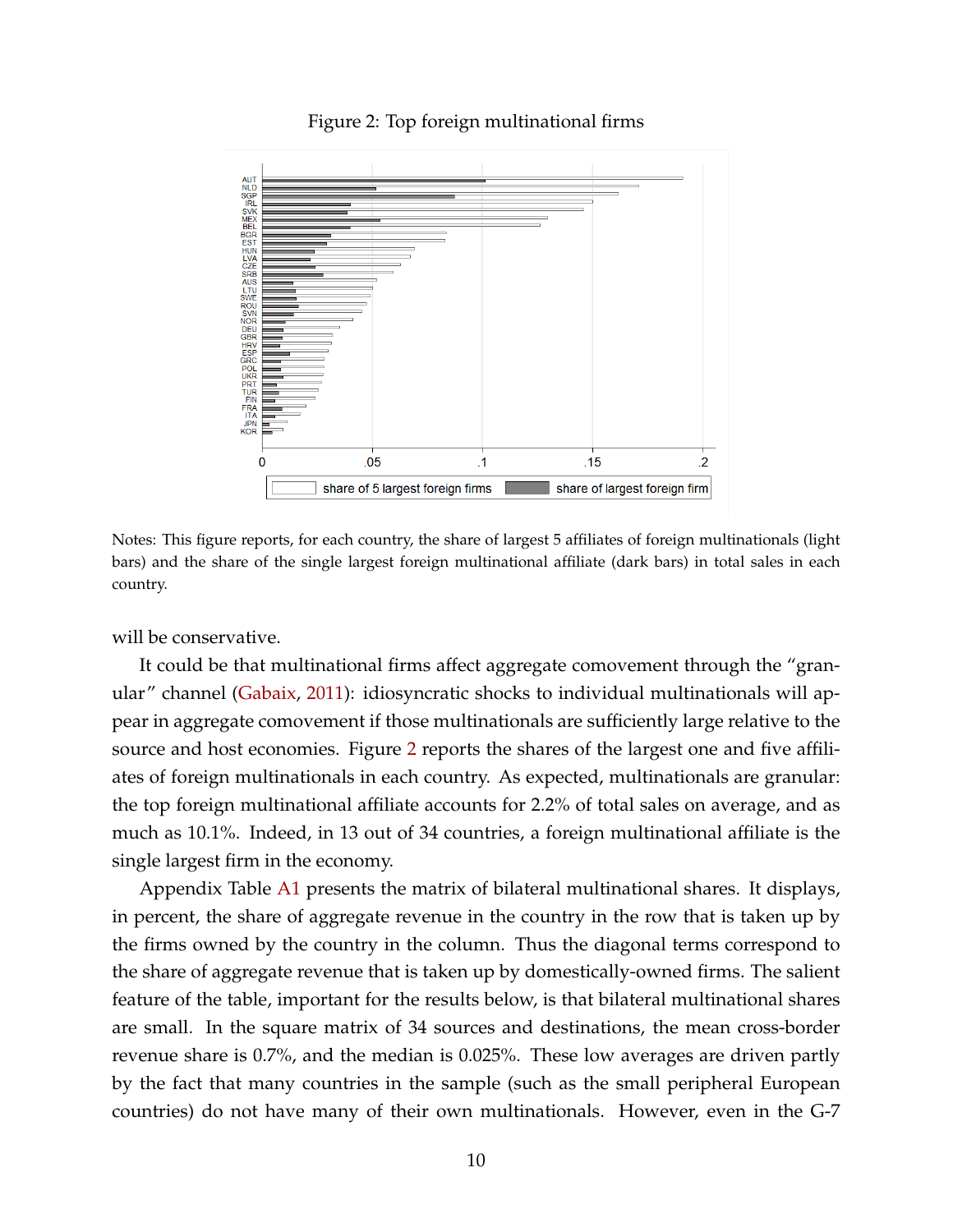Figure 2: Top foreign multinational firms

Notes: This figure reports, for each country, the share of largest 5 affiliates of foreign multinationals (light bars) and the share of the single largest foreign multinational affiliate (dark bars) in total sales in each country.

will be conservative.

It could be that multinational firms affect aggregate comovement through the "granular" channel (Gabaix, 2011): idiosyncratic shocks to individual multinationals will appear in aggregate comovement if those multinationals are sufficiently large relative to the source and host economies. Figure 2 reports the shares of the largest one and five affiliates of foreign multinationals in each country. As expected, multinationals are granular: the top foreign multinational affiliate accounts for 2.2% of total sales on average, and as much as 10.1%. Indeed, in 13 out of 34 countries, a foreign multinational affiliate is the single largest firm in the economy.

Appendix Table A1 presents the matrix of bilateral multinational shares. It displays, in percent, the share of aggregate revenue in the country in the row that is taken up by the firms owned by the country in the column. Thus the diagonal terms correspond to the share of aggregate revenue that is taken up by domestically-owned firms. The salient feature of the table, important for the results below, is that bilateral multinational shares are small. In the square matrix of 34 sources and destinations, the mean cross-border revenue share is 0.7%, and the median is 0.025%. These low averages are driven partly by the fact that many countries in the sample (such as the small peripheral European countries) do not have many of their own multinationals. However, even in the G-7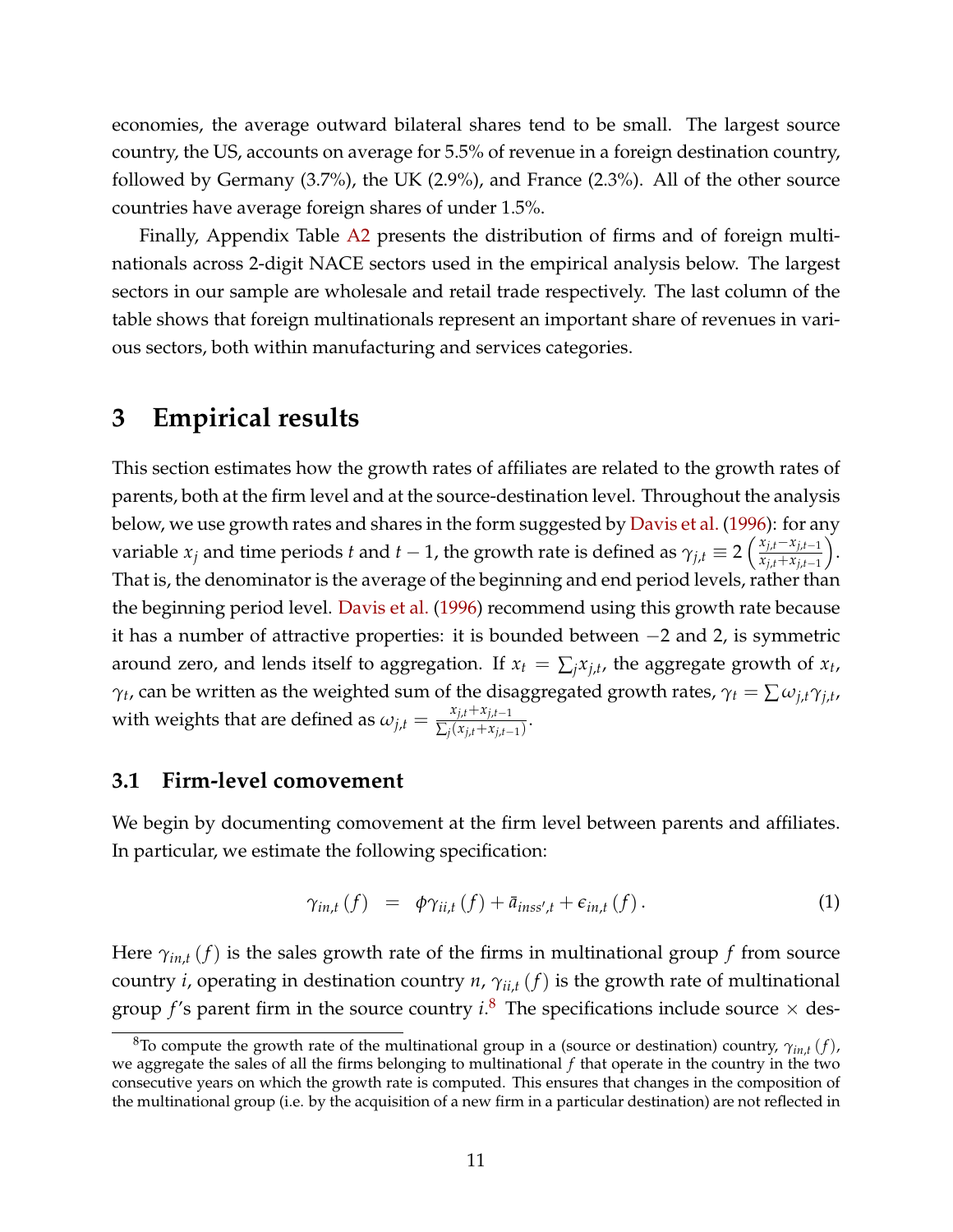economies, the average outward bilateral shares tend to be small. The largest source country, the US, accounts on average for 5.5% of revenue in a foreign destination country, followed by Germany (3.7%), the UK (2.9%), and France (2.3%). All of the other source countries have average foreign shares of under 1.5%.

Finally, Appendix Table A2 presents the distribution of firms and of foreign multinationals across 2-digit NACE sectors used in the empirical analysis below. The largest sectors in our sample are wholesale and retail trade respectively. The last column of the table shows that foreign multinationals represent an important share of revenues in various sectors, both within manufacturing and services categories.

# 3 Empirical results

This section estimates how the growth rates of affiliates are related to the growth rates of parents, both at the firm level and at the source-destination level. Throughout the analysis below, we use growth rates and shares in the form suggested by Davis et al. (1996): for any variable $x_j$ and time periods $t$ and $t-1$, the growth rate is defined as $\gamma_{j,t} \equiv 2\left(\frac{x_{j,t}-x_{j,t-1}}{x_{j,t}+x_{j,t-1}}\right)$. That is, the denominator is the average of the beginning and end period levels, rather than the beginning period level. Davis et al. (1996) recommend using this growth rate because it has a number of attractive properties: it is bounded between $-2$ and 2, is symmetric around zero, and lends itself to aggregation. If $x_t = \sum_j x_{j,t}$, the aggregate growth of $x_t$, $\gamma_t$, can be written as the weighted sum of the disaggregated growth rates, $\gamma_t = \sum \omega_{j,t}\gamma_{j,t}$, with weights that are defined as $\omega_{j,t} = \frac{x_{j,t}+x_{j,t-1}}{\sum_j (x_{j,t}+x_{j,t-1})}$.

## 3.1 Firm-level comovement

We begin by documenting comovement at the firm level between parents and affiliates. In particular, we estimate the following specification:

$$\gamma_{in,t}(f) \quad = \quad \phi\gamma_{ii,t}(f) + \bar{a}_{inss',t} + \epsilon_{in,t}(f). \tag{1}$$

Here $\gamma_{in,t}(f)$ is the sales growth rate of the firms in multinational group $f$ from source country $i$, operating in destination country $n$, $\gamma_{ii,t}(f)$ is the growth rate of multinational group $f$'s parent firm in the source country $i$.[8] The specifications include source × des-

[8] To compute the growth rate of the multinational group in a (source or destination) country, $\gamma_{in,t}(f)$, we aggregate the sales of all the firms belonging to multinational $f$ that operate in the country in the two consecutive years on which the growth rate is computed. This ensures that changes in the composition of the multinational group (i.e. by the acquisition of a new firm in a particular destination) are not reflected in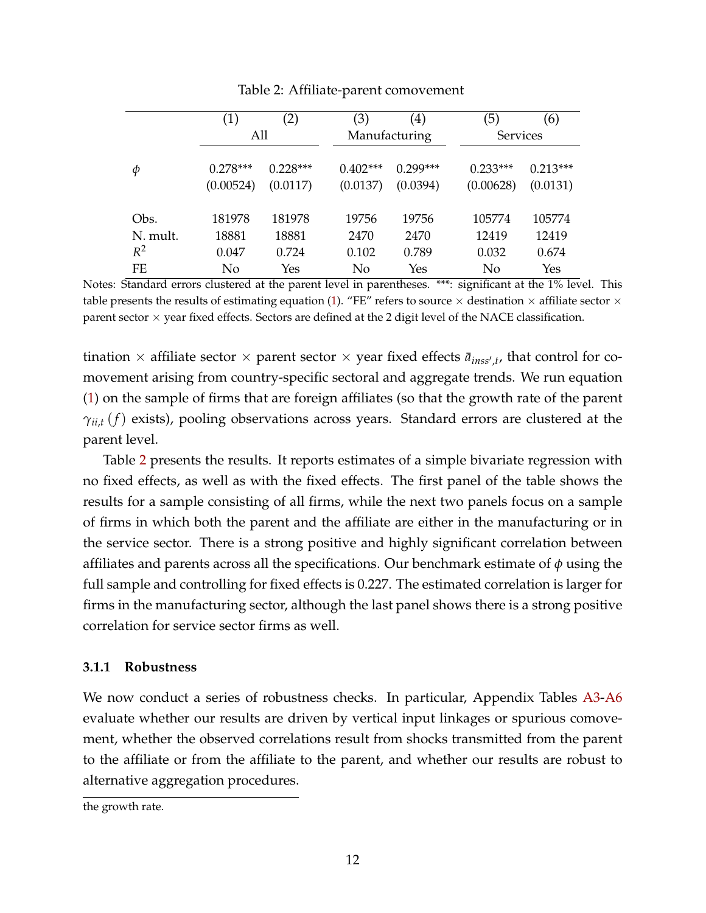Table 2: Affiliate-parent comovement

| | (1) | (2) | (3) | (4) | (5) | (6) |
|---|---|---|---|---|---|---|
| | All | | Manufacturing | | Services | |
| $\phi$ | 0.278*** | 0.228*** | 0.402*** | 0.299*** | 0.233*** | 0.213*** |
| | (0.00524) | (0.0117) | (0.0137) | (0.0394) | (0.00628) | (0.0131) |
| Obs. | 181978 | 181978 | 19756 | 19756 | 105774 | 105774 |
| N. mult. | 18881 | 18881 | 2470 | 2470 | 12419 | 12419 |
| $R^2$ | 0.047 | 0.724 | 0.102 | 0.789 | 0.032 | 0.674 |
| FE | No | Yes | No | Yes | No | Yes |

Notes: Standard errors clustered at the parent level in parentheses. ***: significant at the 1% level. This table presents the results of estimating equation (1). "FE" refers to source × destination × affiliate sector × parent sector × year fixed effects. Sectors are defined at the 2 digit level of the NACE classification.

tination × affiliate sector × parent sector × year fixed effects $\bar{a}_{inss',t}$, that control for comovement arising from country-specific sectoral and aggregate trends. We run equation (1) on the sample of firms that are foreign affiliates (so that the growth rate of the parent $\gamma_{ii,t}(f)$ exists), pooling observations across years. Standard errors are clustered at the parent level.

Table 2 presents the results. It reports estimates of a simple bivariate regression with no fixed effects, as well as with the fixed effects. The first panel of the table shows the results for a sample consisting of all firms, while the next two panels focus on a sample of firms in which both the parent and the affiliate are either in the manufacturing or in the service sector. There is a strong positive and highly significant correlation between affiliates and parents across all the specifications. Our benchmark estimate of $\phi$ using the full sample and controlling for fixed effects is 0.227. The estimated correlation is larger for firms in the manufacturing sector, although the last panel shows there is a strong positive correlation for service sector firms as well.

### 3.1.1 Robustness

We now conduct a series of robustness checks. In particular, Appendix Tables A3-A6 evaluate whether our results are driven by vertical input linkages or spurious comovement, whether the observed correlations result from shocks transmitted from the parent to the affiliate or from the affiliate to the parent, and whether our results are robust to alternative aggregation procedures.

the growth rate.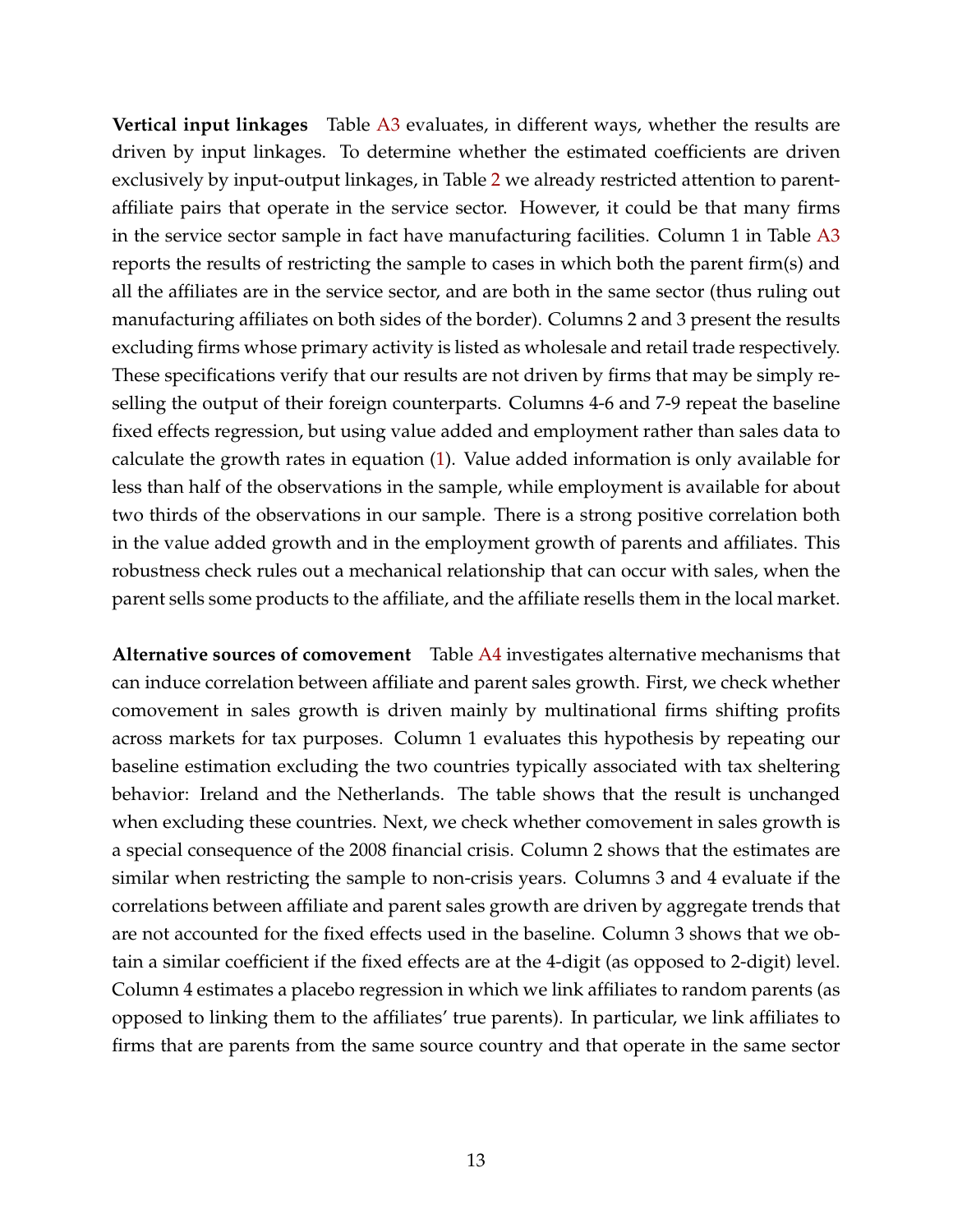**Vertical input linkages** Table A3 evaluates, in different ways, whether the results are driven by input linkages. To determine whether the estimated coefficients are driven exclusively by input-output linkages, in Table 2 we already restricted attention to parent-affiliate pairs that operate in the service sector. However, it could be that many firms in the service sector sample in fact have manufacturing facilities. Column 1 in Table A3 reports the results of restricting the sample to cases in which both the parent firm(s) and all the affiliates are in the service sector, and are both in the same sector (thus ruling out manufacturing affiliates on both sides of the border). Columns 2 and 3 present the results excluding firms whose primary activity is listed as wholesale and retail trade respectively. These specifications verify that our results are not driven by firms that may be simply re-selling the output of their foreign counterparts. Columns 4-6 and 7-9 repeat the baseline fixed effects regression, but using value added and employment rather than sales data to calculate the growth rates in equation (1). Value added information is only available for less than half of the observations in the sample, while employment is available for about two thirds of the observations in our sample. There is a strong positive correlation both in the value added growth and in the employment growth of parents and affiliates. This robustness check rules out a mechanical relationship that can occur with sales, when the parent sells some products to the affiliate, and the affiliate resells them in the local market.

**Alternative sources of comovement** Table A4 investigates alternative mechanisms that can induce correlation between affiliate and parent sales growth. First, we check whether comovement in sales growth is driven mainly by multinational firms shifting profits across markets for tax purposes. Column 1 evaluates this hypothesis by repeating our baseline estimation excluding the two countries typically associated with tax sheltering behavior: Ireland and the Netherlands. The table shows that the result is unchanged when excluding these countries. Next, we check whether comovement in sales growth is a special consequence of the 2008 financial crisis. Column 2 shows that the estimates are similar when restricting the sample to non-crisis years. Columns 3 and 4 evaluate if the correlations between affiliate and parent sales growth are driven by aggregate trends that are not accounted for the fixed effects used in the baseline. Column 3 shows that we obtain a similar coefficient if the fixed effects are at the 4-digit (as opposed to 2-digit) level. Column 4 estimates a placebo regression in which we link affiliates to random parents (as opposed to linking them to the affiliates' true parents). In particular, we link affiliates to firms that are parents from the same source country and that operate in the same sector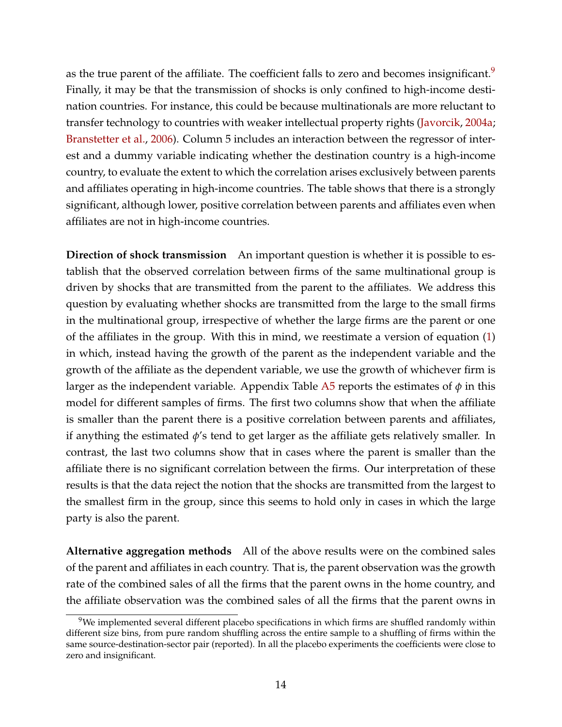as the true parent of the affiliate. The coefficient falls to zero and becomes insignificant.[9] Finally, it may be that the transmission of shocks is only confined to high-income destination countries. For instance, this could be because multinationals are more reluctant to transfer technology to countries with weaker intellectual property rights (Javorcik, 2004a; Branstetter et al., 2006). Column 5 includes an interaction between the regressor of interest and a dummy variable indicating whether the destination country is a high-income country, to evaluate the extent to which the correlation arises exclusively between parents and affiliates operating in high-income countries. The table shows that there is a strongly significant, although lower, positive correlation between parents and affiliates even when affiliates are not in high-income countries.

**Direction of shock transmission** An important question is whether it is possible to establish that the observed correlation between firms of the same multinational group is driven by shocks that are transmitted from the parent to the affiliates. We address this question by evaluating whether shocks are transmitted from the large to the small firms in the multinational group, irrespective of whether the large firms are the parent or one of the affiliates in the group. With this in mind, we reestimate a version of equation (1) in which, instead having the growth of the parent as the independent variable and the growth of the affiliate as the dependent variable, we use the growth of whichever firm is larger as the independent variable. Appendix Table A5 reports the estimates of $\phi$ in this model for different samples of firms. The first two columns show that when the affiliate is smaller than the parent there is a positive correlation between parents and affiliates, if anything the estimated $\phi$'s tend to get larger as the affiliate gets relatively smaller. In contrast, the last two columns show that in cases where the parent is smaller than the affiliate there is no significant correlation between the firms. Our interpretation of these results is that the data reject the notion that the shocks are transmitted from the largest to the smallest firm in the group, since this seems to hold only in cases in which the large party is also the parent.

**Alternative aggregation methods** All of the above results were on the combined sales of the parent and affiliates in each country. That is, the parent observation was the growth rate of the combined sales of all the firms that the parent owns in the home country, and the affiliate observation was the combined sales of all the firms that the parent owns in

[9] We implemented several different placebo specifications in which firms are shuffled randomly within different size bins, from pure random shuffling across the entire sample to a shuffling of firms within the same source-destination-sector pair (reported). In all the placebo experiments the coefficients were close to zero and insignificant.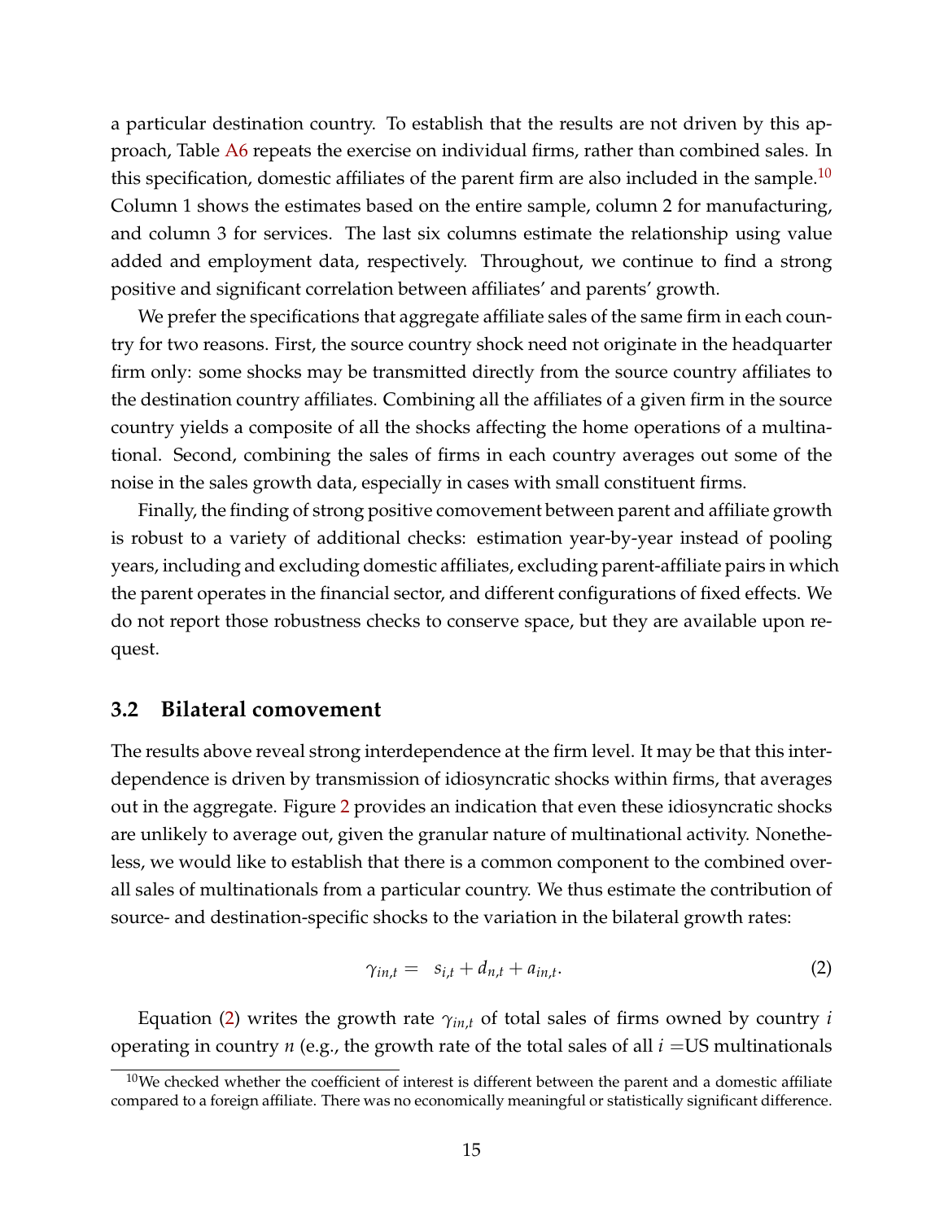a particular destination country. To establish that the results are not driven by this approach, Table A6 repeats the exercise on individual firms, rather than combined sales. In this specification, domestic affiliates of the parent firm are also included in the sample.[10] Column 1 shows the estimates based on the entire sample, column 2 for manufacturing, and column 3 for services. The last six columns estimate the relationship using value added and employment data, respectively. Throughout, we continue to find a strong positive and significant correlation between affiliates' and parents' growth.

We prefer the specifications that aggregate affiliate sales of the same firm in each country for two reasons. First, the source country shock need not originate in the headquarter firm only: some shocks may be transmitted directly from the source country affiliates to the destination country affiliates. Combining all the affiliates of a given firm in the source country yields a composite of all the shocks affecting the home operations of a multinational. Second, combining the sales of firms in each country averages out some of the noise in the sales growth data, especially in cases with small constituent firms.

Finally, the finding of strong positive comovement between parent and affiliate growth is robust to a variety of additional checks: estimation year-by-year instead of pooling years, including and excluding domestic affiliates, excluding parent-affiliate pairs in which the parent operates in the financial sector, and different configurations of fixed effects. We do not report those robustness checks to conserve space, but they are available upon request.

## 3.2 Bilateral comovement

The results above reveal strong interdependence at the firm level. It may be that this interdependence is driven by transmission of idiosyncratic shocks within firms, that averages out in the aggregate. Figure 2 provides an indication that even these idiosyncratic shocks are unlikely to average out, given the granular nature of multinational activity. Nonetheless, we would like to establish that there is a common component to the combined overall sales of multinationals from a particular country. We thus estimate the contribution of source- and destination-specific shocks to the variation in the bilateral growth rates:

$$\gamma_{in,t} = s_{i,t} + d_{n,t} + a_{in,t}. \tag{2}$$

Equation (2) writes the growth rate $\gamma_{in,t}$ of total sales of firms owned by country $i$ operating in country $n$ (e.g., the growth rate of the total sales of all $i$ =US multinationals

[10] We checked whether the coefficient of interest is different between the parent and a domestic affiliate compared to a foreign affiliate. There was no economically meaningful or statistically significant difference.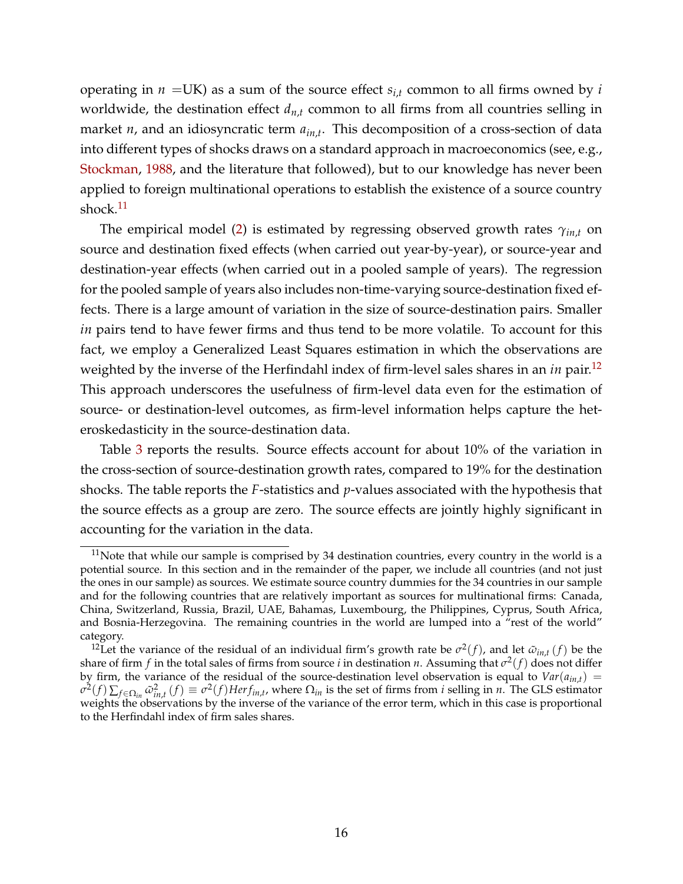operating in $n$ =UK) as a sum of the source effect $s_{i,t}$ common to all firms owned by $i$ worldwide, the destination effect $d_{n,t}$ common to all firms from all countries selling in market $n$, and an idiosyncratic term $a_{in,t}$. This decomposition of a cross-section of data into different types of shocks draws on a standard approach in macroeconomics (see, e.g., Stockman, 1988, and the literature that followed), but to our knowledge has never been applied to foreign multinational operations to establish the existence of a source country shock.[11]

The empirical model (2) is estimated by regressing observed growth rates $\gamma_{in,t}$ on source and destination fixed effects (when carried out year-by-year), or source-year and destination-year effects (when carried out in a pooled sample of years). The regression for the pooled sample of years also includes non-time-varying source-destination fixed effects. There is a large amount of variation in the size of source-destination pairs. Smaller $in$ pairs tend to have fewer firms and thus tend to be more volatile. To account for this fact, we employ a Generalized Least Squares estimation in which the observations are weighted by the inverse of the Herfindahl index of firm-level sales shares in an $in$ pair.[12] This approach underscores the usefulness of firm-level data even for the estimation of source- or destination-level outcomes, as firm-level information helps capture the heteroskedasticity in the source-destination data.

Table 3 reports the results. Source effects account for about 10% of the variation in the cross-section of source-destination growth rates, compared to 19% for the destination shocks. The table reports the $F$-statistics and $p$-values associated with the hypothesis that the source effects as a group are zero. The source effects are jointly highly significant in accounting for the variation in the data.

---

[11] Note that while our sample is comprised by 34 destination countries, every country in the world is a potential source. In this section and in the remainder of the paper, we include all countries (and not just the ones in our sample) as sources. We estimate source country dummies for the 34 countries in our sample and for the following countries that are relatively important as sources for multinational firms: Canada, China, Switzerland, Russia, Brazil, UAE, Bahamas, Luxembourg, the Philippines, Cyprus, South Africa, and Bosnia-Herzegovina. The remaining countries in the world are lumped into a "rest of the world" category.

[12] Let the variance of the residual of an individual firm's growth rate be $\sigma^2(f)$, and let $\tilde{\omega}_{in,t}(f)$ be the share of firm $f$ in the total sales of firms from source $i$ in destination $n$. Assuming that $\sigma^2(f)$ does not differ by firm, the variance of the residual of the source-destination level observation is equal to $Var(a_{in,t}) = \sigma^2(f)\sum_{f\in\Omega_{in}}\tilde{\omega}^2_{in,t}(f) \equiv \sigma^2(f)Herf_{in,t}$, where $\Omega_{in}$ is the set of firms from $i$ selling in $n$. The GLS estimator weights the observations by the inverse of the variance of the error term, which in this case is proportional to the Herfindahl index of firm sales shares.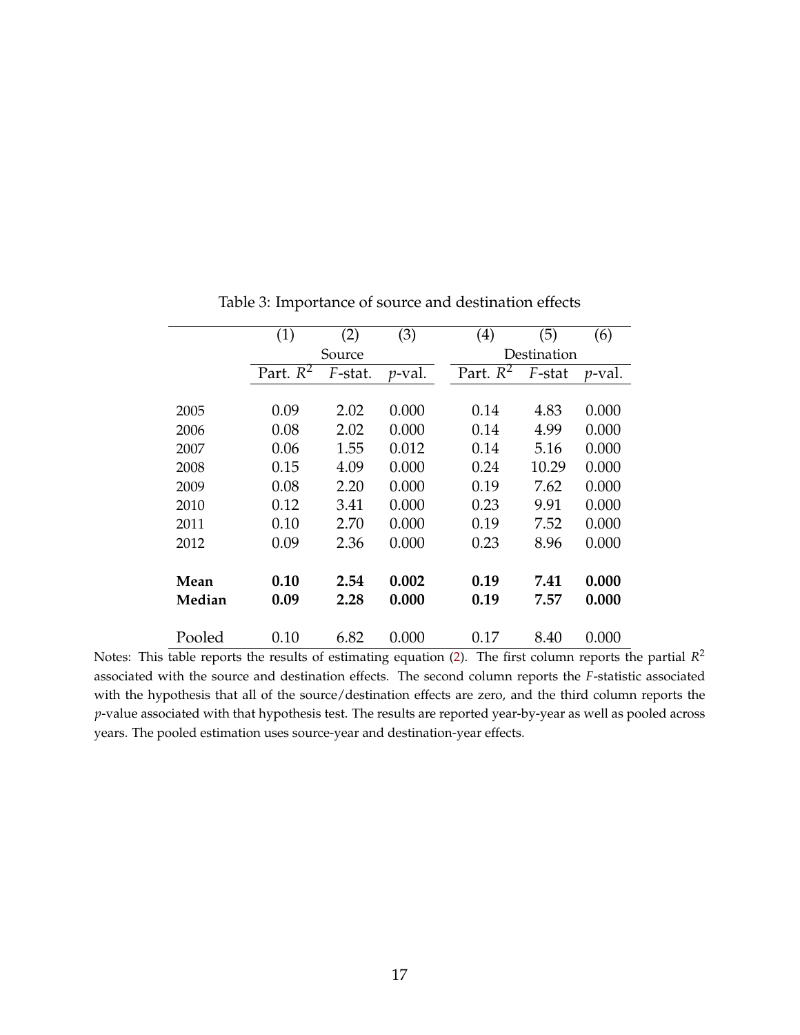Table 3: Importance of source and destination effects

| | (1) | (2) | (3) | (4) | (5) | (6) |
|---|---|---|---|---|---|---|
| | Source | | | Destination | | |
| | Part. $R^2$ | $F$-stat. | $p$-val. | Part. $R^2$ | $F$-stat | $p$-val. |
| 2005 | 0.09 | 2.02 | 0.000 | 0.14 | 4.83 | 0.000 |
| 2006 | 0.08 | 2.02 | 0.000 | 0.14 | 4.99 | 0.000 |
| 2007 | 0.06 | 1.55 | 0.012 | 0.14 | 5.16 | 0.000 |
| 2008 | 0.15 | 4.09 | 0.000 | 0.24 | 10.29 | 0.000 |
| 2009 | 0.08 | 2.20 | 0.000 | 0.19 | 7.62 | 0.000 |
| 2010 | 0.12 | 3.41 | 0.000 | 0.23 | 9.91 | 0.000 |
| 2011 | 0.10 | 2.70 | 0.000 | 0.19 | 7.52 | 0.000 |
| 2012 | 0.09 | 2.36 | 0.000 | 0.23 | 8.96 | 0.000 |
| **Mean** | **0.10** | **2.54** | **0.002** | **0.19** | **7.41** | **0.000** |
| **Median** | **0.09** | **2.28** | **0.000** | **0.19** | **7.57** | **0.000** |
| Pooled | 0.10 | 6.82 | 0.000 | 0.17 | 8.40 | 0.000 |

Notes: This table reports the results of estimating equation (2). The first column reports the partial $R^2$ associated with the source and destination effects. The second column reports the $F$-statistic associated with the hypothesis that all of the source/destination effects are zero, and the third column reports the $p$-value associated with that hypothesis test. The results are reported year-by-year as well as pooled across years. The pooled estimation uses source-year and destination-year effects.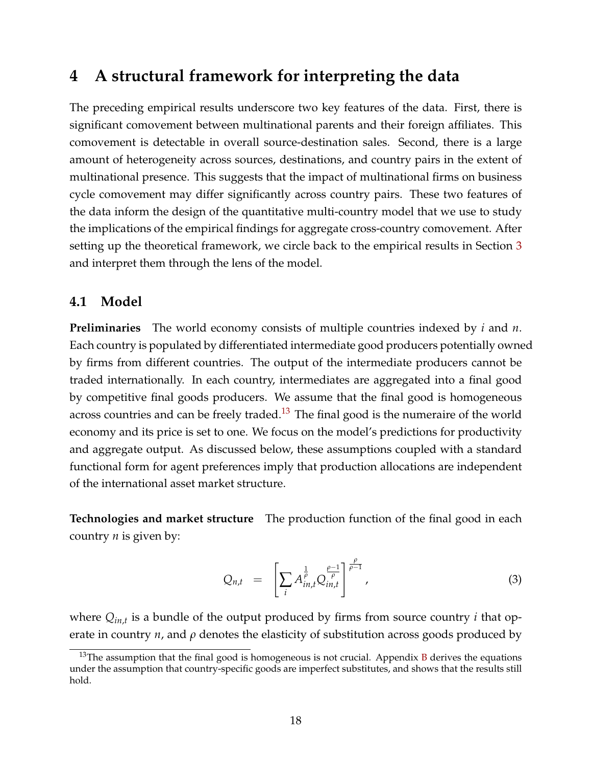# 4 A structural framework for interpreting the data

The preceding empirical results underscore two key features of the data. First, there is significant comovement between multinational parents and their foreign affiliates. This comovement is detectable in overall source-destination sales. Second, there is a large amount of heterogeneity across sources, destinations, and country pairs in the extent of multinational presence. This suggests that the impact of multinational firms on business cycle comovement may differ significantly across country pairs. These two features of the data inform the design of the quantitative multi-country model that we use to study the implications of the empirical findings for aggregate cross-country comovement. After setting up the theoretical framework, we circle back to the empirical results in Section 3 and interpret them through the lens of the model.

## 4.1 Model

**Preliminaries** The world economy consists of multiple countries indexed by $i$ and $n$. Each country is populated by differentiated intermediate good producers potentially owned by firms from different countries. The output of the intermediate producers cannot be traded internationally. In each country, intermediates are aggregated into a final good by competitive final goods producers. We assume that the final good is homogeneous across countries and can be freely traded.[13] The final good is the numeraire of the world economy and its price is set to one. We focus on the model's predictions for productivity and aggregate output. As discussed below, these assumptions coupled with a standard functional form for agent preferences imply that production allocations are independent of the international asset market structure.

**Technologies and market structure** The production function of the final good in each country $n$ is given by:

$$Q_{n,t} = \left[ \sum_i A_{in,t}^{\frac{1}{\rho}} Q_{in,t}^{\frac{\rho-1}{\rho}} \right]^{\frac{\rho}{\rho-1}}, \tag{3}$$

where $Q_{in,t}$ is a bundle of the output produced by firms from source country $i$ that operate in country $n$, and $\rho$ denotes the elasticity of substitution across goods produced by

[13] The assumption that the final good is homogeneous is not crucial. Appendix B derives the equations under the assumption that country-specific goods are imperfect substitutes, and shows that the results still hold.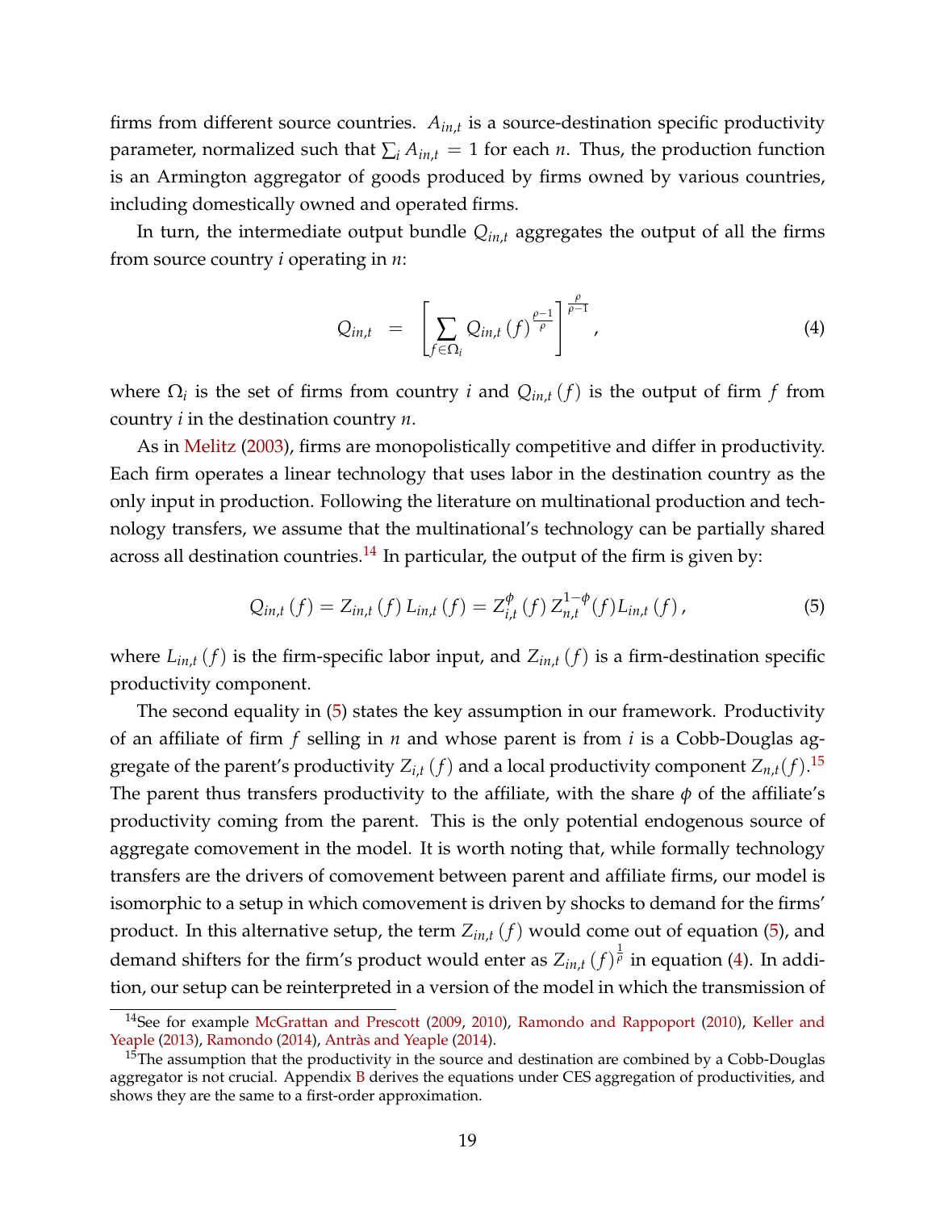firms from different source countries. $A_{in,t}$ is a source-destination specific productivity parameter, normalized such that $\sum_i A_{in,t} = 1$ for each $n$. Thus, the production function is an Armington aggregator of goods produced by firms owned by various countries, including domestically owned and operated firms.

In turn, the intermediate output bundle $Q_{in,t}$ aggregates the output of all the firms from source country $i$ operating in $n$:

$$Q_{in,t} \;=\; \left[\sum_{f\in\Omega_i} Q_{in,t}\left(f\right)^{\frac{\rho-1}{\rho}}\right]^{\frac{\rho}{\rho-1}}, \tag{4}$$

where $\Omega_i$ is the set of firms from country $i$ and $Q_{in,t}(f)$ is the output of firm $f$ from country $i$ in the destination country $n$.

As in Melitz (2003), firms are monopolistically competitive and differ in productivity. Each firm operates a linear technology that uses labor in the destination country as the only input in production. Following the literature on multinational production and technology transfers, we assume that the multinational's technology can be partially shared across all destination countries.[14] In particular, the output of the firm is given by:

$$Q_{in,t}\left(f\right) = Z_{in,t}\left(f\right)L_{in,t}\left(f\right) = Z_{i,t}^{\phi}\left(f\right)Z_{n,t}^{1-\phi}(f)L_{in,t}\left(f\right), \tag{5}$$

where $L_{in,t}(f)$ is the firm-specific labor input, and $Z_{in,t}(f)$ is a firm-destination specific productivity component.

The second equality in (5) states the key assumption in our framework. Productivity of an affiliate of firm $f$ selling in $n$ and whose parent is from $i$ is a Cobb-Douglas aggregate of the parent's productivity $Z_{i,t}(f)$ and a local productivity component $Z_{n,t}(f)$.[15] The parent thus transfers productivity to the affiliate, with the share $\phi$ of the affiliate's productivity coming from the parent. This is the only potential endogenous source of aggregate comovement in the model. It is worth noting that, while formally technology transfers are the drivers of comovement between parent and affiliate firms, our model is isomorphic to a setup in which comovement is driven by shocks to demand for the firms' product. In this alternative setup, the term $Z_{in,t}(f)$ would come out of equation (5), and demand shifters for the firm's product would enter as $Z_{in,t}(f)^{\frac{1}{\rho}}$ in equation (4). In addition, our setup can be reinterpreted in a version of the model in which the transmission of

[14] See for example McGrattan and Prescott (2009, 2010), Ramondo and Rappoport (2010), Keller and Yeaple (2013), Ramondo (2014), Antràs and Yeaple (2014).

[15] The assumption that the productivity in the source and destination are combined by a Cobb-Douglas aggregator is not crucial. Appendix B derives the equations under CES aggregation of productivities, and shows they are the same to a first-order approximation.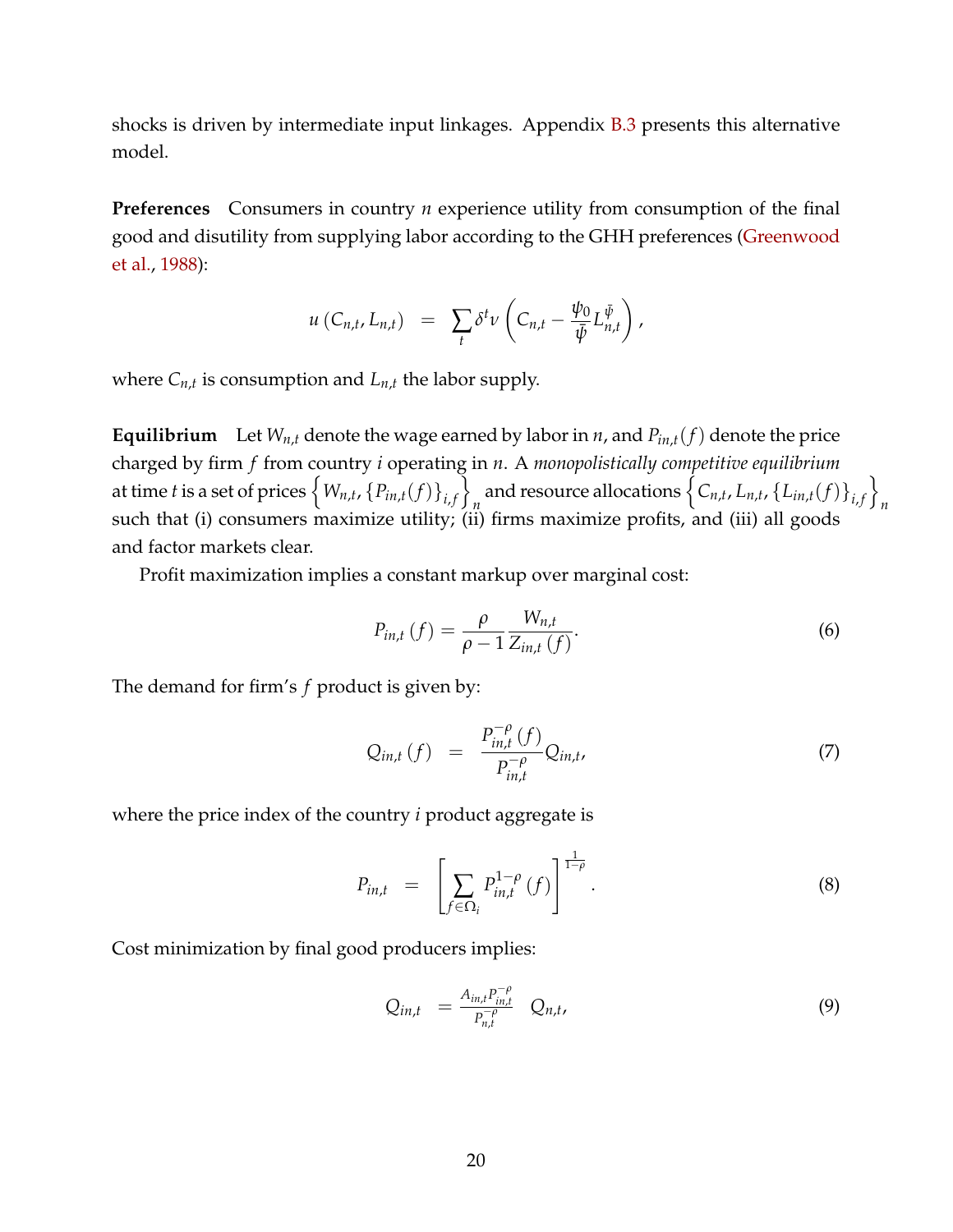shocks is driven by intermediate input linkages. Appendix B.3 presents this alternative model.

**Preferences** Consumers in country $n$ experience utility from consumption of the final good and disutility from supplying labor according to the GHH preferences (Greenwood et al., 1988):

$$u\left(C_{n,t}, L_{n,t}\right) \;\; = \;\; \sum_{t} \delta^{t} v\left(C_{n,t} - \frac{\psi_0}{\bar{\psi}} L_{n,t}^{\bar{\psi}}\right),$$

where $C_{n,t}$ is consumption and $L_{n,t}$ the labor supply.

**Equilibrium** Let $W_{n,t}$ denote the wage earned by labor in $n$, and $P_{in,t}(f)$ denote the price charged by firm $f$ from country $i$ operating in $n$. A *monopolistically competitive equilibrium* at time $t$ is a set of prices $\left\{W_{n,t}, \{P_{in,t}(f)\}_{i,f}\right\}_n$ and resource allocations $\left\{C_{n,t}, L_{n,t}, \{L_{in,t}(f)\}_{i,f}\right\}_n$ such that (i) consumers maximize utility; (ii) firms maximize profits, and (iii) all goods and factor markets clear.

Profit maximization implies a constant markup over marginal cost:

$$P_{in,t}\left(f\right) = \frac{\rho}{\rho-1}\frac{W_{n,t}}{Z_{in,t}\left(f\right)}. \tag{6}$$

The demand for firm's $f$ product is given by:

$$Q_{in,t}\left(f\right) \;\; = \;\; \frac{P_{in,t}^{-\rho}\left(f\right)}{P_{in,t}^{-\rho}} Q_{in,t}, \tag{7}$$

where the price index of the country $i$ product aggregate is

$$P_{in,t} \;\; = \;\; \left[\sum_{f\in\Omega_i} P_{in,t}^{1-\rho}\left(f\right)\right]^{\frac{1}{1-\rho}}. \tag{8}$$

Cost minimization by final good producers implies:

$$Q_{in,t} \;\; = \frac{A_{in,t}P_{in,t}^{-\rho}}{P_{n,t}^{-\rho}} \;\; Q_{n,t}, \tag{9}$$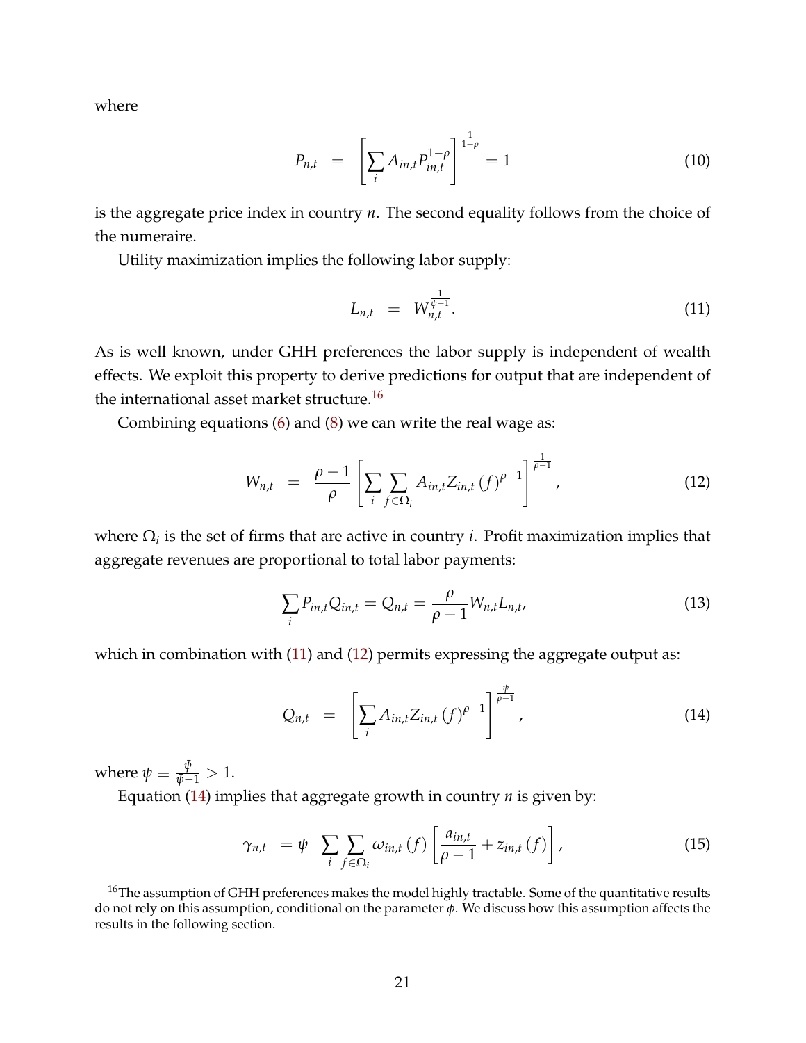where

$$P_{n,t} \;\;=\;\; \left[\sum_i A_{in,t} P_{in,t}^{1-\rho}\right]^{\frac{1}{1-\rho}} = 1 \tag{10}$$

is the aggregate price index in country $n$. The second equality follows from the choice of the numeraire.

Utility maximization implies the following labor supply:

$$L_{n,t} \;\;=\;\; W_{n,t}^{\frac{1}{\bar{\psi}-1}}. \tag{11}$$

As is well known, under GHH preferences the labor supply is independent of wealth effects. We exploit this property to derive predictions for output that are independent of the international asset market structure.[16]

Combining equations (6) and (8) we can write the real wage as:

$$W_{n,t} \;\;=\;\; \frac{\rho-1}{\rho}\left[\sum_i \sum_{f\in\Omega_i} A_{in,t} Z_{in,t}(f)^{\rho-1}\right]^{\frac{1}{\rho-1}}, \tag{12}$$

where $\Omega_i$ is the set of firms that are active in country $i$. Profit maximization implies that aggregate revenues are proportional to total labor payments:

$$\sum_i P_{in,t} Q_{in,t} = Q_{n,t} = \frac{\rho}{\rho-1} W_{n,t} L_{n,t}, \tag{13}$$

which in combination with (11) and (12) permits expressing the aggregate output as:

$$Q_{n,t} \;\;=\;\; \left[\sum_i A_{in,t} Z_{in,t}(f)^{\rho-1}\right]^{\frac{\psi}{\rho-1}}, \tag{14}$$

where $\psi \equiv \frac{\bar{\psi}}{\bar{\psi}-1} > 1$.

Equation (14) implies that aggregate growth in country $n$ is given by:

$$\gamma_{n,t} \;=\psi \;\; \sum_i \sum_{f\in\Omega_i} \omega_{in,t}(f)\left[\frac{a_{in,t}}{\rho-1} + z_{in,t}(f)\right], \tag{15}$$

[16] The assumption of GHH preferences makes the model highly tractable. Some of the quantitative results do not rely on this assumption, conditional on the parameter $\phi$. We discuss how this assumption affects the results in the following section.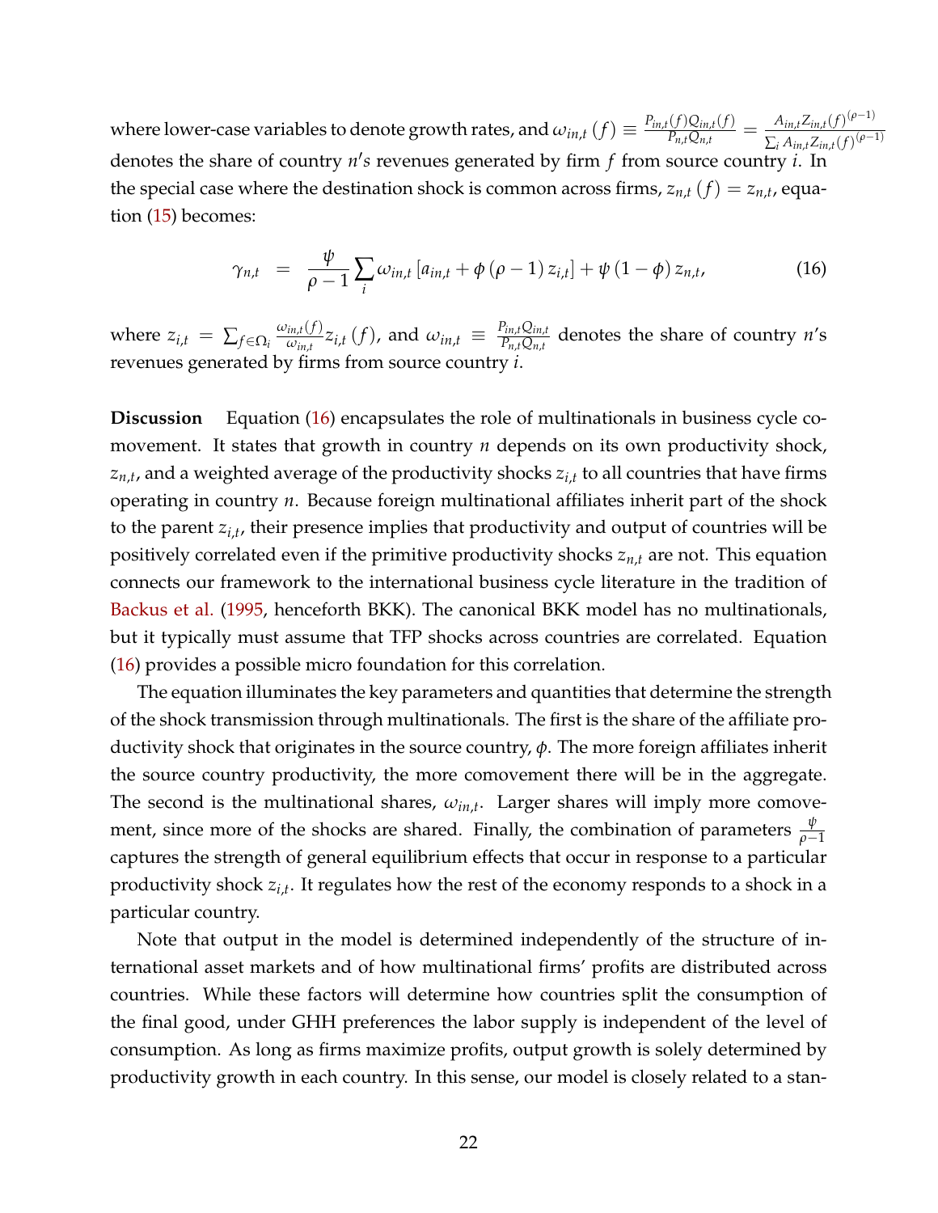where lower-case variables to denote growth rates, and $\omega_{in,t}(f) \equiv \frac{P_{in,t}(f)Q_{in,t}(f)}{P_{n,t}Q_{n,t}} = \frac{A_{in,t}Z_{in,t}(f)^{(\rho-1)}}{\sum_i A_{in,t}Z_{in,t}(f)^{(\rho-1)}}$ denotes the share of country $n's$ revenues generated by firm $f$ from source country $i$. In the special case where the destination shock is common across firms, $z_{n,t}(f) = z_{n,t}$, equation (15) becomes:

$$\gamma_{n,t} = \frac{\psi}{\rho-1}\sum_i \omega_{in,t}\left[a_{in,t} + \phi(\rho-1)z_{i,t}\right] + \psi(1-\phi)z_{n,t}, \tag{16}$$

where $z_{i,t} = \sum_{f\in\Omega_i}\frac{\omega_{in,t}(f)}{\omega_{in,t}}z_{i,t}(f)$, and $\omega_{in,t} \equiv \frac{P_{in,t}Q_{in,t}}{P_{n,t}Q_{n,t}}$ denotes the share of country $n$'s revenues generated by firms from source country $i$.

**Discussion** Equation (16) encapsulates the role of multinationals in business cycle comovement. It states that growth in country $n$ depends on its own productivity shock, $z_{n,t}$, and a weighted average of the productivity shocks $z_{i,t}$ to all countries that have firms operating in country $n$. Because foreign multinational affiliates inherit part of the shock to the parent $z_{i,t}$, their presence implies that productivity and output of countries will be positively correlated even if the primitive productivity shocks $z_{n,t}$ are not. This equation connects our framework to the international business cycle literature in the tradition of Backus et al. (1995, henceforth BKK). The canonical BKK model has no multinationals, but it typically must assume that TFP shocks across countries are correlated. Equation (16) provides a possible micro foundation for this correlation.

The equation illuminates the key parameters and quantities that determine the strength of the shock transmission through multinationals. The first is the share of the affiliate productivity shock that originates in the source country, $\phi$. The more foreign affiliates inherit the source country productivity, the more comovement there will be in the aggregate. The second is the multinational shares, $\omega_{in,t}$. Larger shares will imply more comovement, since more of the shocks are shared. Finally, the combination of parameters $\frac{\psi}{\rho-1}$ captures the strength of general equilibrium effects that occur in response to a particular productivity shock $z_{i,t}$. It regulates how the rest of the economy responds to a shock in a particular country.

Note that output in the model is determined independently of the structure of international asset markets and of how multinational firms' profits are distributed across countries. While these factors will determine how countries split the consumption of the final good, under GHH preferences the labor supply is independent of the level of consumption. As long as firms maximize profits, output growth is solely determined by productivity growth in each country. In this sense, our model is closely related to a stan-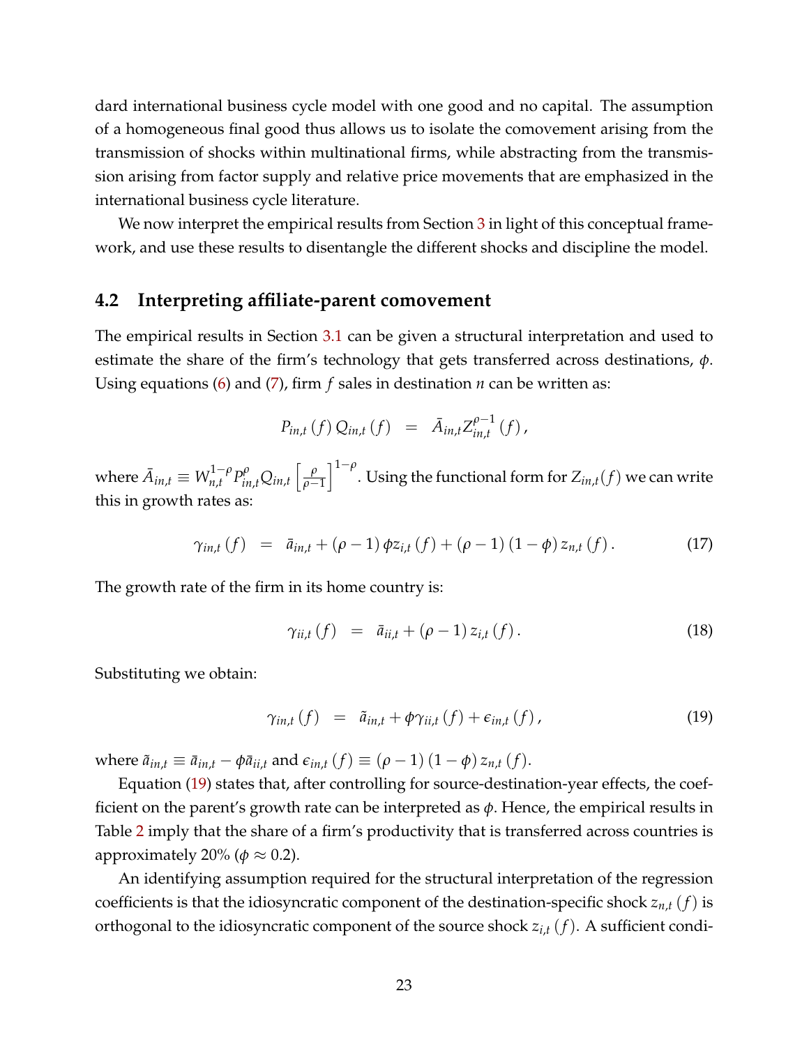dard international business cycle model with one good and no capital. The assumption of a homogeneous final good thus allows us to isolate the comovement arising from the transmission of shocks within multinational firms, while abstracting from the transmission arising from factor supply and relative price movements that are emphasized in the international business cycle literature.

We now interpret the empirical results from Section 3 in light of this conceptual framework, and use these results to disentangle the different shocks and discipline the model.

## 4.2 Interpreting affiliate-parent comovement

The empirical results in Section 3.1 can be given a structural interpretation and used to estimate the share of the firm's technology that gets transferred across destinations, $\phi$. Using equations (6) and (7), firm $f$ sales in destination $n$ can be written as:

$$P_{in,t}(f)\, Q_{in,t}(f) \;\; = \;\; \bar{A}_{in,t} Z^{\rho-1}_{in,t}(f),$$

where $\bar{A}_{in,t} \equiv W^{1-\rho}_{n,t} P^{\rho}_{in,t} Q_{in,t} \left[\frac{\rho}{\rho-1}\right]^{1-\rho}$. Using the functional form for $Z_{in,t}(f)$ we can write this in growth rates as:

$$\gamma_{in,t}(f) \;\; = \;\; \bar{a}_{in,t} + (\rho-1)\,\phi z_{i,t}(f) + (\rho-1)(1-\phi)\, z_{n,t}(f). \tag{17}$$

The growth rate of the firm in its home country is:

$$\gamma_{ii,t}(f) \;\; = \;\; \bar{a}_{ii,t} + (\rho-1)\, z_{i,t}(f). \tag{18}$$

Substituting we obtain:

$$\gamma_{in,t}(f) \;\; = \;\; \tilde{a}_{in,t} + \phi\gamma_{ii,t}(f) + \epsilon_{in,t}(f), \tag{19}$$

where $\tilde{a}_{in,t} \equiv \bar{a}_{in,t} - \phi\bar{a}_{ii,t}$ and $\epsilon_{in,t}(f) \equiv (\rho-1)(1-\phi)\, z_{n,t}(f)$.

Equation (19) states that, after controlling for source-destination-year effects, the coefficient on the parent's growth rate can be interpreted as $\phi$. Hence, the empirical results in Table 2 imply that the share of a firm's productivity that is transferred across countries is approximately 20% ($\phi \approx 0.2$).

An identifying assumption required for the structural interpretation of the regression coefficients is that the idiosyncratic component of the destination-specific shock $z_{n,t}(f)$ is orthogonal to the idiosyncratic component of the source shock $z_{i,t}(f)$. A sufficient condi-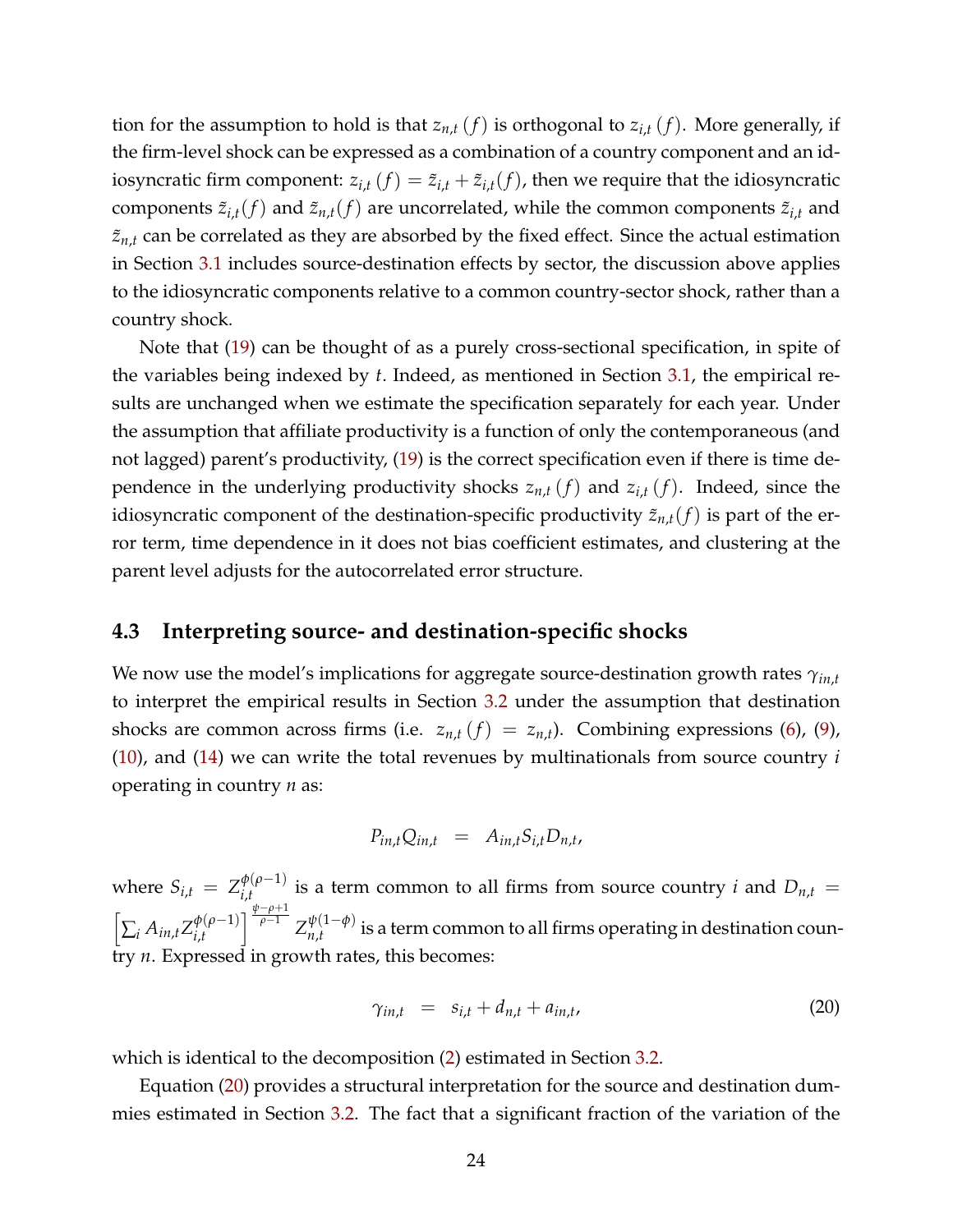tion for the assumption to hold is that $z_{n,t}(f)$ is orthogonal to $z_{i,t}(f)$. More generally, if the firm-level shock can be expressed as a combination of a country component and an idiosyncratic firm component: $z_{i,t}(f) = \tilde{z}_{i,t} + \tilde{z}_{i,t}(f)$, then we require that the idiosyncratic components $\tilde{z}_{i,t}(f)$ and $\tilde{z}_{n,t}(f)$ are uncorrelated, while the common components $\tilde{z}_{i,t}$ and $\tilde{z}_{n,t}$ can be correlated as they are absorbed by the fixed effect. Since the actual estimation in Section 3.1 includes source-destination effects by sector, the discussion above applies to the idiosyncratic components relative to a common country-sector shock, rather than a country shock.

Note that (19) can be thought of as a purely cross-sectional specification, in spite of the variables being indexed by $t$. Indeed, as mentioned in Section 3.1, the empirical results are unchanged when we estimate the specification separately for each year. Under the assumption that affiliate productivity is a function of only the contemporaneous (and not lagged) parent's productivity, (19) is the correct specification even if there is time dependence in the underlying productivity shocks $z_{n,t}(f)$ and $z_{i,t}(f)$. Indeed, since the idiosyncratic component of the destination-specific productivity $\tilde{z}_{n,t}(f)$ is part of the error term, time dependence in it does not bias coefficient estimates, and clustering at the parent level adjusts for the autocorrelated error structure.

### 4.3 Interpreting source- and destination-specific shocks

We now use the model's implications for aggregate source-destination growth rates $\gamma_{in,t}$ to interpret the empirical results in Section 3.2 under the assumption that destination shocks are common across firms (i.e. $z_{n,t}(f) = z_{n,t}$). Combining expressions (6), (9), (10), and (14) we can write the total revenues by multinationals from source country $i$ operating in country $n$ as:

$$P_{in,t}Q_{in,t} = A_{in,t}S_{i,t}D_{n,t},$$

where $S_{i,t} = Z_{i,t}^{\phi(\rho-1)}$ is a term common to all firms from source country $i$ and $D_{n,t} = \left[\sum_i A_{in,t} Z_{i,t}^{\phi(\rho-1)}\right]^{\frac{\psi-\rho+1}{\rho-1}} Z_{n,t}^{\psi(1-\phi)}$ is a term common to all firms operating in destination country $n$. Expressed in growth rates, this becomes:

$$\gamma_{in,t} = s_{i,t} + d_{n,t} + a_{in,t}, \tag{20}$$

which is identical to the decomposition (2) estimated in Section 3.2.

Equation (20) provides a structural interpretation for the source and destination dummies estimated in Section 3.2. The fact that a significant fraction of the variation of the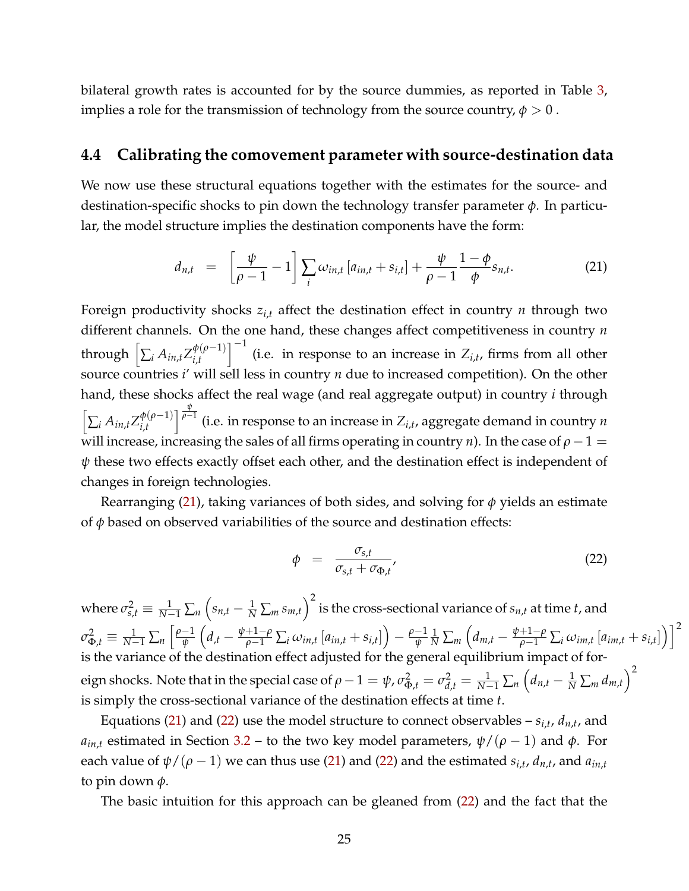bilateral growth rates is accounted for by the source dummies, as reported in Table 3, implies a role for the transmission of technology from the source country, $\phi > 0$ .

### 4.4 Calibrating the comovement parameter with source-destination data

We now use these structural equations together with the estimates for the source- and destination-specific shocks to pin down the technology transfer parameter $\phi$. In particular, the model structure implies the destination components have the form:

$$d_{n,t} \;\; = \;\; \left[\frac{\psi}{\rho-1} - 1\right] \sum_i \omega_{in,t} \left[a_{in,t} + s_{i,t}\right] + \frac{\psi}{\rho-1} \frac{1-\phi}{\phi} s_{n,t}. \tag{21}$$

Foreign productivity shocks $z_{i,t}$ affect the destination effect in country $n$ through two different channels. On the one hand, these changes affect competitiveness in country $n$ through $\left[\sum_i A_{in,t} Z_{i,t}^{\phi(\rho-1)}\right]^{-1}$ (i.e. in response to an increase in $Z_{i,t}$, firms from all other source countries $i'$ will sell less in country $n$ due to increased competition). On the other hand, these shocks affect the real wage (and real aggregate output) in country $i$ through $\left[\sum_i A_{in,t} Z_{i,t}^{\phi(\rho-1)}\right]^{\frac{\psi}{\rho-1}}$ (i.e. in response to an increase in $Z_{i,t}$, aggregate demand in country $n$ will increase, increasing the sales of all firms operating in country $n$). In the case of $\rho - 1 = \psi$ these two effects exactly offset each other, and the destination effect is independent of changes in foreign technologies.

Rearranging (21), taking variances of both sides, and solving for $\phi$ yields an estimate of $\phi$ based on observed variabilities of the source and destination effects:

$$\phi \;\; = \;\; \frac{\sigma_{s,t}}{\sigma_{s,t} + \sigma_{\Phi,t}}, \tag{22}$$

where $\sigma_{s,t}^2 \equiv \frac{1}{N-1} \sum_n \left(s_{n,t} - \frac{1}{N} \sum_m s_{m,t}\right)^2$ is the cross-sectional variance of $s_{n,t}$ at time $t$, and $\sigma_{\Phi,t}^2 \equiv \frac{1}{N-1} \sum_n \left[\frac{\rho-1}{\psi}\left(d_{,t} - \frac{\psi+1-\rho}{\rho-1} \sum_i \omega_{in,t}\left[a_{in,t} + s_{i,t}\right]\right) - \frac{\rho-1}{\psi} \frac{1}{N} \sum_m \left(d_{m,t} - \frac{\psi+1-\rho}{\rho-1} \sum_i \omega_{im,t}\left[a_{im,t} + s_{i,t}\right]\right)\right]^2$ is the variance of the destination effect adjusted for the general equilibrium impact of foreign shocks. Note that in the special case of $\rho - 1 = \psi$, $\sigma_{\Phi,t}^2 = \sigma_{d,t}^2 = \frac{1}{N-1} \sum_n \left(d_{n,t} - \frac{1}{N} \sum_m d_{m,t}\right)^2$ is simply the cross-sectional variance of the destination effects at time $t$.

Equations (21) and (22) use the model structure to connect observables – $s_{i,t}$, $d_{n,t}$, and $a_{in,t}$ estimated in Section 3.2 – to the two key model parameters, $\psi/(\rho-1)$ and $\phi$. For each value of $\psi/(\rho-1)$ we can thus use (21) and (22) and the estimated $s_{i,t}$, $d_{n,t}$, and $a_{in,t}$ to pin down $\phi$.

The basic intuition for this approach can be gleaned from (22) and the fact that the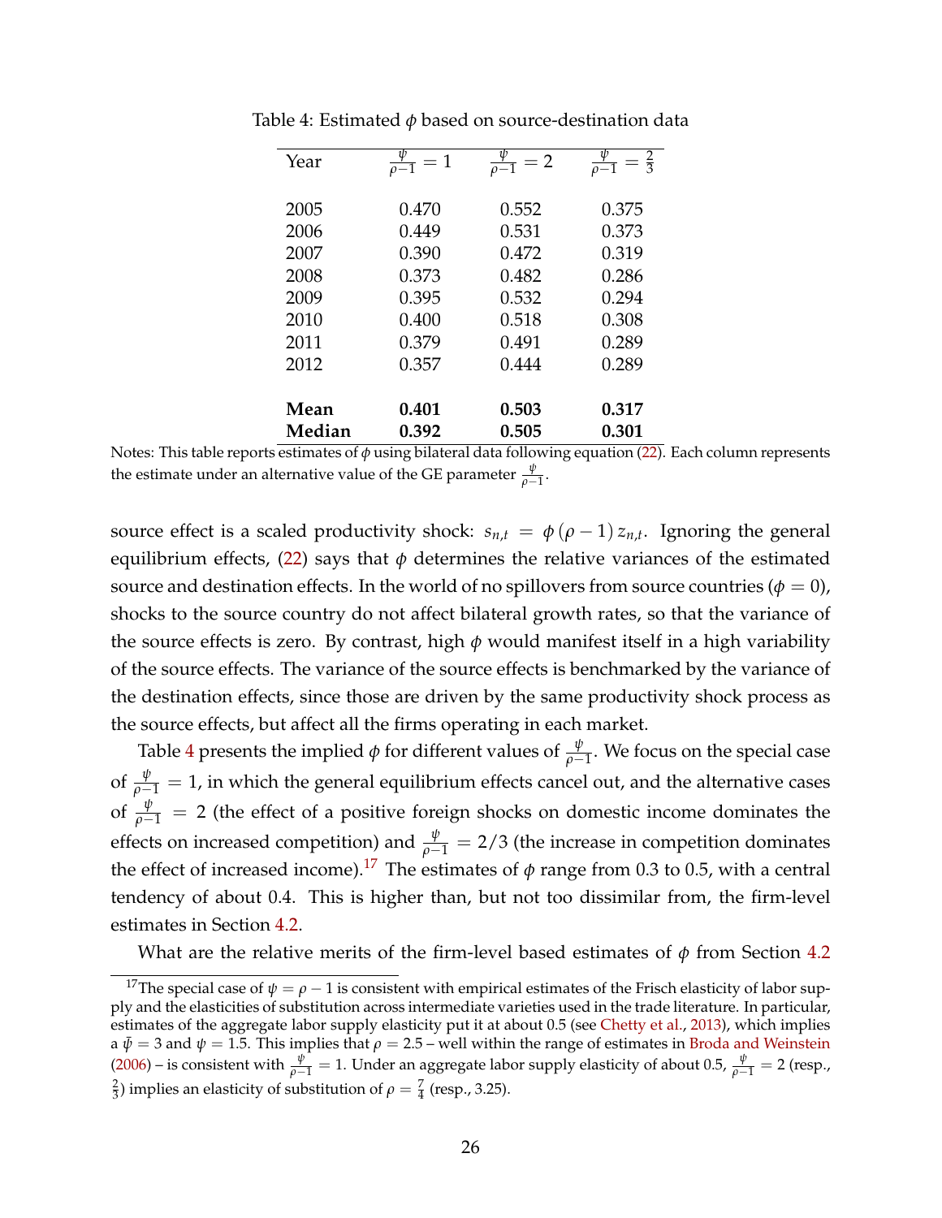Table 4: Estimated $\phi$ based on source-destination data

| Year | $\frac{\psi}{\rho-1}=1$ | $\frac{\psi}{\rho-1}=2$ | $\frac{\psi}{\rho-1}=\frac{2}{3}$ |
|---|---|---|---|
| 2005 | 0.470 | 0.552 | 0.375 |
| 2006 | 0.449 | 0.531 | 0.373 |
| 2007 | 0.390 | 0.472 | 0.319 |
| 2008 | 0.373 | 0.482 | 0.286 |
| 2009 | 0.395 | 0.532 | 0.294 |
| 2010 | 0.400 | 0.518 | 0.308 |
| 2011 | 0.379 | 0.491 | 0.289 |
| 2012 | 0.357 | 0.444 | 0.289 |
| **Mean** | **0.401** | **0.503** | **0.317** |
| **Median** | **0.392** | **0.505** | **0.301** |

Notes: This table reports estimates of $\phi$ using bilateral data following equation (22). Each column represents the estimate under an alternative value of the GE parameter $\frac{\psi}{\rho-1}$.

source effect is a scaled productivity shock: $s_{n,t} = \phi(\rho-1)z_{n,t}$. Ignoring the general equilibrium effects, (22) says that $\phi$ determines the relative variances of the estimated source and destination effects. In the world of no spillovers from source countries ($\phi = 0$), shocks to the source country do not affect bilateral growth rates, so that the variance of the source effects is zero. By contrast, high $\phi$ would manifest itself in a high variability of the source effects. The variance of the source effects is benchmarked by the variance of the destination effects, since those are driven by the same productivity shock process as the source effects, but affect all the firms operating in each market.

Table 4 presents the implied $\phi$ for different values of $\frac{\psi}{\rho-1}$. We focus on the special case of $\frac{\psi}{\rho-1} = 1$, in which the general equilibrium effects cancel out, and the alternative cases of $\frac{\psi}{\rho-1} = 2$ (the effect of a positive foreign shocks on domestic income dominates the effects on increased competition) and $\frac{\psi}{\rho-1} = 2/3$ (the increase in competition dominates the effect of increased income).[17] The estimates of $\phi$ range from 0.3 to 0.5, with a central tendency of about 0.4. This is higher than, but not too dissimilar from, the firm-level estimates in Section 4.2.

What are the relative merits of the firm-level based estimates of $\phi$ from Section 4.2

[17] The special case of $\psi = \rho - 1$ is consistent with empirical estimates of the Frisch elasticity of labor supply and the elasticities of substitution across intermediate varieties used in the trade literature. In particular, estimates of the aggregate labor supply elasticity put it at about 0.5 (see Chetty et al., 2013), which implies a $\bar{\psi} = 3$ and $\psi = 1.5$. This implies that $\rho = 2.5$ – well within the range of estimates in Broda and Weinstein (2006) – is consistent with $\frac{\psi}{\rho-1} = 1$. Under an aggregate labor supply elasticity of about 0.5, $\frac{\psi}{\rho-1} = 2$ (resp., $\frac{2}{3}$) implies an elasticity of substitution of $\rho = \frac{7}{4}$ (resp., 3.25).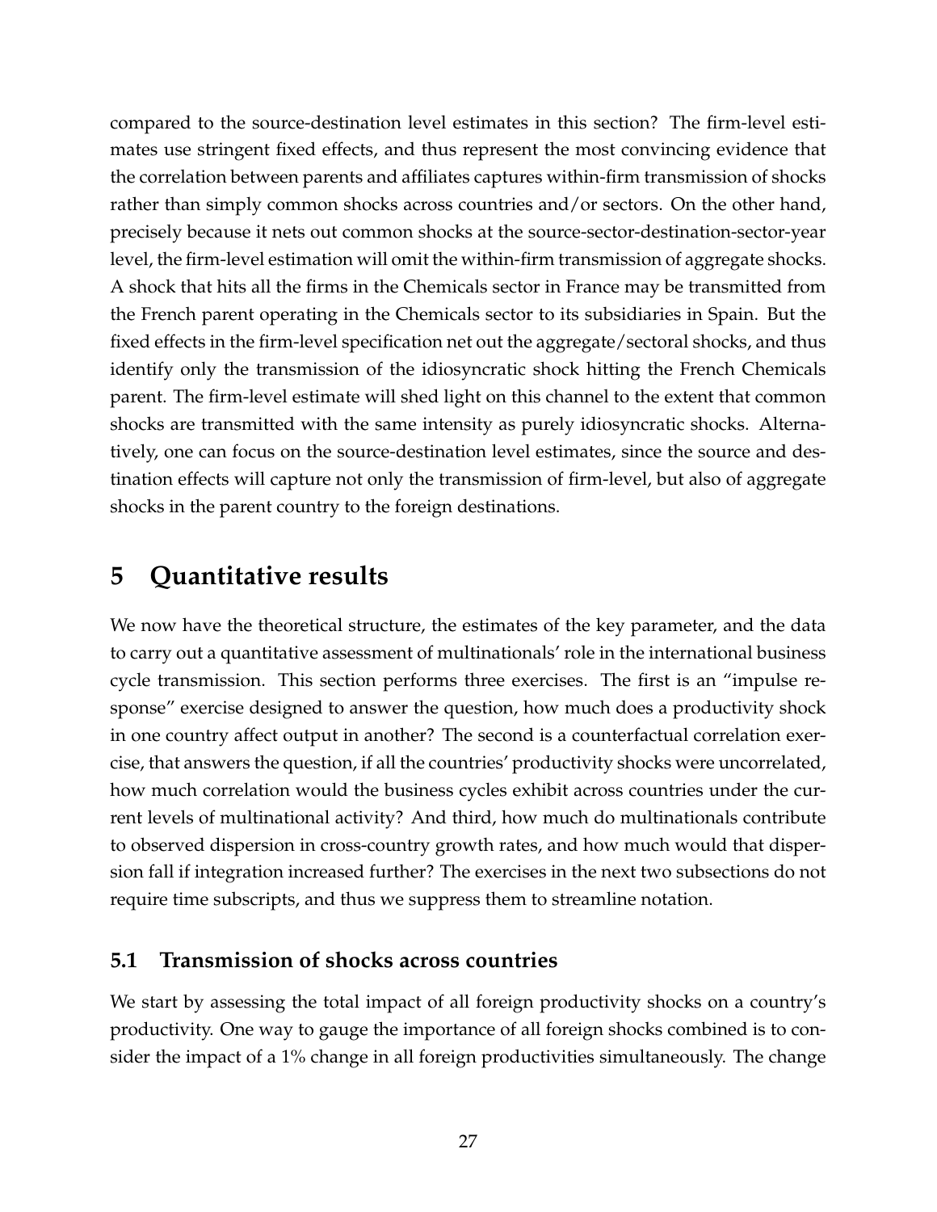compared to the source-destination level estimates in this section? The firm-level estimates use stringent fixed effects, and thus represent the most convincing evidence that the correlation between parents and affiliates captures within-firm transmission of shocks rather than simply common shocks across countries and/or sectors. On the other hand, precisely because it nets out common shocks at the source-sector-destination-sector-year level, the firm-level estimation will omit the within-firm transmission of aggregate shocks. A shock that hits all the firms in the Chemicals sector in France may be transmitted from the French parent operating in the Chemicals sector to its subsidiaries in Spain. But the fixed effects in the firm-level specification net out the aggregate/sectoral shocks, and thus identify only the transmission of the idiosyncratic shock hitting the French Chemicals parent. The firm-level estimate will shed light on this channel to the extent that common shocks are transmitted with the same intensity as purely idiosyncratic shocks. Alternatively, one can focus on the source-destination level estimates, since the source and destination effects will capture not only the transmission of firm-level, but also of aggregate shocks in the parent country to the foreign destinations.

# 5 Quantitative results

We now have the theoretical structure, the estimates of the key parameter, and the data to carry out a quantitative assessment of multinationals' role in the international business cycle transmission. This section performs three exercises. The first is an "impulse response" exercise designed to answer the question, how much does a productivity shock in one country affect output in another? The second is a counterfactual correlation exercise, that answers the question, if all the countries' productivity shocks were uncorrelated, how much correlation would the business cycles exhibit across countries under the current levels of multinational activity? And third, how much do multinationals contribute to observed dispersion in cross-country growth rates, and how much would that dispersion fall if integration increased further? The exercises in the next two subsections do not require time subscripts, and thus we suppress them to streamline notation.

## 5.1 Transmission of shocks across countries

We start by assessing the total impact of all foreign productivity shocks on a country's productivity. One way to gauge the importance of all foreign shocks combined is to consider the impact of a 1% change in all foreign productivities simultaneously. The change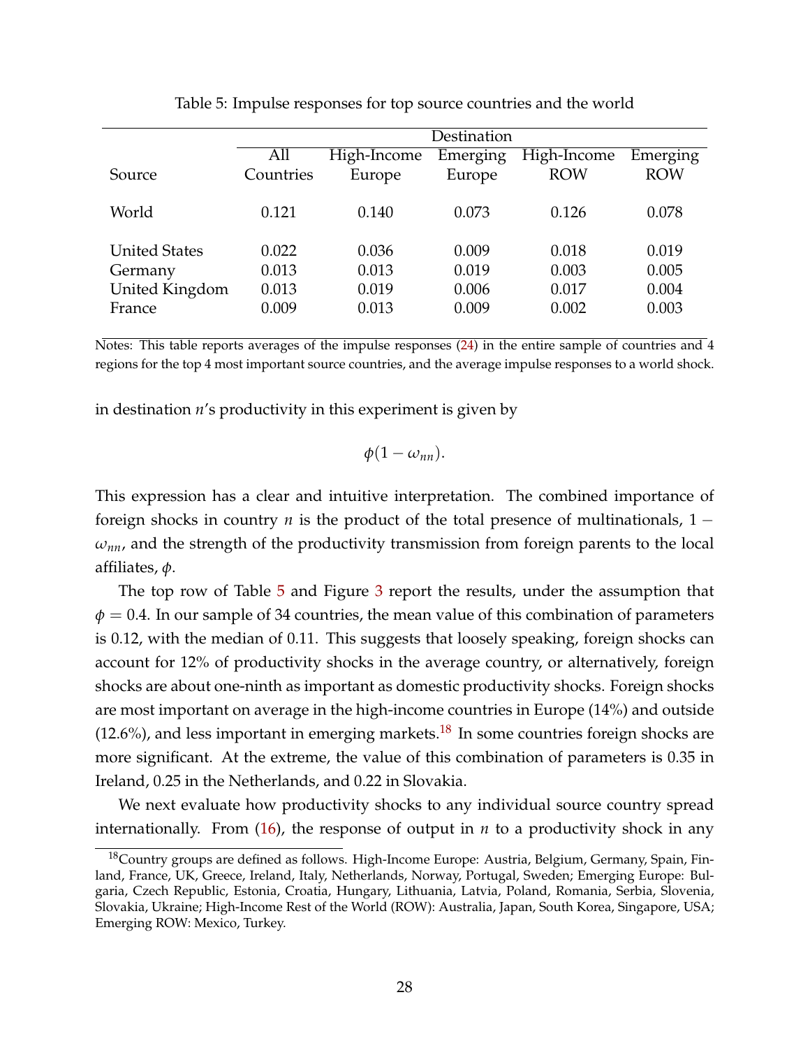Table 5: Impulse responses for top source countries and the world

| | Destination | | | | |
|---|---|---|---|---|---|
| Source | All Countries | High-Income Europe | Emerging Europe | High-Income ROW | Emerging ROW |
| World | 0.121 | 0.140 | 0.073 | 0.126 | 0.078 |
| United States | 0.022 | 0.036 | 0.009 | 0.018 | 0.019 |
| Germany | 0.013 | 0.013 | 0.019 | 0.003 | 0.005 |
| United Kingdom | 0.013 | 0.019 | 0.006 | 0.017 | 0.004 |
| France | 0.009 | 0.013 | 0.009 | 0.002 | 0.003 |

Notes: This table reports averages of the impulse responses (24) in the entire sample of countries and 4 regions for the top 4 most important source countries, and the average impulse responses to a world shock.

in destination $n$'s productivity in this experiment is given by

$$\phi(1-\omega_{nn}).$$

This expression has a clear and intuitive interpretation. The combined importance of foreign shocks in country $n$ is the product of the total presence of multinationals, $1-\omega_{nn}$, and the strength of the productivity transmission from foreign parents to the local affiliates, $\phi$.

The top row of Table 5 and Figure 3 report the results, under the assumption that $\phi = 0.4$. In our sample of 34 countries, the mean value of this combination of parameters is 0.12, with the median of 0.11. This suggests that loosely speaking, foreign shocks can account for 12% of productivity shocks in the average country, or alternatively, foreign shocks are about one-ninth as important as domestic productivity shocks. Foreign shocks are most important on average in the high-income countries in Europe (14%) and outside (12.6%), and less important in emerging markets.[18] In some countries foreign shocks are more significant. At the extreme, the value of this combination of parameters is 0.35 in Ireland, 0.25 in the Netherlands, and 0.22 in Slovakia.

We next evaluate how productivity shocks to any individual source country spread internationally. From (16), the response of output in $n$ to a productivity shock in any

[18] Country groups are defined as follows. High-Income Europe: Austria, Belgium, Germany, Spain, Finland, France, UK, Greece, Ireland, Italy, Netherlands, Norway, Portugal, Sweden; Emerging Europe: Bulgaria, Czech Republic, Estonia, Croatia, Hungary, Lithuania, Latvia, Poland, Romania, Serbia, Slovenia, Slovakia, Ukraine; High-Income Rest of the World (ROW): Australia, Japan, South Korea, Singapore, USA; Emerging ROW: Mexico, Turkey.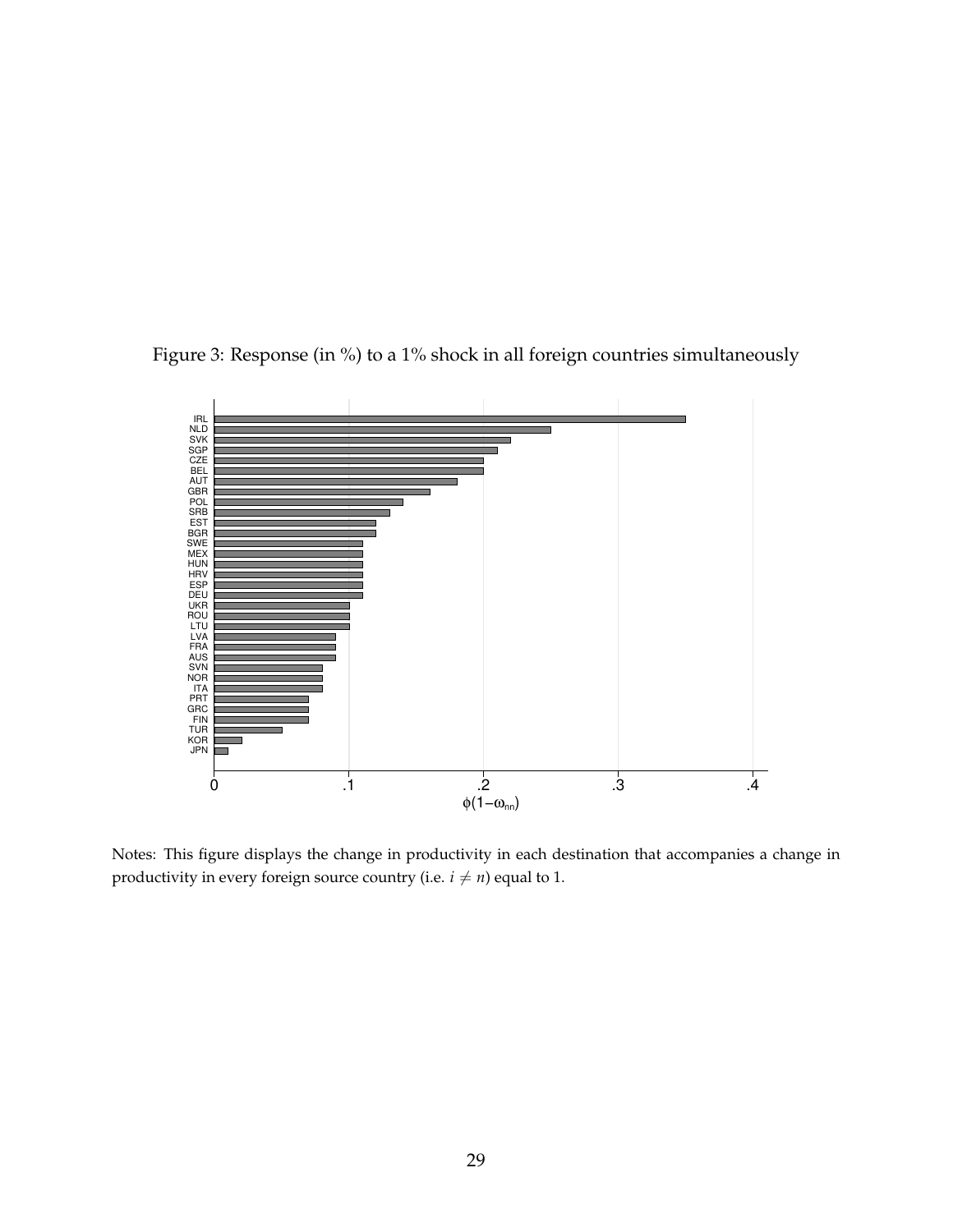Figure 3: Response (in %) to a 1% shock in all foreign countries simultaneously

Notes: This figure displays the change in productivity in each destination that accompanies a change in productivity in every foreign source country (i.e. $i \neq n$) equal to 1.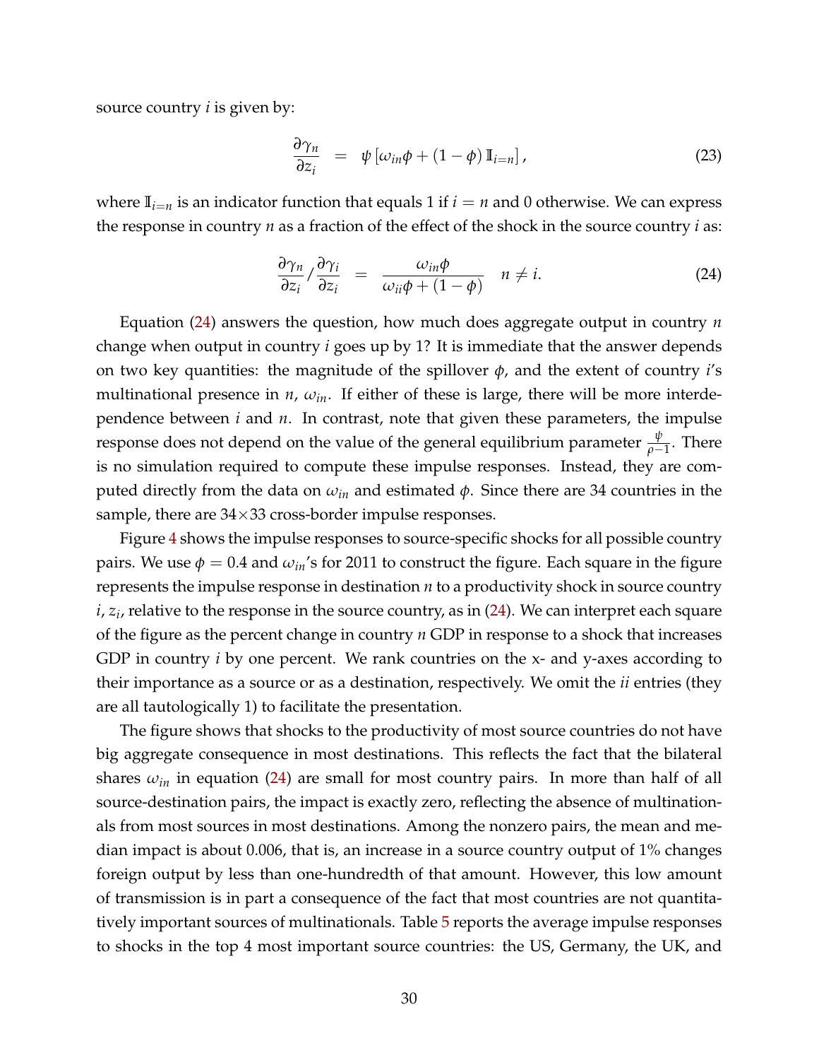source country $i$ is given by:

$$\frac{\partial \gamma_n}{\partial z_i} = \psi \left[\omega_{in}\phi + (1-\phi)\, \mathbb{I}_{i=n}\right], \tag{23}$$

where $\mathbb{I}_{i=n}$ is an indicator function that equals 1 if $i = n$ and 0 otherwise. We can express the response in country $n$ as a fraction of the effect of the shock in the source country $i$ as:

$$\frac{\partial \gamma_n}{\partial z_i} \Big/ \frac{\partial \gamma_i}{\partial z_i} = \frac{\omega_{in}\phi}{\omega_{ii}\phi + (1-\phi)} \quad n \neq i. \tag{24}$$

Equation (24) answers the question, how much does aggregate output in country $n$ change when output in country $i$ goes up by 1? It is immediate that the answer depends on two key quantities: the magnitude of the spillover $\phi$, and the extent of country $i$'s multinational presence in $n$, $\omega_{in}$. If either of these is large, there will be more interdependence between $i$ and $n$. In contrast, note that given these parameters, the impulse response does not depend on the value of the general equilibrium parameter $\frac{\psi}{\rho-1}$. There is no simulation required to compute these impulse responses. Instead, they are computed directly from the data on $\omega_{in}$ and estimated $\phi$. Since there are 34 countries in the sample, there are $34 \times 33$ cross-border impulse responses.

Figure 4 shows the impulse responses to source-specific shocks for all possible country pairs. We use $\phi = 0.4$ and $\omega_{in}$'s for 2011 to construct the figure. Each square in the figure represents the impulse response in destination $n$ to a productivity shock in source country $i$, $z_i$, relative to the response in the source country, as in (24). We can interpret each square of the figure as the percent change in country $n$ GDP in response to a shock that increases GDP in country $i$ by one percent. We rank countries on the x- and y-axes according to their importance as a source or as a destination, respectively. We omit the $ii$ entries (they are all tautologically 1) to facilitate the presentation.

The figure shows that shocks to the productivity of most source countries do not have big aggregate consequence in most destinations. This reflects the fact that the bilateral shares $\omega_{in}$ in equation (24) are small for most country pairs. In more than half of all source-destination pairs, the impact is exactly zero, reflecting the absence of multinationals from most sources in most destinations. Among the nonzero pairs, the mean and median impact is about 0.006, that is, an increase in a source country output of 1% changes foreign output by less than one-hundredth of that amount. However, this low amount of transmission is in part a consequence of the fact that most countries are not quantitatively important sources of multinationals. Table 5 reports the average impulse responses to shocks in the top 4 most important source countries: the US, Germany, the UK, and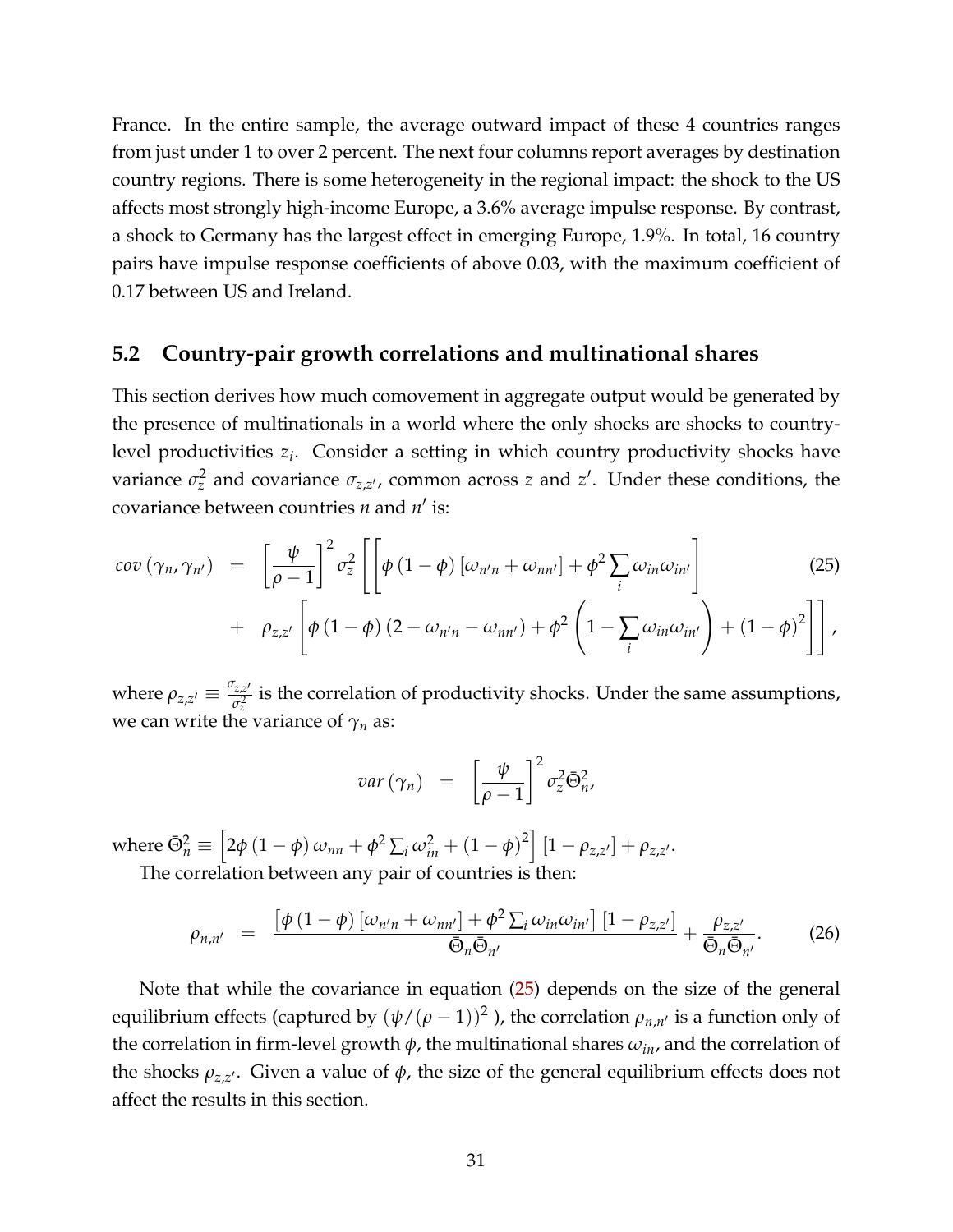France. In the entire sample, the average outward impact of these 4 countries ranges from just under 1 to over 2 percent. The next four columns report averages by destination country regions. There is some heterogeneity in the regional impact: the shock to the US affects most strongly high-income Europe, a 3.6% average impulse response. By contrast, a shock to Germany has the largest effect in emerging Europe, 1.9%. In total, 16 country pairs have impulse response coefficients of above 0.03, with the maximum coefficient of 0.17 between US and Ireland.

## 5.2 Country-pair growth correlations and multinational shares

This section derives how much comovement in aggregate output would be generated by the presence of multinationals in a world where the only shocks are shocks to country-level productivities $z_i$. Consider a setting in which country productivity shocks have variance $\sigma_z^2$ and covariance $\sigma_{z,z'}$, common across $z$ and $z'$. Under these conditions, the covariance between countries $n$ and $n'$ is:

$$
\begin{aligned}
cov\left(\gamma_n, \gamma_{n'}\right) \;&=\; \left[\frac{\psi}{\rho-1}\right]^2 \sigma_z^2 \left[\left[\phi\left(1-\phi\right)\left[\omega_{n'n}+\omega_{nn'}\right]+\phi^2\sum_i \omega_{in}\omega_{in'}\right]\right. \\
&+\; \left.\rho_{z,z'}\left[\phi\left(1-\phi\right)\left(2-\omega_{n'n}-\omega_{nn'}\right)+\phi^2\left(1-\sum_i \omega_{in}\omega_{in'}\right)+\left(1-\phi\right)^2\right]\right],
\end{aligned} \tag{25}
$$

where $\rho_{z,z'} \equiv \frac{\sigma_{z,z'}}{\sigma_z^2}$ is the correlation of productivity shocks. Under the same assumptions, we can write the variance of $\gamma_n$ as:

$$
var\left(\gamma_n\right) \;=\; \left[\frac{\psi}{\rho-1}\right]^2 \sigma_z^2 \bar{\Theta}_n^2,
$$

where $\bar{\Theta}_n^2 \equiv \left[2\phi\left(1-\phi\right)\omega_{nn}+\phi^2\sum_i \omega_{in}^2+\left(1-\phi\right)^2\right]\left[1-\rho_{z,z'}\right]+\rho_{z,z'}$.

The correlation between any pair of countries is then:

$$
\rho_{n,n'} \;=\; \frac{\left[\phi\left(1-\phi\right)\left[\omega_{n'n}+\omega_{nn'}\right]+\phi^2\sum_i \omega_{in}\omega_{in'}\right]\left[1-\rho_{z,z'}\right]}{\bar{\Theta}_n\bar{\Theta}_{n'}}+\frac{\rho_{z,z'}}{\bar{\Theta}_n\bar{\Theta}_{n'}}. \tag{26}
$$

Note that while the covariance in equation (25) depends on the size of the general equilibrium effects (captured by $\left(\psi/(\rho-1)\right)^2$ ), the correlation $\rho_{n,n'}$ is a function only of the correlation in firm-level growth $\phi$, the multinational shares $\omega_{in}$, and the correlation of the shocks $\rho_{z,z'}$. Given a value of $\phi$, the size of the general equilibrium effects does not affect the results in this section.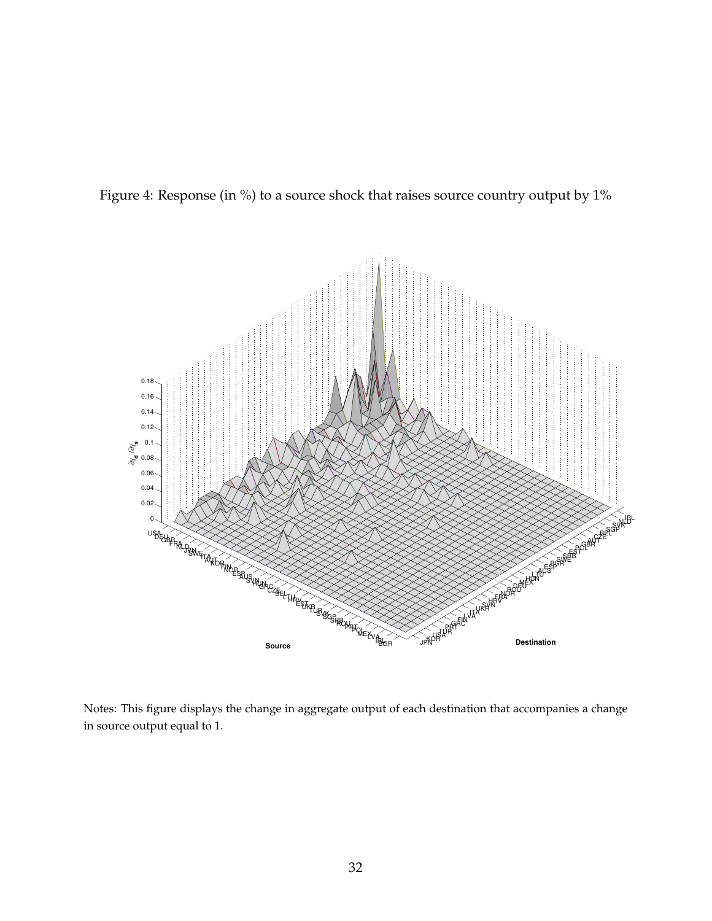Figure 4: Response (in %) to a source shock that raises source country output by 1%

Notes: This figure displays the change in aggregate output of each destination that accompanies a change in source output equal to 1.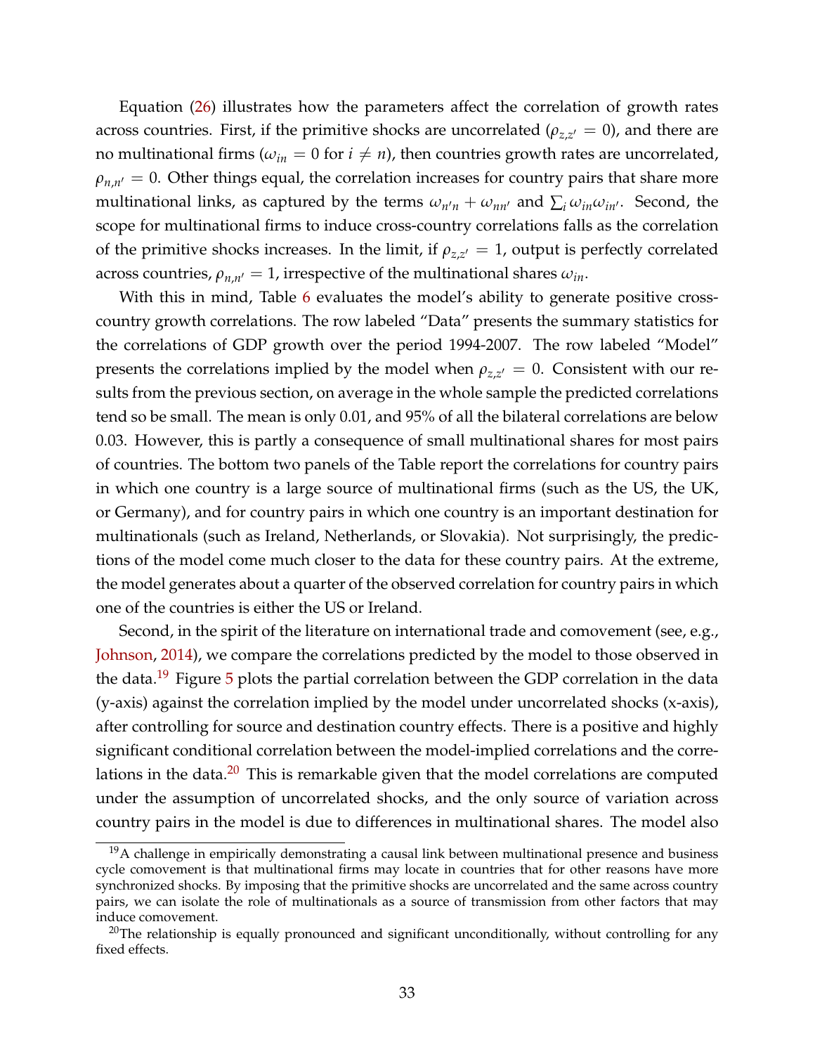Equation (26) illustrates how the parameters affect the correlation of growth rates across countries. First, if the primitive shocks are uncorrelated ($\rho_{z,z'} = 0$), and there are no multinational firms ($\omega_{in} = 0$ for $i \neq n$), then countries growth rates are uncorrelated, $\rho_{n,n'} = 0$. Other things equal, the correlation increases for country pairs that share more multinational links, as captured by the terms $\omega_{n'n} + \omega_{nn'}$ and $\sum_i \omega_{in}\omega_{in'}$. Second, the scope for multinational firms to induce cross-country correlations falls as the correlation of the primitive shocks increases. In the limit, if $\rho_{z,z'} = 1$, output is perfectly correlated across countries, $\rho_{n,n'} = 1$, irrespective of the multinational shares $\omega_{in}$.

With this in mind, Table 6 evaluates the model's ability to generate positive cross-country growth correlations. The row labeled "Data" presents the summary statistics for the correlations of GDP growth over the period 1994-2007. The row labeled "Model" presents the correlations implied by the model when $\rho_{z,z'} = 0$. Consistent with our results from the previous section, on average in the whole sample the predicted correlations tend so be small. The mean is only 0.01, and 95% of all the bilateral correlations are below 0.03. However, this is partly a consequence of small multinational shares for most pairs of countries. The bottom two panels of the Table report the correlations for country pairs in which one country is a large source of multinational firms (such as the US, the UK, or Germany), and for country pairs in which one country is an important destination for multinationals (such as Ireland, Netherlands, or Slovakia). Not surprisingly, the predictions of the model come much closer to the data for these country pairs. At the extreme, the model generates about a quarter of the observed correlation for country pairs in which one of the countries is either the US or Ireland.

Second, in the spirit of the literature on international trade and comovement (see, e.g., Johnson, 2014), we compare the correlations predicted by the model to those observed in the data.[19] Figure 5 plots the partial correlation between the GDP correlation in the data (y-axis) against the correlation implied by the model under uncorrelated shocks (x-axis), after controlling for source and destination country effects. There is a positive and highly significant conditional correlation between the model-implied correlations and the correlations in the data.[20] This is remarkable given that the model correlations are computed under the assumption of uncorrelated shocks, and the only source of variation across country pairs in the model is due to differences in multinational shares. The model also

[19] A challenge in empirically demonstrating a causal link between multinational presence and business cycle comovement is that multinational firms may locate in countries that for other reasons have more synchronized shocks. By imposing that the primitive shocks are uncorrelated and the same across country pairs, we can isolate the role of multinationals as a source of transmission from other factors that may induce comovement.

[20] The relationship is equally pronounced and significant unconditionally, without controlling for any fixed effects.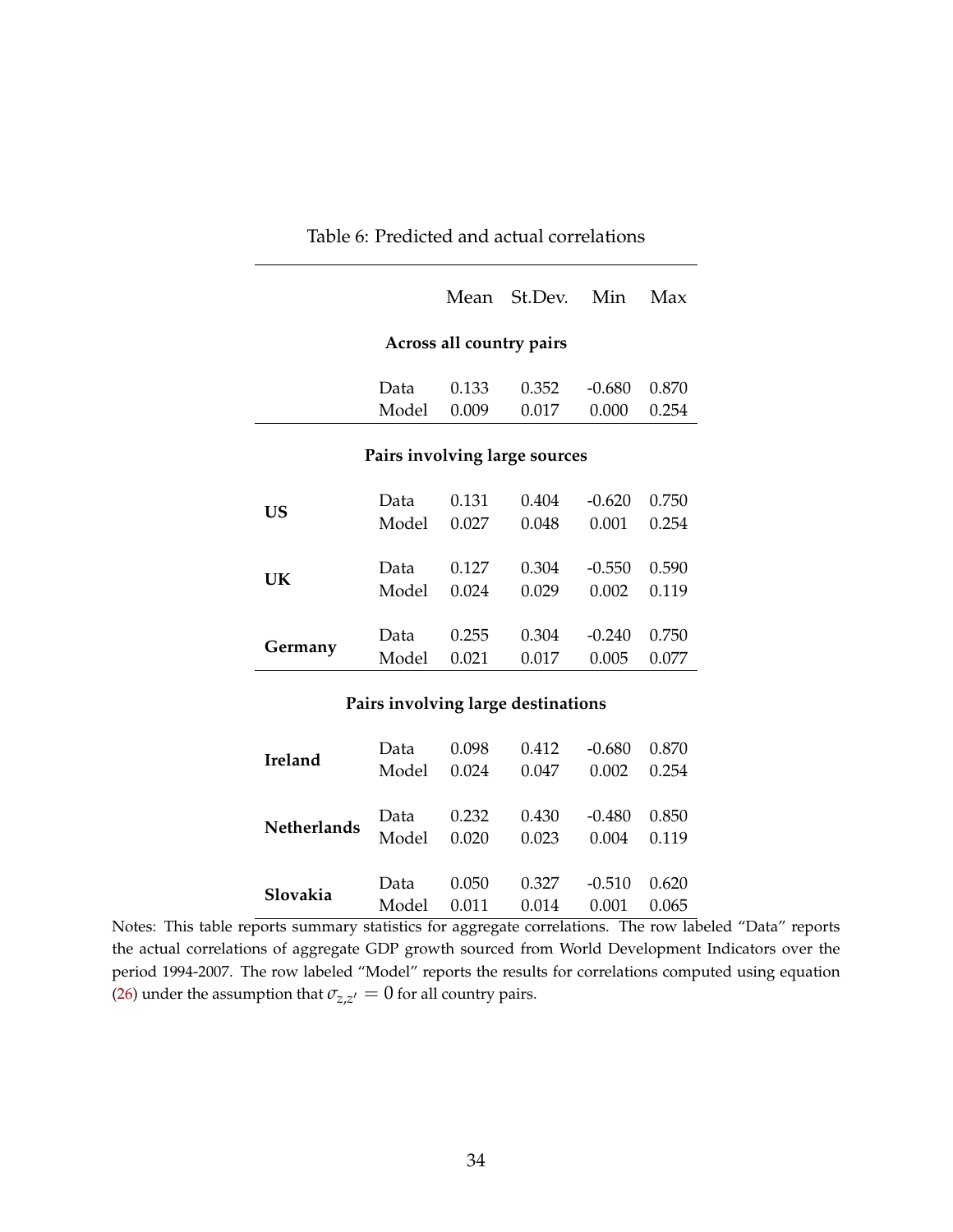Table 6: Predicted and actual correlations

| | | Mean | St.Dev. | Min | Max |
|---|---|---|---|---|---|
| **Across all country pairs** | | | | | |
| | Data | 0.133 | 0.352 | -0.680 | 0.870 |
| | Model | 0.009 | 0.017 | 0.000 | 0.254 |
| **Pairs involving large sources** | | | | | |
| **US** | Data | 0.131 | 0.404 | -0.620 | 0.750 |
| | Model | 0.027 | 0.048 | 0.001 | 0.254 |
| **UK** | Data | 0.127 | 0.304 | -0.550 | 0.590 |
| | Model | 0.024 | 0.029 | 0.002 | 0.119 |
| **Germany** | Data | 0.255 | 0.304 | -0.240 | 0.750 |
| | Model | 0.021 | 0.017 | 0.005 | 0.077 |
| **Pairs involving large destinations** | | | | | |
| **Ireland** | Data | 0.098 | 0.412 | -0.680 | 0.870 |
| | Model | 0.024 | 0.047 | 0.002 | 0.254 |
| **Netherlands** | Data | 0.232 | 0.430 | -0.480 | 0.850 |
| | Model | 0.020 | 0.023 | 0.004 | 0.119 |
| **Slovakia** | Data | 0.050 | 0.327 | -0.510 | 0.620 |
| | Model | 0.011 | 0.014 | 0.001 | 0.065 |

Notes: This table reports summary statistics for aggregate correlations. The row labeled "Data" reports the actual correlations of aggregate GDP growth sourced from World Development Indicators over the period 1994-2007. The row labeled "Model" reports the results for correlations computed using equation (26) under the assumption that $\sigma_{z,z'} = 0$ for all country pairs.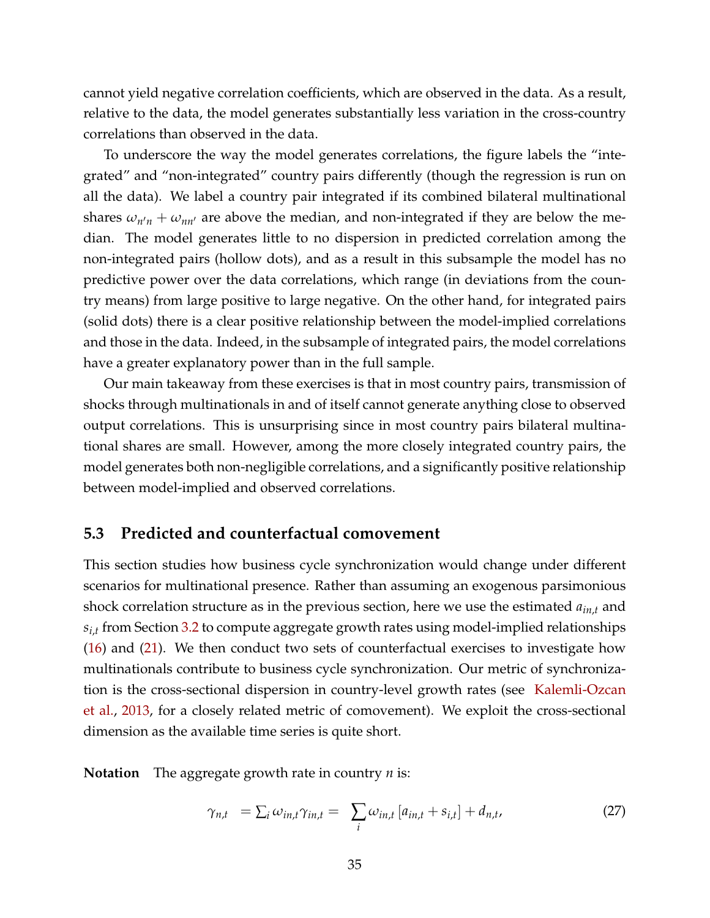cannot yield negative correlation coefficients, which are observed in the data. As a result, relative to the data, the model generates substantially less variation in the cross-country correlations than observed in the data.

To underscore the way the model generates correlations, the figure labels the "integrated" and "non-integrated" country pairs differently (though the regression is run on all the data). We label a country pair integrated if its combined bilateral multinational shares $\omega_{n'n} + \omega_{nn'}$ are above the median, and non-integrated if they are below the median. The model generates little to no dispersion in predicted correlation among the non-integrated pairs (hollow dots), and as a result in this subsample the model has no predictive power over the data correlations, which range (in deviations from the country means) from large positive to large negative. On the other hand, for integrated pairs (solid dots) there is a clear positive relationship between the model-implied correlations and those in the data. Indeed, in the subsample of integrated pairs, the model correlations have a greater explanatory power than in the full sample.

Our main takeaway from these exercises is that in most country pairs, transmission of shocks through multinationals in and of itself cannot generate anything close to observed output correlations. This is unsurprising since in most country pairs bilateral multinational shares are small. However, among the more closely integrated country pairs, the model generates both non-negligible correlations, and a significantly positive relationship between model-implied and observed correlations.

### 5.3 Predicted and counterfactual comovement

This section studies how business cycle synchronization would change under different scenarios for multinational presence. Rather than assuming an exogenous parsimonious shock correlation structure as in the previous section, here we use the estimated $a_{in,t}$ and $s_{i,t}$ from Section 3.2 to compute aggregate growth rates using model-implied relationships (16) and (21). We then conduct two sets of counterfactual exercises to investigate how multinationals contribute to business cycle synchronization. Our metric of synchronization is the cross-sectional dispersion in country-level growth rates (see Kalemli-Ozcan et al., 2013, for a closely related metric of comovement). We exploit the cross-sectional dimension as the available time series is quite short.

**Notation** The aggregate growth rate in country $n$ is:

$$\gamma_{n,t} \;\; = \textstyle\sum_i \omega_{in,t}\gamma_{in,t} = \displaystyle\sum_i \omega_{in,t}\left[a_{in,t} + s_{i,t}\right] + d_{n,t}, \tag{27}$$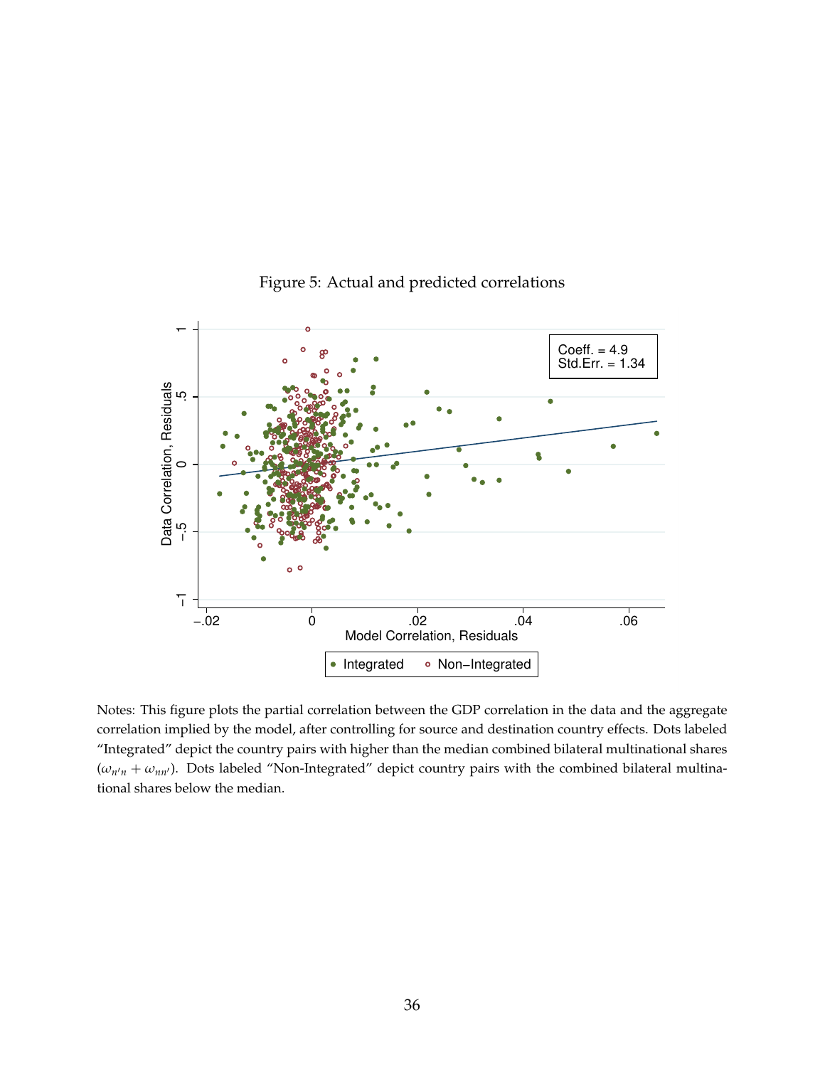Figure 5: Actual and predicted correlations

Notes: This figure plots the partial correlation between the GDP correlation in the data and the aggregate correlation implied by the model, after controlling for source and destination country effects. Dots labeled "Integrated" depict the country pairs with higher than the median combined bilateral multinational shares ($\omega_{n'n} + \omega_{nn'}$). Dots labeled "Non-Integrated" depict country pairs with the combined bilateral multinational shares below the median.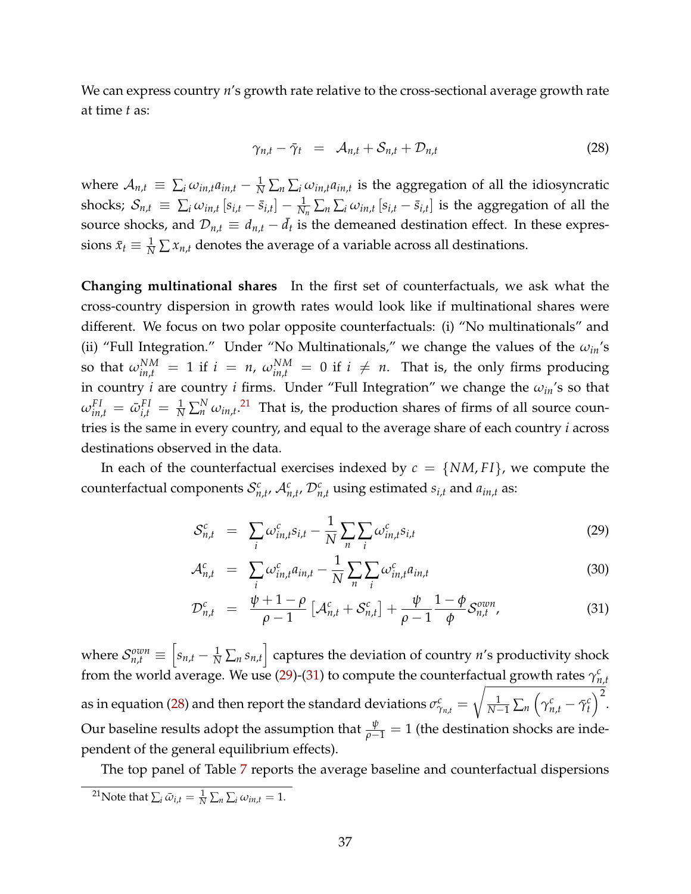We can express country $n$'s growth rate relative to the cross-sectional average growth rate at time $t$ as:

$$\gamma_{n,t} - \bar{\gamma}_t \quad = \quad \mathcal{A}_{n,t} + \mathcal{S}_{n,t} + \mathcal{D}_{n,t} \tag{28}$$

where $\mathcal{A}_{n,t} \equiv \sum_i \omega_{in,t} a_{in,t} - \frac{1}{N}\sum_n \sum_i \omega_{in,t} a_{in,t}$ is the aggregation of all the idiosyncratic shocks; $\mathcal{S}_{n,t} \equiv \sum_i \omega_{in,t}\left[s_{i,t} - \bar{s}_{i,t}\right] - \frac{1}{N_n}\sum_n \sum_i \omega_{in,t}\left[s_{i,t} - \bar{s}_{i,t}\right]$ is the aggregation of all the source shocks, and $\mathcal{D}_{n,t} \equiv d_{n,t} - \bar{d}_t$ is the demeaned destination effect. In these expressions $\bar{x}_t \equiv \frac{1}{N}\sum x_{n,t}$ denotes the average of a variable across all destinations.

**Changing multinational shares** In the first set of counterfactuals, we ask what the cross-country dispersion in growth rates would look like if multinational shares were different. We focus on two polar opposite counterfactuals: (i) "No multinationals" and (ii) "Full Integration." Under "No Multinationals," we change the values of the $\omega_{in}$'s so that $\omega^{NM}_{in,t} = 1$ if $i = n$, $\omega^{NM}_{in,t} = 0$ if $i \neq n$. That is, the only firms producing in country $i$ are country $i$ firms. Under "Full Integration" we change the $\omega_{in}$'s so that $\omega^{FI}_{in,t} = \bar{\omega}^{FI}_{i,t} = \frac{1}{N}\sum_n^N \omega_{in,t}$.[21] That is, the production shares of firms of all source countries is the same in every country, and equal to the average share of each country $i$ across destinations observed in the data.

In each of the counterfactual exercises indexed by $c = \{NM, FI\}$, we compute the counterfactual components $\mathcal{S}^c_{n,t}$, $\mathcal{A}^c_{n,t}$, $\mathcal{D}^c_{n,t}$ using estimated $s_{i,t}$ and $a_{in,t}$ as:

$$\mathcal{S}^c_{n,t} \quad = \quad \sum_i \omega^c_{in,t} s_{i,t} - \frac{1}{N}\sum_n \sum_i \omega^c_{in,t} s_{i,t} \tag{29}$$

$$\mathcal{A}^c_{n,t} \quad = \quad \sum_i \omega^c_{in,t} a_{in,t} - \frac{1}{N}\sum_n \sum_i \omega^c_{in,t} a_{in,t} \tag{30}$$

$$\mathcal{D}^c_{n,t} \quad = \quad \frac{\psi + 1 - \rho}{\rho - 1}\left[\mathcal{A}^c_{n,t} + \mathcal{S}^c_{n,t}\right] + \frac{\psi}{\rho - 1}\frac{1-\phi}{\phi}\mathcal{S}^{own}_{n,t}, \tag{31}$$

where $\mathcal{S}^{own}_{n,t} \equiv \left[s_{n,t} - \frac{1}{N}\sum_n s_{n,t}\right]$ captures the deviation of country $n$'s productivity shock from the world average. We use (29)-(31) to compute the counterfactual growth rates $\gamma^c_{n,t}$ as in equation (28) and then report the standard deviations $\sigma^c_{\gamma_{n,t}} = \sqrt{\frac{1}{N-1}\sum_n \left(\gamma^c_{n,t} - \bar{\gamma}^c_t\right)^2}$. Our baseline results adopt the assumption that $\frac{\psi}{\rho-1} = 1$ (the destination shocks are independent of the general equilibrium effects).

The top panel of Table 7 reports the average baseline and counterfactual dispersions

[21] Note that $\sum_i \bar{\omega}_{i,t} = \frac{1}{N}\sum_n \sum_i \omega_{in,t} = 1$.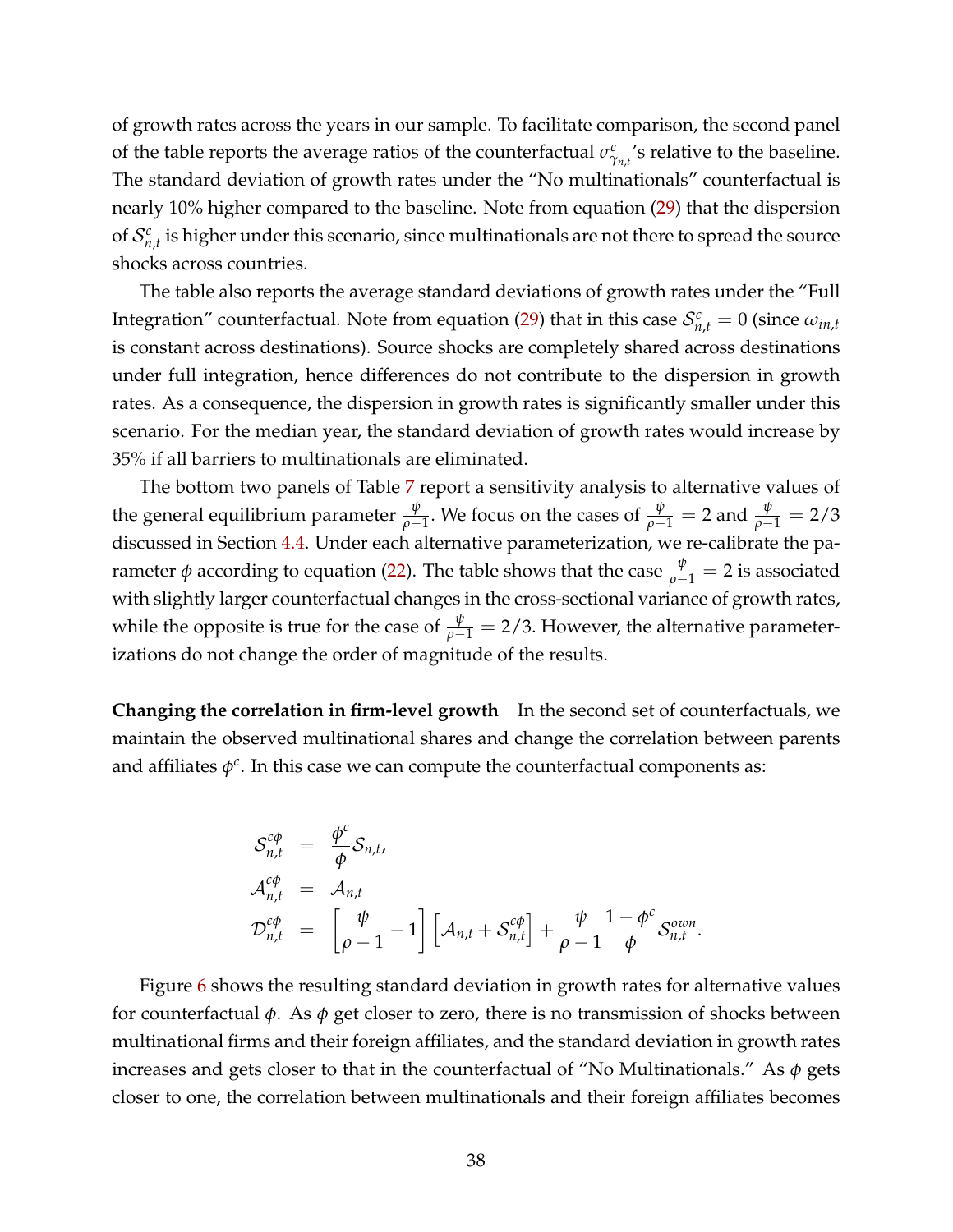of growth rates across the years in our sample. To facilitate comparison, the second panel of the table reports the average ratios of the counterfactual $\sigma^c_{\gamma_{n,t}}$'s relative to the baseline. The standard deviation of growth rates under the "No multinationals" counterfactual is nearly 10% higher compared to the baseline. Note from equation (29) that the dispersion of $\mathcal{S}^c_{n,t}$ is higher under this scenario, since multinationals are not there to spread the source shocks across countries.

The table also reports the average standard deviations of growth rates under the "Full Integration" counterfactual. Note from equation (29) that in this case $\mathcal{S}^c_{n,t} = 0$ (since $\omega_{in,t}$ is constant across destinations). Source shocks are completely shared across destinations under full integration, hence differences do not contribute to the dispersion in growth rates. As a consequence, the dispersion in growth rates is significantly smaller under this scenario. For the median year, the standard deviation of growth rates would increase by 35% if all barriers to multinationals are eliminated.

The bottom two panels of Table 7 report a sensitivity analysis to alternative values of the general equilibrium parameter $\frac{\psi}{\rho-1}$. We focus on the cases of $\frac{\psi}{\rho-1} = 2$ and $\frac{\psi}{\rho-1} = 2/3$ discussed in Section 4.4. Under each alternative parameterization, we re-calibrate the parameter $\phi$ according to equation (22). The table shows that the case $\frac{\psi}{\rho-1} = 2$ is associated with slightly larger counterfactual changes in the cross-sectional variance of growth rates, while the opposite is true for the case of $\frac{\psi}{\rho-1} = 2/3$. However, the alternative parameterizations do not change the order of magnitude of the results.

**Changing the correlation in firm-level growth** In the second set of counterfactuals, we maintain the observed multinational shares and change the correlation between parents and affiliates $\phi^c$. In this case we can compute the counterfactual components as:

$$
\begin{aligned}
\mathcal{S}^{c\phi}_{n,t} &= \frac{\phi^c}{\phi}\mathcal{S}_{n,t}, \\
\mathcal{A}^{c\phi}_{n,t} &= \mathcal{A}_{n,t} \\
\mathcal{D}^{c\phi}_{n,t} &= \left[\frac{\psi}{\rho-1} - 1\right]\left[\mathcal{A}_{n,t} + \mathcal{S}^{c\phi}_{n,t}\right] + \frac{\psi}{\rho-1}\frac{1-\phi^c}{\phi}\mathcal{S}^{own}_{n,t}.
\end{aligned}
$$

Figure 6 shows the resulting standard deviation in growth rates for alternative values for counterfactual $\phi$. As $\phi$ get closer to zero, there is no transmission of shocks between multinational firms and their foreign affiliates, and the standard deviation in growth rates increases and gets closer to that in the counterfactual of "No Multinationals." As $\phi$ gets closer to one, the correlation between multinationals and their foreign affiliates becomes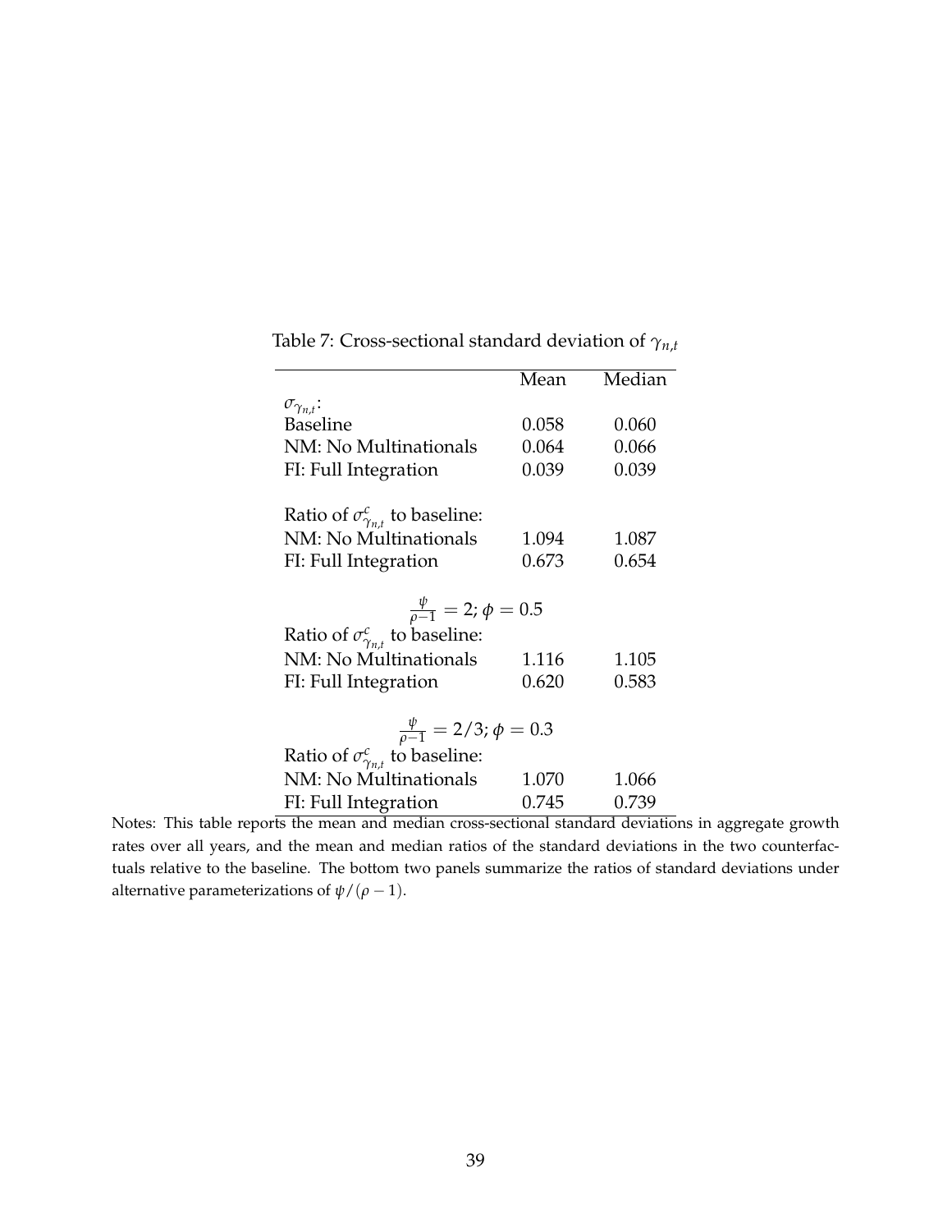Table 7: Cross-sectional standard deviation of $\gamma_{n,t}$

| | Mean | Median |
|---|---|---|
| $\sigma_{\gamma_{n,t}}$: | | |
| Baseline | 0.058 | 0.060 |
| NM: No Multinationals | 0.064 | 0.066 |
| FI: Full Integration | 0.039 | 0.039 |
| | | |
| Ratio of $\sigma^c_{\gamma_{n,t}}$ to baseline: | | |
| NM: No Multinationals | 1.094 | 1.087 |
| FI: Full Integration | 0.673 | 0.654 |
| | | |
| $\frac{\psi}{\rho-1} = 2; \phi = 0.5$ | | |
| Ratio of $\sigma^c_{\gamma_{n,t}}$ to baseline: | | |
| NM: No Multinationals | 1.116 | 1.105 |
| FI: Full Integration | 0.620 | 0.583 |
| | | |
| $\frac{\psi}{\rho-1} = 2/3; \phi = 0.3$ | | |
| Ratio of $\sigma^c_{\gamma_{n,t}}$ to baseline: | | |
| NM: No Multinationals | 1.070 | 1.066 |
| FI: Full Integration | 0.745 | 0.739 |

Notes: This table reports the mean and median cross-sectional standard deviations in aggregate growth rates over all years, and the mean and median ratios of the standard deviations in the two counterfactuals relative to the baseline. The bottom two panels summarize the ratios of standard deviations under alternative parameterizations of $\psi/(\rho-1)$.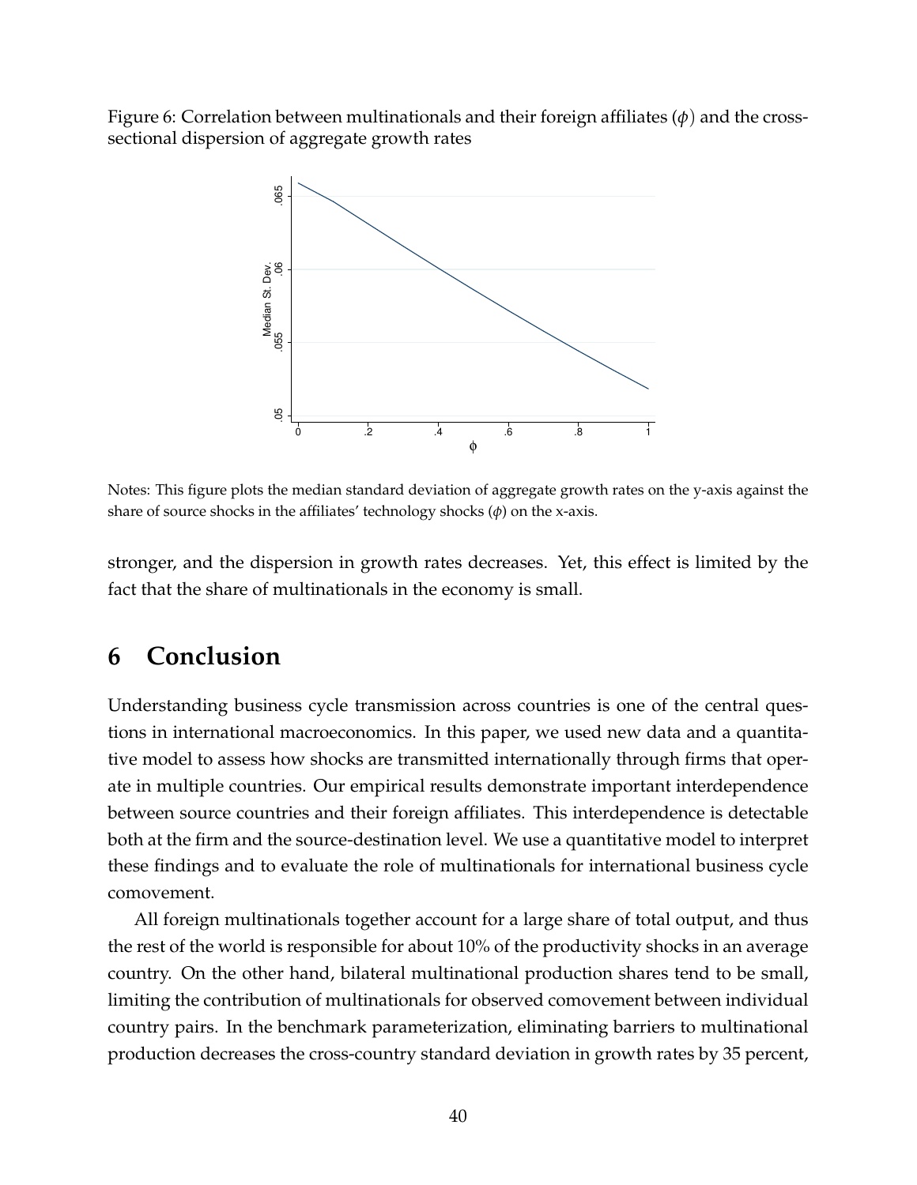Figure 6: Correlation between multinationals and their foreign affiliates ($\phi$) and the cross-sectional dispersion of aggregate growth rates

Notes: This figure plots the median standard deviation of aggregate growth rates on the y-axis against the share of source shocks in the affiliates' technology shocks ($\phi$) on the x-axis.

stronger, and the dispersion in growth rates decreases. Yet, this effect is limited by the fact that the share of multinationals in the economy is small.

# 6 Conclusion

Understanding business cycle transmission across countries is one of the central questions in international macroeconomics. In this paper, we used new data and a quantitative model to assess how shocks are transmitted internationally through firms that operate in multiple countries. Our empirical results demonstrate important interdependence between source countries and their foreign affiliates. This interdependence is detectable both at the firm and the source-destination level. We use a quantitative model to interpret these findings and to evaluate the role of multinationals for international business cycle comovement.

All foreign multinationals together account for a large share of total output, and thus the rest of the world is responsible for about 10% of the productivity shocks in an average country. On the other hand, bilateral multinational production shares tend to be small, limiting the contribution of multinationals for observed comovement between individual country pairs. In the benchmark parameterization, eliminating barriers to multinational production decreases the cross-country standard deviation in growth rates by 35 percent,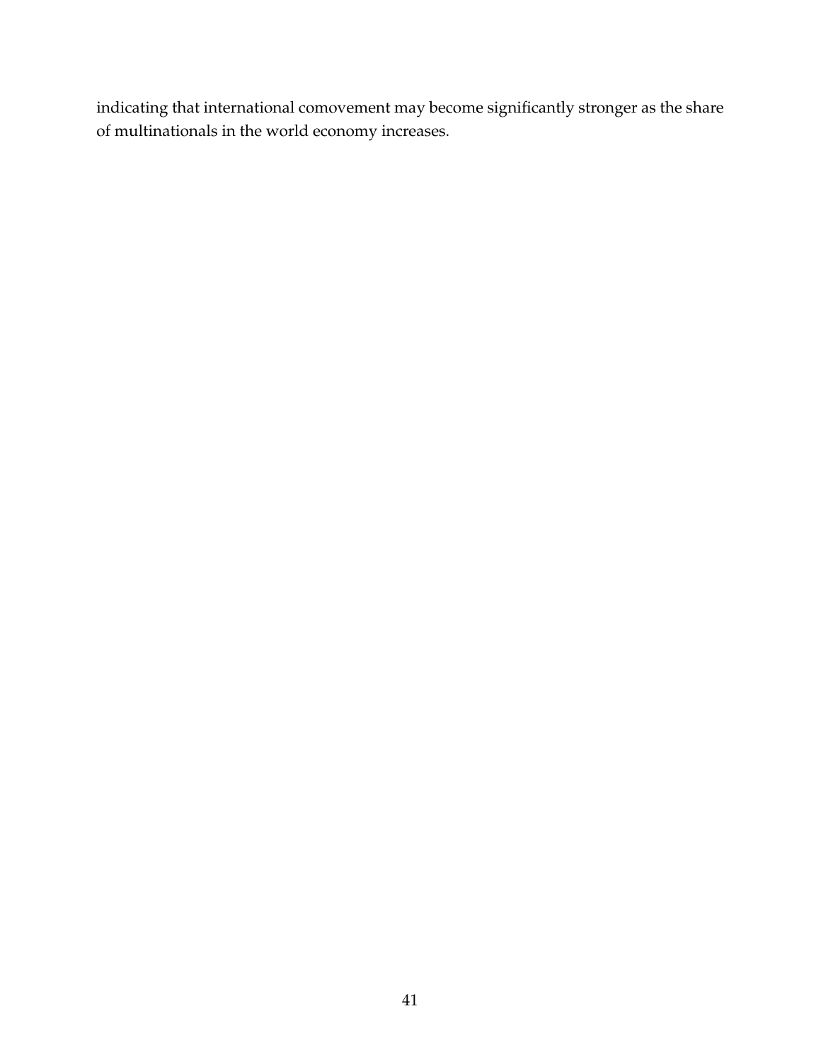indicating that international comovement may become significantly stronger as the share of multinationals in the world economy increases.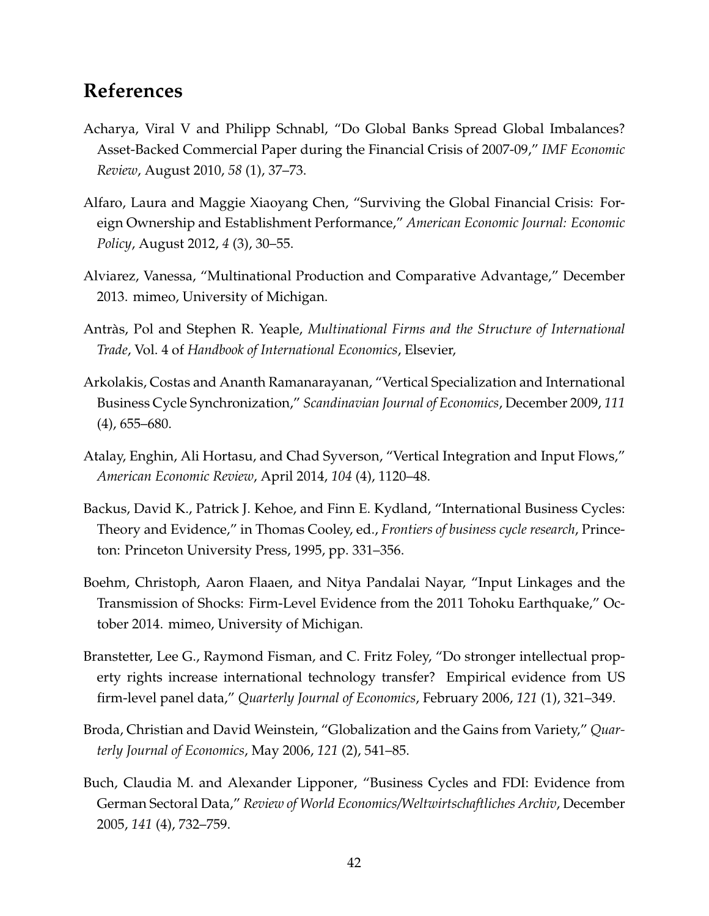## References

Acharya, Viral V and Philipp Schnabl, "Do Global Banks Spread Global Imbalances? Asset-Backed Commercial Paper during the Financial Crisis of 2007-09," *IMF Economic Review*, August 2010, *58* (1), 37–73.

Alfaro, Laura and Maggie Xiaoyang Chen, "Surviving the Global Financial Crisis: Foreign Ownership and Establishment Performance," *American Economic Journal: Economic Policy*, August 2012, *4* (3), 30–55.

Alviarez, Vanessa, "Multinational Production and Comparative Advantage," December 2013. mimeo, University of Michigan.

Antràs, Pol and Stephen R. Yeaple, *Multinational Firms and the Structure of International Trade*, Vol. 4 of *Handbook of International Economics*, Elsevier,

Arkolakis, Costas and Ananth Ramanarayanan, "Vertical Specialization and International Business Cycle Synchronization," *Scandinavian Journal of Economics*, December 2009, *111* (4), 655–680.

Atalay, Enghin, Ali Hortasu, and Chad Syverson, "Vertical Integration and Input Flows," *American Economic Review*, April 2014, *104* (4), 1120–48.

Backus, David K., Patrick J. Kehoe, and Finn E. Kydland, "International Business Cycles: Theory and Evidence," in Thomas Cooley, ed., *Frontiers of business cycle research*, Princeton: Princeton University Press, 1995, pp. 331–356.

Boehm, Christoph, Aaron Flaaen, and Nitya Pandalai Nayar, "Input Linkages and the Transmission of Shocks: Firm-Level Evidence from the 2011 Tohoku Earthquake," October 2014. mimeo, University of Michigan.

Branstetter, Lee G., Raymond Fisman, and C. Fritz Foley, "Do stronger intellectual property rights increase international technology transfer? Empirical evidence from US firm-level panel data," *Quarterly Journal of Economics*, February 2006, *121* (1), 321–349.

Broda, Christian and David Weinstein, "Globalization and the Gains from Variety," *Quarterly Journal of Economics*, May 2006, *121* (2), 541–85.

Buch, Claudia M. and Alexander Lipponer, "Business Cycles and FDI: Evidence from German Sectoral Data," *Review of World Economics/Weltwirtschaftliches Archiv*, December 2005, *141* (4), 732–759.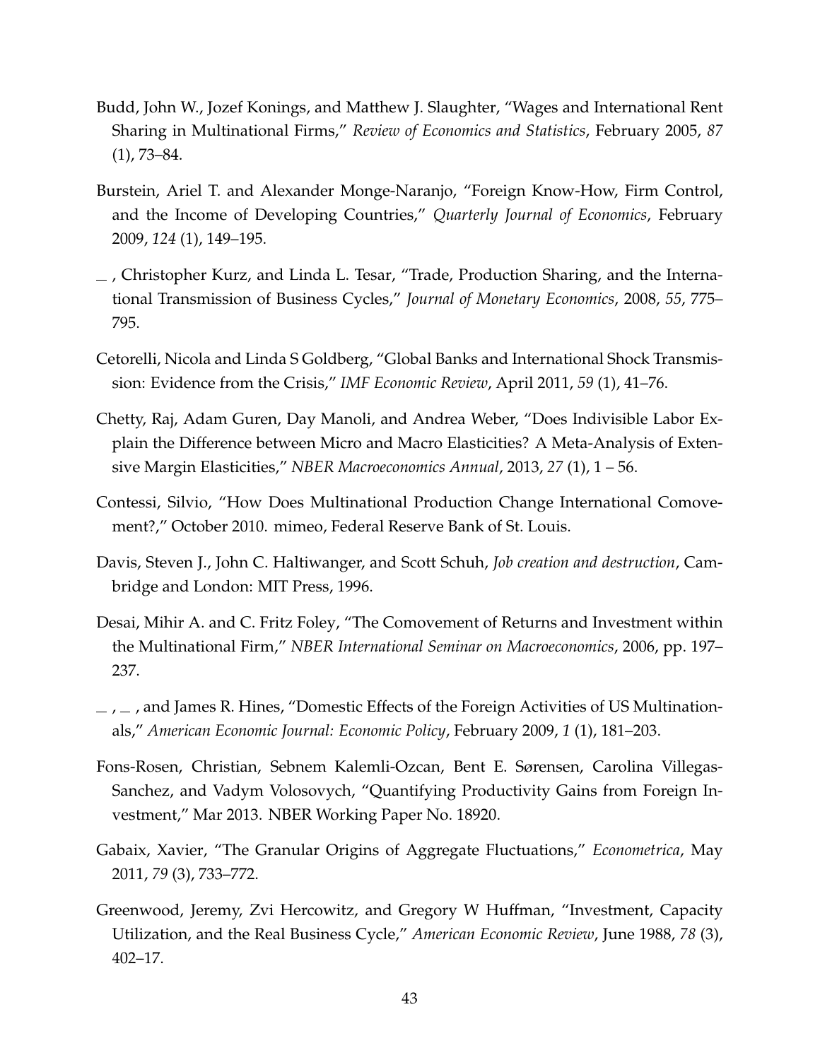Budd, John W., Jozef Konings, and Matthew J. Slaughter, "Wages and International Rent Sharing in Multinational Firms," *Review of Economics and Statistics*, February 2005, *87* (1), 73–84.

Burstein, Ariel T. and Alexander Monge-Naranjo, "Foreign Know-How, Firm Control, and the Income of Developing Countries," *Quarterly Journal of Economics*, February 2009, *124* (1), 149–195.

_ , Christopher Kurz, and Linda L. Tesar, "Trade, Production Sharing, and the International Transmission of Business Cycles," *Journal of Monetary Economics*, 2008, *55*, 775–795.

Cetorelli, Nicola and Linda S Goldberg, "Global Banks and International Shock Transmission: Evidence from the Crisis," *IMF Economic Review*, April 2011, *59* (1), 41–76.

Chetty, Raj, Adam Guren, Day Manoli, and Andrea Weber, "Does Indivisible Labor Explain the Difference between Micro and Macro Elasticities? A Meta-Analysis of Extensive Margin Elasticities," *NBER Macroeconomics Annual*, 2013, *27* (1), 1 – 56.

Contessi, Silvio, "How Does Multinational Production Change International Comovement?," October 2010. mimeo, Federal Reserve Bank of St. Louis.

Davis, Steven J., John C. Haltiwanger, and Scott Schuh, *Job creation and destruction*, Cambridge and London: MIT Press, 1996.

Desai, Mihir A. and C. Fritz Foley, "The Comovement of Returns and Investment within the Multinational Firm," *NBER International Seminar on Macroeconomics*, 2006, pp. 197–237.

_ , _ , and James R. Hines, "Domestic Effects of the Foreign Activities of US Multinationals," *American Economic Journal: Economic Policy*, February 2009, *1* (1), 181–203.

Fons-Rosen, Christian, Sebnem Kalemli-Ozcan, Bent E. Sørensen, Carolina Villegas-Sanchez, and Vadym Volosovych, "Quantifying Productivity Gains from Foreign Investment," Mar 2013. NBER Working Paper No. 18920.

Gabaix, Xavier, "The Granular Origins of Aggregate Fluctuations," *Econometrica*, May 2011, *79* (3), 733–772.

Greenwood, Jeremy, Zvi Hercowitz, and Gregory W Huffman, "Investment, Capacity Utilization, and the Real Business Cycle," *American Economic Review*, June 1988, *78* (3), 402–17.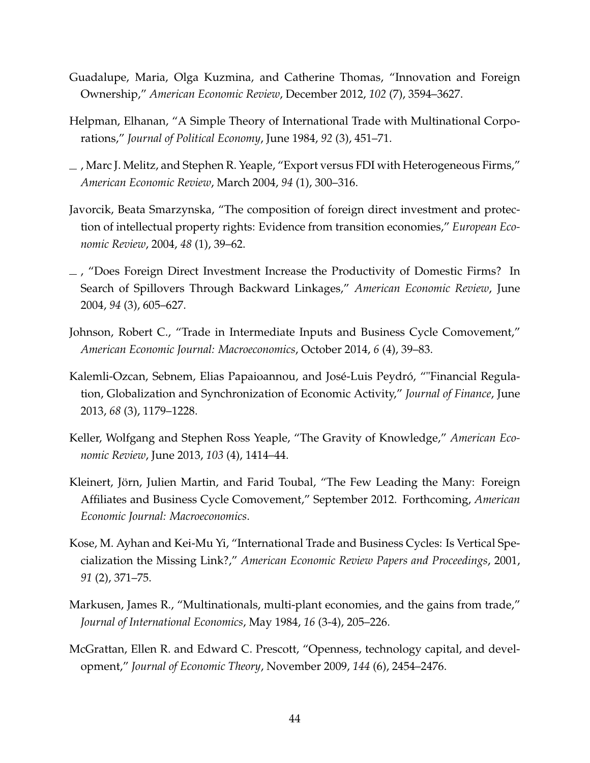Guadalupe, Maria, Olga Kuzmina, and Catherine Thomas, "Innovation and Foreign Ownership," *American Economic Review*, December 2012, *102* (7), 3594–3627.

Helpman, Elhanan, "A Simple Theory of International Trade with Multinational Corporations," *Journal of Political Economy*, June 1984, *92* (3), 451–71.

_ , Marc J. Melitz, and Stephen R. Yeaple, "Export versus FDI with Heterogeneous Firms," *American Economic Review*, March 2004, *94* (1), 300–316.

Javorcik, Beata Smarzynska, "The composition of foreign direct investment and protection of intellectual property rights: Evidence from transition economies," *European Economic Review*, 2004, *48* (1), 39–62.

_ , "Does Foreign Direct Investment Increase the Productivity of Domestic Firms? In Search of Spillovers Through Backward Linkages," *American Economic Review*, June 2004, *94* (3), 605–627.

Johnson, Robert C., "Trade in Intermediate Inputs and Business Cycle Comovement," *American Economic Journal: Macroeconomics*, October 2014, *6* (4), 39–83.

Kalemli-Ozcan, Sebnem, Elias Papaioannou, and José-Luis Peydró, ""Financial Regulation, Globalization and Synchronization of Economic Activity," *Journal of Finance*, June 2013, *68* (3), 1179–1228.

Keller, Wolfgang and Stephen Ross Yeaple, "The Gravity of Knowledge," *American Economic Review*, June 2013, *103* (4), 1414–44.

Kleinert, Jörn, Julien Martin, and Farid Toubal, "The Few Leading the Many: Foreign Affiliates and Business Cycle Comovement," September 2012. Forthcoming, *American Economic Journal: Macroeconomics*.

Kose, M. Ayhan and Kei-Mu Yi, "International Trade and Business Cycles: Is Vertical Specialization the Missing Link?," *American Economic Review Papers and Proceedings*, 2001, *91* (2), 371–75.

Markusen, James R., "Multinationals, multi-plant economies, and the gains from trade," *Journal of International Economics*, May 1984, *16* (3-4), 205–226.

McGrattan, Ellen R. and Edward C. Prescott, "Openness, technology capital, and development," *Journal of Economic Theory*, November 2009, *144* (6), 2454–2476.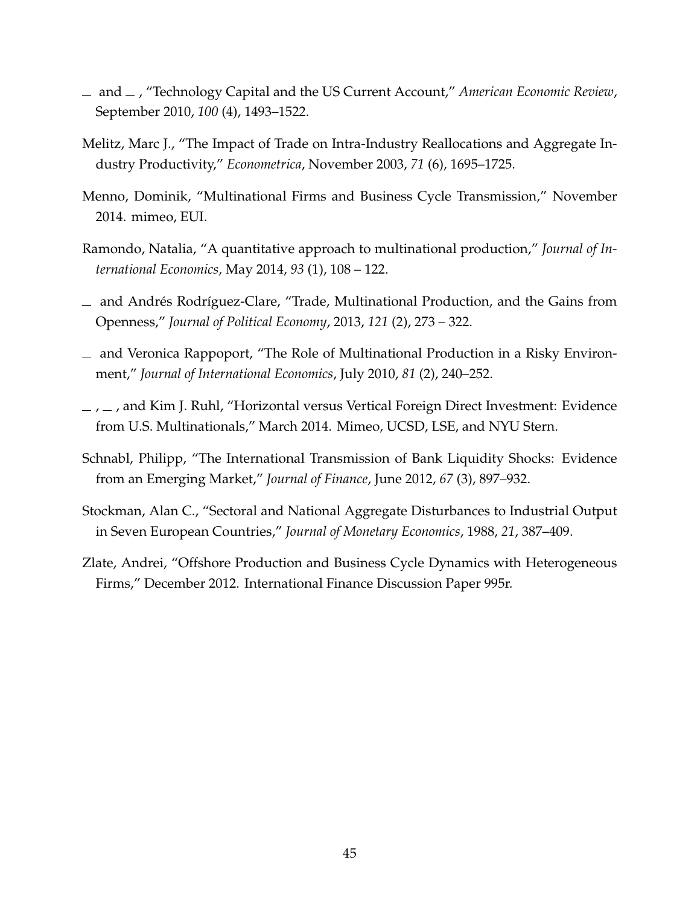_ and _ , "Technology Capital and the US Current Account," *American Economic Review*, September 2010, *100* (4), 1493–1522.

Melitz, Marc J., "The Impact of Trade on Intra-Industry Reallocations and Aggregate Industry Productivity," *Econometrica*, November 2003, *71* (6), 1695–1725.

Menno, Dominik, "Multinational Firms and Business Cycle Transmission," November 2014. mimeo, EUI.

Ramondo, Natalia, "A quantitative approach to multinational production," *Journal of International Economics*, May 2014, *93* (1), 108 – 122.

_ and Andrés Rodríguez-Clare, "Trade, Multinational Production, and the Gains from Openness," *Journal of Political Economy*, 2013, *121* (2), 273 – 322.

_ and Veronica Rappoport, "The Role of Multinational Production in a Risky Environment," *Journal of International Economics*, July 2010, *81* (2), 240–252.

_ , _ , and Kim J. Ruhl, "Horizontal versus Vertical Foreign Direct Investment: Evidence from U.S. Multinationals," March 2014. Mimeo, UCSD, LSE, and NYU Stern.

Schnabl, Philipp, "The International Transmission of Bank Liquidity Shocks: Evidence from an Emerging Market," *Journal of Finance*, June 2012, *67* (3), 897–932.

Stockman, Alan C., "Sectoral and National Aggregate Disturbances to Industrial Output in Seven European Countries," *Journal of Monetary Economics*, 1988, *21*, 387–409.

Zlate, Andrei, "Offshore Production and Business Cycle Dynamics with Heterogeneous Firms," December 2012. International Finance Discussion Paper 995r.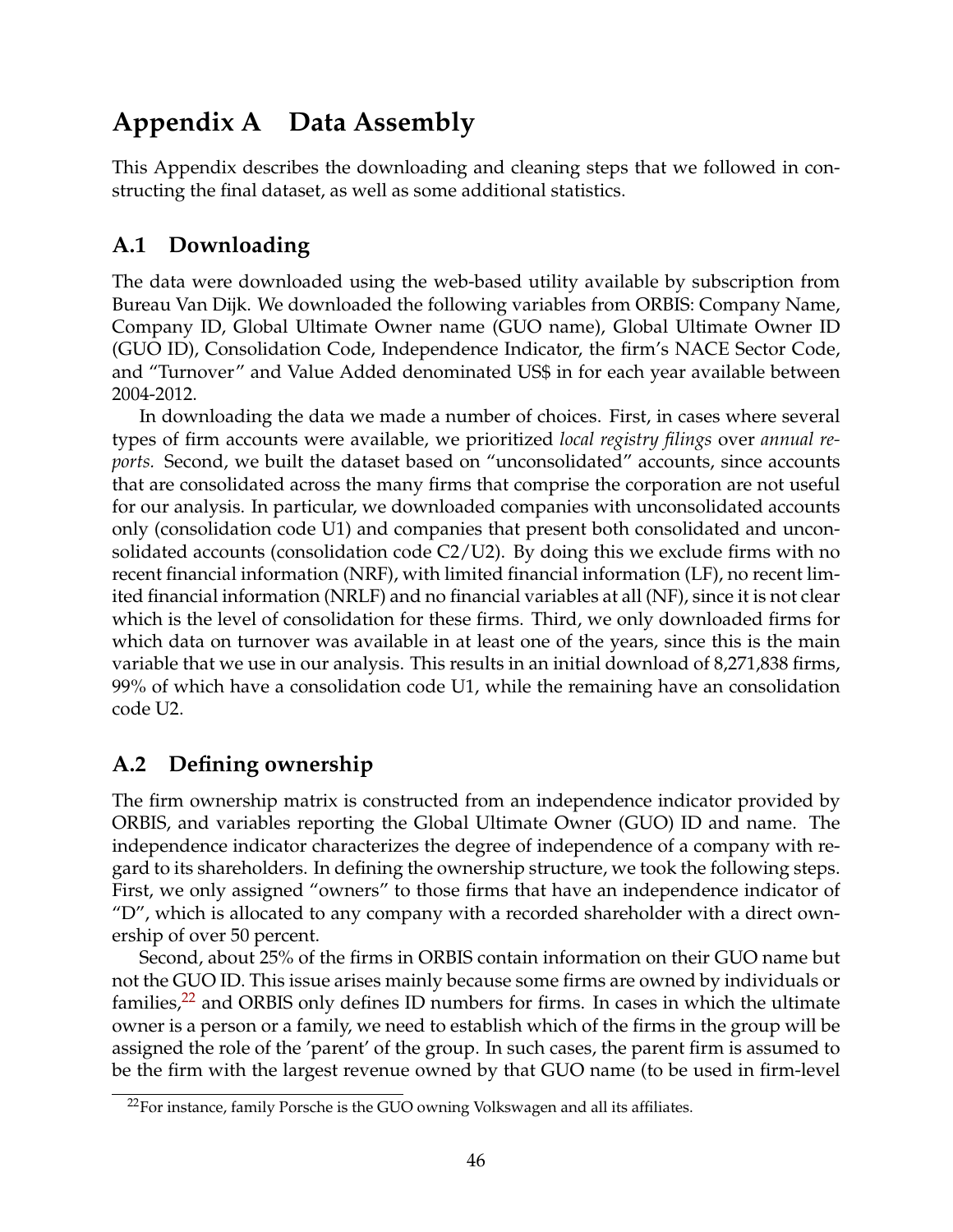# Appendix A Data Assembly

This Appendix describes the downloading and cleaning steps that we followed in constructing the final dataset, as well as some additional statistics.

## A.1 Downloading

The data were downloaded using the web-based utility available by subscription from Bureau Van Dijk. We downloaded the following variables from ORBIS: Company Name, Company ID, Global Ultimate Owner name (GUO name), Global Ultimate Owner ID (GUO ID), Consolidation Code, Independence Indicator, the firm's NACE Sector Code, and "Turnover" and Value Added denominated US$ in for each year available between 2004-2012.

In downloading the data we made a number of choices. First, in cases where several types of firm accounts were available, we prioritized *local registry filings* over *annual reports.* Second, we built the dataset based on "unconsolidated" accounts, since accounts that are consolidated across the many firms that comprise the corporation are not useful for our analysis. In particular, we downloaded companies with unconsolidated accounts only (consolidation code U1) and companies that present both consolidated and unconsolidated accounts (consolidation code C2/U2). By doing this we exclude firms with no recent financial information (NRF), with limited financial information (LF), no recent limited financial information (NRLF) and no financial variables at all (NF), since it is not clear which is the level of consolidation for these firms. Third, we only downloaded firms for which data on turnover was available in at least one of the years, since this is the main variable that we use in our analysis. This results in an initial download of 8,271,838 firms, 99% of which have a consolidation code U1, while the remaining have an consolidation code U2.

## A.2 Defining ownership

The firm ownership matrix is constructed from an independence indicator provided by ORBIS, and variables reporting the Global Ultimate Owner (GUO) ID and name. The independence indicator characterizes the degree of independence of a company with regard to its shareholders. In defining the ownership structure, we took the following steps. First, we only assigned "owners" to those firms that have an independence indicator of "D", which is allocated to any company with a recorded shareholder with a direct ownership of over 50 percent.

Second, about 25% of the firms in ORBIS contain information on their GUO name but not the GUO ID. This issue arises mainly because some firms are owned by individuals or families,[22] and ORBIS only defines ID numbers for firms. In cases in which the ultimate owner is a person or a family, we need to establish which of the firms in the group will be assigned the role of the 'parent' of the group. In such cases, the parent firm is assumed to be the firm with the largest revenue owned by that GUO name (to be used in firm-level

[22]For instance, family Porsche is the GUO owning Volkswagen and all its affiliates.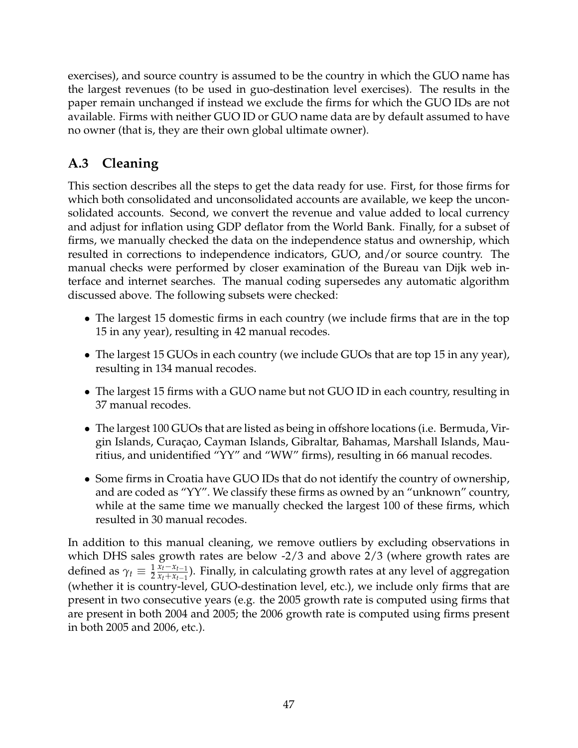exercises), and source country is assumed to be the country in which the GUO name has the largest revenues (to be used in guo-destination level exercises). The results in the paper remain unchanged if instead we exclude the firms for which the GUO IDs are not available. Firms with neither GUO ID or GUO name data are by default assumed to have no owner (that is, they are their own global ultimate owner).

## A.3 Cleaning

This section describes all the steps to get the data ready for use. First, for those firms for which both consolidated and unconsolidated accounts are available, we keep the unconsolidated accounts. Second, we convert the revenue and value added to local currency and adjust for inflation using GDP deflator from the World Bank. Finally, for a subset of firms, we manually checked the data on the independence status and ownership, which resulted in corrections to independence indicators, GUO, and/or source country. The manual checks were performed by closer examination of the Bureau van Dijk web interface and internet searches. The manual coding supersedes any automatic algorithm discussed above. The following subsets were checked:

- The largest 15 domestic firms in each country (we include firms that are in the top 15 in any year), resulting in 42 manual recodes.
- The largest 15 GUOs in each country (we include GUOs that are top 15 in any year), resulting in 134 manual recodes.
- The largest 15 firms with a GUO name but not GUO ID in each country, resulting in 37 manual recodes.
- The largest 100 GUOs that are listed as being in offshore locations (i.e. Bermuda, Virgin Islands, Curaçao, Cayman Islands, Gibraltar, Bahamas, Marshall Islands, Mauritius, and unidentified "YY" and "WW" firms), resulting in 66 manual recodes.
- Some firms in Croatia have GUO IDs that do not identify the country of ownership, and are coded as "YY". We classify these firms as owned by an "unknown" country, while at the same time we manually checked the largest 100 of these firms, which resulted in 30 manual recodes.

In addition to this manual cleaning, we remove outliers by excluding observations in which DHS sales growth rates are below -2/3 and above 2/3 (where growth rates are defined as $\gamma_t \equiv \frac{1}{2}\frac{x_t - x_{t-1}}{x_t + x_{t-1}}$). Finally, in calculating growth rates at any level of aggregation (whether it is country-level, GUO-destination level, etc.), we include only firms that are present in two consecutive years (e.g. the 2005 growth rate is computed using firms that are present in both 2004 and 2005; the 2006 growth rate is computed using firms present in both 2005 and 2006, etc.).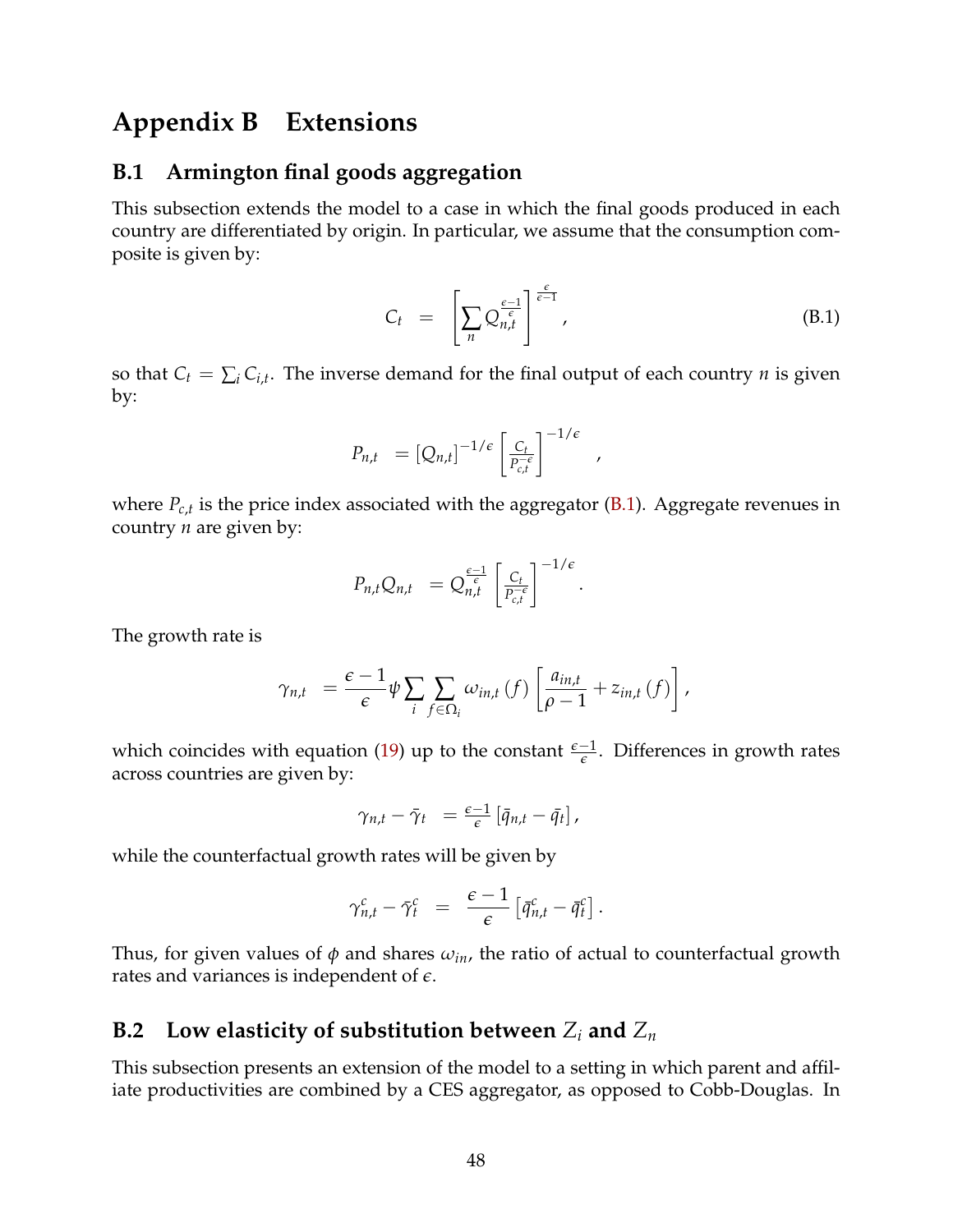# Appendix B Extensions

## B.1 Armington final goods aggregation

This subsection extends the model to a case in which the final goods produced in each country are differentiated by origin. In particular, we assume that the consumption composite is given by:

$$C_t = \left[ \sum_n Q_{n,t}^{\frac{\epsilon-1}{\epsilon}} \right]^{\frac{\epsilon}{\epsilon-1}}, \tag{B.1}$$

so that $C_t = \sum_i C_{i,t}$. The inverse demand for the final output of each country $n$ is given by:

$$P_{n,t} = \left[ Q_{n,t} \right]^{-1/\epsilon} \left[ \frac{C_t}{P_{c,t}^{-\epsilon}} \right]^{-1/\epsilon},$$

where $P_{c,t}$ is the price index associated with the aggregator (B.1). Aggregate revenues in country $n$ are given by:

$$P_{n,t} Q_{n,t} = Q_{n,t}^{\frac{\epsilon-1}{\epsilon}} \left[ \frac{C_t}{P_{c,t}^{-\epsilon}} \right]^{-1/\epsilon}.$$

The growth rate is

$$\gamma_{n,t} = \frac{\epsilon-1}{\epsilon} \psi \sum_i \sum_{f \in \Omega_i} \omega_{in,t}(f) \left[ \frac{a_{in,t}}{\rho - 1} + z_{in,t}(f) \right],$$

which coincides with equation (19) up to the constant $\frac{\epsilon-1}{\epsilon}$. Differences in growth rates across countries are given by:

$$\gamma_{n,t} - \bar{\gamma}_t = \frac{\epsilon-1}{\epsilon} \left[ \bar{q}_{n,t} - \bar{q}_t \right],$$

while the counterfactual growth rates will be given by

$$\gamma_{n,t}^c - \bar{\gamma}_t^c = \frac{\epsilon-1}{\epsilon} \left[ \bar{q}_{n,t}^c - \bar{q}_t^c \right].$$

Thus, for given values of $\phi$ and shares $\omega_{in}$, the ratio of actual to counterfactual growth rates and variances is independent of $\epsilon$.

## B.2 Low elasticity of substitution between $Z_i$ and $Z_n$

This subsection presents an extension of the model to a setting in which parent and affiliate productivities are combined by a CES aggregator, as opposed to Cobb-Douglas. In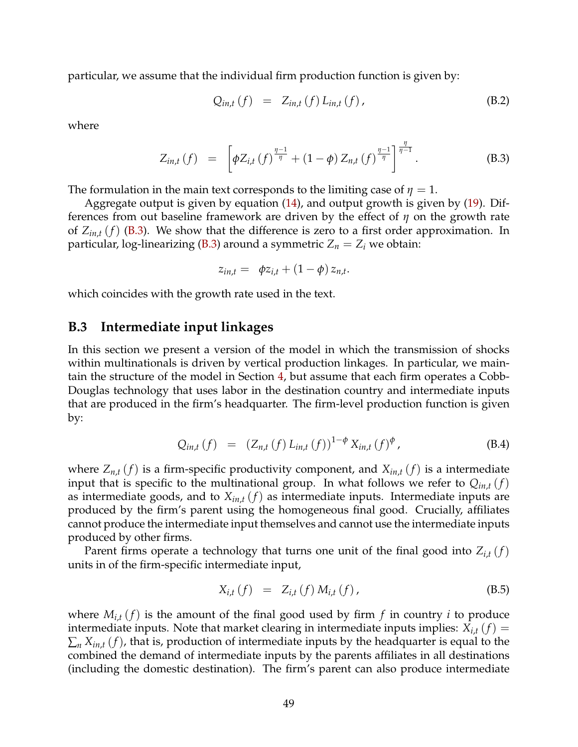particular, we assume that the individual firm production function is given by:

$$Q_{in,t}(f) \;\; = \;\; Z_{in,t}(f) \, L_{in,t}(f) \, , \tag{B.2}$$

where

$$Z_{in,t}(f) \;\; = \;\; \left[ \phi Z_{i,t}(f)^{\frac{\eta-1}{\eta}} + (1-\phi) \, Z_{n,t}(f)^{\frac{\eta-1}{\eta}} \right]^{\frac{\eta}{\eta-1}} . \tag{B.3}$$

The formulation in the main text corresponds to the limiting case of $\eta = 1$.

Aggregate output is given by equation (14), and output growth is given by (19). Differences from out baseline framework are driven by the effect of $\eta$ on the growth rate of $Z_{in,t}(f)$ (B.3). We show that the difference is zero to a first order approximation. In particular, log-linearizing (B.3) around a symmetric $Z_n = Z_i$ we obtain:

$$z_{in,t} = \;\; \phi z_{i,t} + (1-\phi) \, z_{n,t}.$$

which coincides with the growth rate used in the text.

### B.3 Intermediate input linkages

In this section we present a version of the model in which the transmission of shocks within multinationals is driven by vertical production linkages. In particular, we maintain the structure of the model in Section 4, but assume that each firm operates a Cobb-Douglas technology that uses labor in the destination country and intermediate inputs that are produced in the firm's headquarter. The firm-level production function is given by:

$$Q_{in,t}(f) \;\; = \;\; \left( Z_{n,t}(f) \, L_{in,t}(f) \right)^{1-\phi} X_{in,t}(f)^{\phi} \, , \tag{B.4}$$

where $Z_{n,t}(f)$ is a firm-specific productivity component, and $X_{in,t}(f)$ is a intermediate input that is specific to the multinational group. In what follows we refer to $Q_{in,t}(f)$ as intermediate goods, and to $X_{in,t}(f)$ as intermediate inputs. Intermediate inputs are produced by the firm's parent using the homogeneous final good. Crucially, affiliates cannot produce the intermediate input themselves and cannot use the intermediate inputs produced by other firms.

Parent firms operate a technology that turns one unit of the final good into $Z_{i,t}(f)$ units in of the firm-specific intermediate input,

$$X_{i,t}(f) \;\; = \;\; Z_{i,t}(f) \, M_{i,t}(f) \, , \tag{B.5}$$

where $M_{i,t}(f)$ is the amount of the final good used by firm $f$ in country $i$ to produce intermediate inputs. Note that market clearing in intermediate inputs implies: $X_{i,t}(f) = \sum_n X_{in,t}(f)$, that is, production of intermediate inputs by the headquarter is equal to the combined the demand of intermediate inputs by the parents affiliates in all destinations (including the domestic destination). The firm's parent can also produce intermediate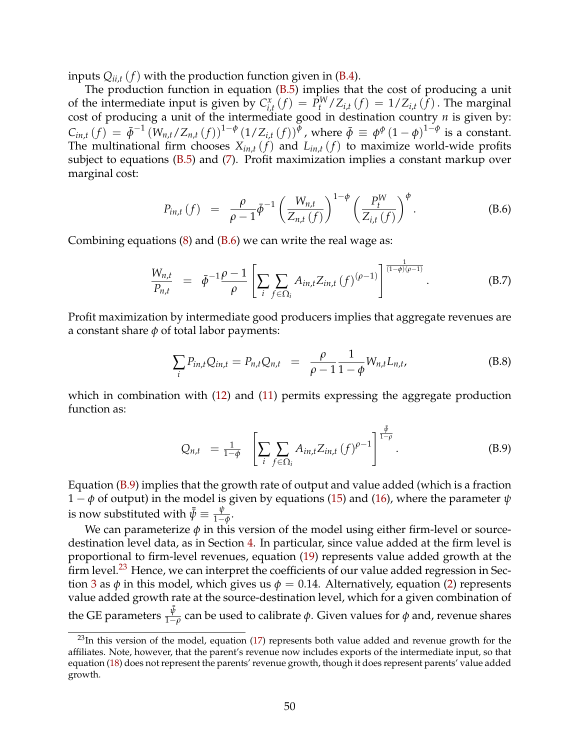inputs $Q_{ii,t}(f)$ with the production function given in (B.4).

The production function in equation (B.5) implies that the cost of producing a unit of the intermediate input is given by $C^{x}_{i,t}(f) = P^{W}_{t}/Z_{i,t}(f) = 1/Z_{i,t}(f)$. The marginal cost of producing a unit of the intermediate good in destination country $n$ is given by: $C_{in,t}(f) = \bar{\phi}^{-1}(W_{n,t}/Z_{n,t}(f))^{1-\phi}(1/Z_{i,t}(f))^{\phi}$, where $\bar{\phi} \equiv \phi^{\phi}(1-\phi)^{1-\phi}$ is a constant. The multinational firm chooses $X_{in,t}(f)$ and $L_{in,t}(f)$ to maximize world-wide profits subject to equations (B.5) and (7). Profit maximization implies a constant markup over marginal cost:

$$P_{in,t}(f) \quad = \quad \frac{\rho}{\rho-1}\bar{\phi}^{-1}\left(\frac{W_{n,t}}{Z_{n,t}(f)}\right)^{1-\phi}\left(\frac{P^{W}_{t}}{Z_{i,t}(f)}\right)^{\phi}. \tag{B.6}$$

Combining equations (8) and (B.6) we can write the real wage as:

$$\frac{W_{n,t}}{P_{n,t}} \quad = \quad \bar{\phi}^{-1}\frac{\rho-1}{\rho}\left[\sum_{i}\sum_{f\in\Omega_i} A_{in,t}Z_{in,t}(f)^{(\rho-1)}\right]^{\frac{1}{(1-\phi)(\rho-1)}}. \tag{B.7}$$

Profit maximization by intermediate good producers implies that aggregate revenues are a constant share $\phi$ of total labor payments:

$$\sum_{i} P_{in,t}Q_{in,t} = P_{n,t}Q_{n,t} \quad = \quad \frac{\rho}{\rho-1}\frac{1}{1-\phi}W_{n,t}L_{n,t}, \tag{B.8}$$

which in combination with (12) and (11) permits expressing the aggregate production function as:

$$Q_{n,t} \quad = \frac{1}{1-\phi} \quad \left[\sum_{i}\sum_{f\in\Omega_i} A_{in,t}Z_{in,t}(f)^{\rho-1}\right]^{\frac{\bar{\bar{\psi}}}{1-\rho}}. \tag{B.9}$$

Equation (B.9) implies that the growth rate of output and value added (which is a fraction $1-\phi$ of output) in the model is given by equations (15) and (16), where the parameter $\psi$ is now substituted with $\bar{\bar{\psi}} \equiv \frac{\psi}{1-\phi}$.

We can parameterize $\phi$ in this version of the model using either firm-level or source-destination level data, as in Section 4. In particular, since value added at the firm level is proportional to firm-level revenues, equation (19) represents value added growth at the firm level.[23] Hence, we can interpret the coefficients of our value added regression in Section 3 as $\phi$ in this model, which gives us $\phi = 0.14$. Alternatively, equation (2) represents value added growth rate at the source-destination level, which for a given combination of the GE parameters $\frac{\bar{\bar{\psi}}}{1-\rho}$ can be used to calibrate $\phi$. Given values for $\phi$ and, revenue shares

[23] In this version of the model, equation (17) represents both value added and revenue growth for the affiliates. Note, however, that the parent's revenue now includes exports of the intermediate input, so that equation (18) does not represent the parents' revenue growth, though it does represent parents' value added growth.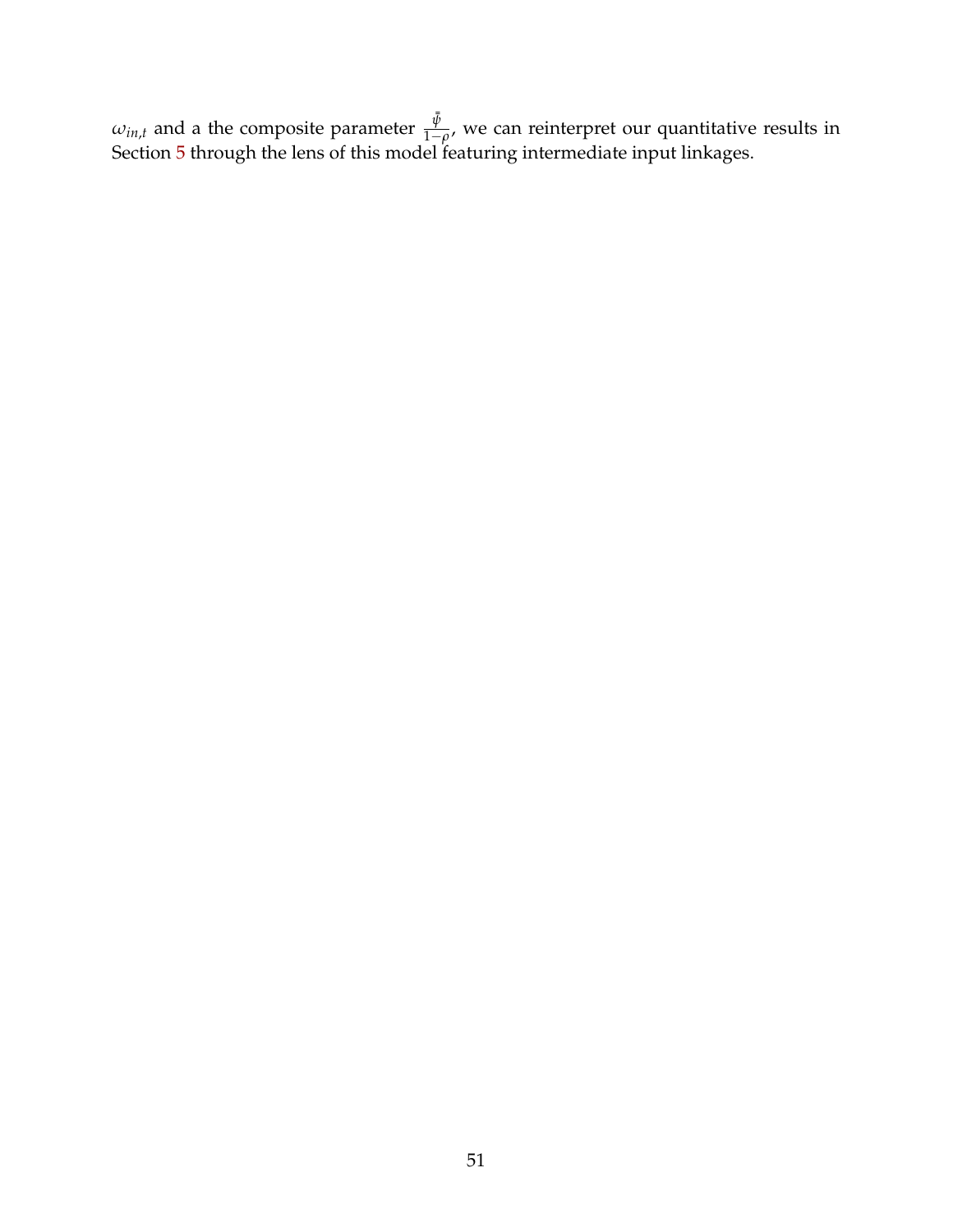$\omega_{in,t}$ and a the composite parameter $\frac{\bar{\bar{\psi}}}{1-\rho}$, we can reinterpret our quantitative results in Section 5 through the lens of this model featuring intermediate input linkages.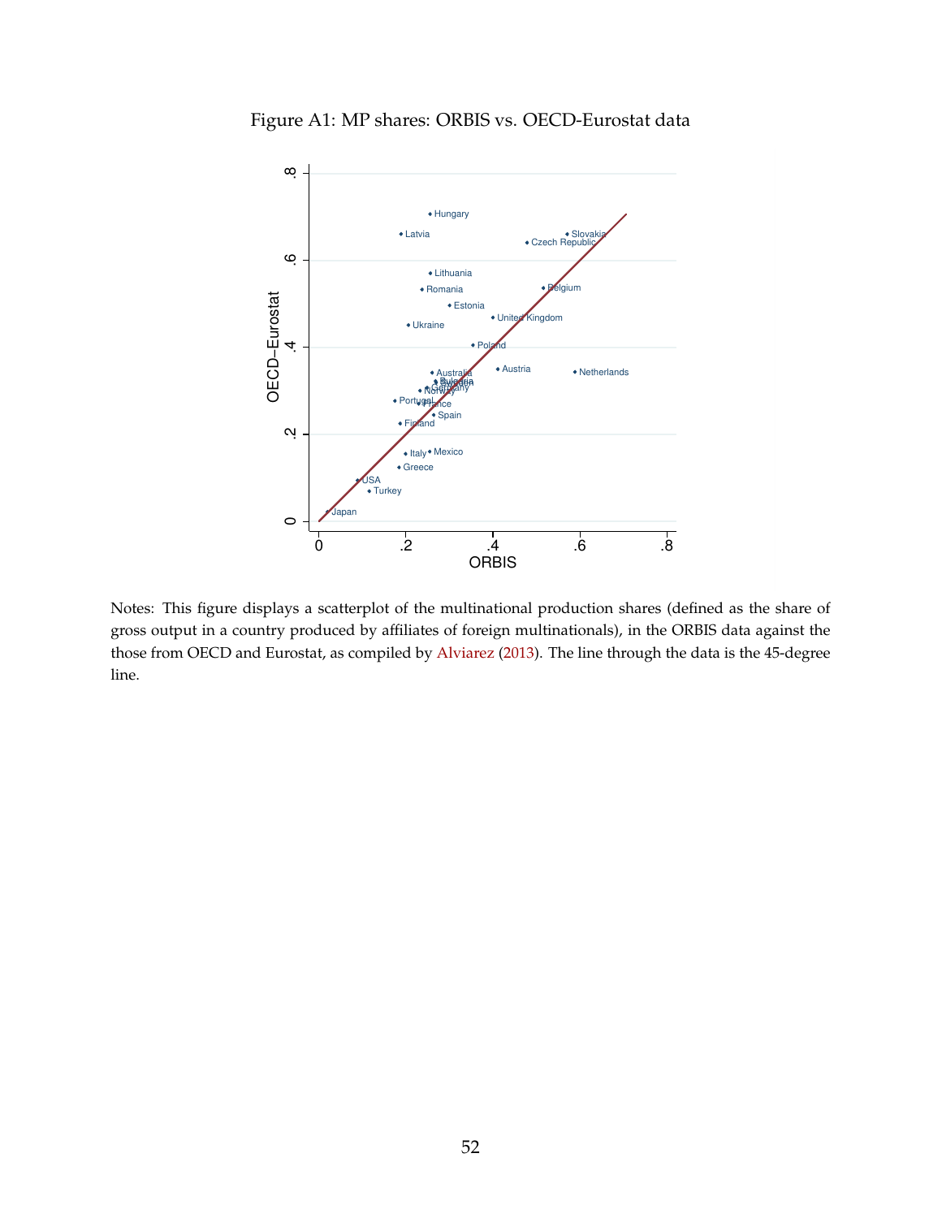Figure A1: MP shares: ORBIS vs. OECD-Eurostat data

Notes: This figure displays a scatterplot of the multinational production shares (defined as the share of gross output in a country produced by affiliates of foreign multinationals), in the ORBIS data against the those from OECD and Eurostat, as compiled by Alviarez (2013). The line through the data is the 45-degree line.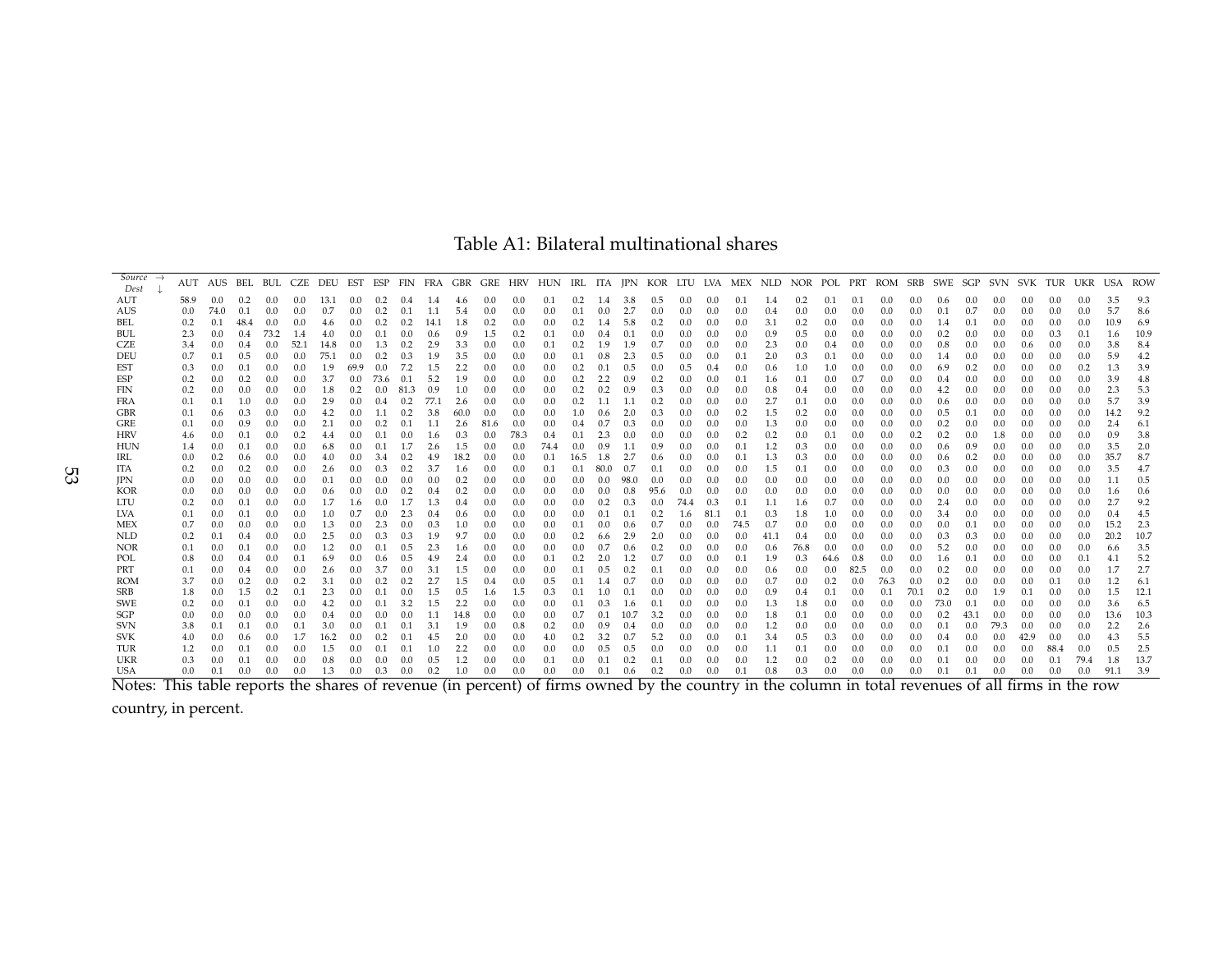Table A1: Bilateral multinational shares

| Source → / Dest ↓ | AUT | AUS | BEL | BUL | CZE | DEU | EST | ESP | FIN | FRA | GBR | GRE | HRV | HUN | IRL | ITA | JPN | KOR | LTU | LVA | MEX | NLD | NOR | POL | PRT | ROM | SRB | SWE | SGP | SVN | SVK | TUR | UKR | USA | ROW |
|---|---|---|---|---|---|---|---|---|---|---|---|---|---|---|---|---|---|---|---|---|---|---|---|---|---|---|---|---|---|---|---|---|---|---|---|
| AUT | 58.9 | 0.0 | 0.2 | 0.0 | 0.0 | 13.1 | 0.0 | 0.2 | 0.4 | 1.4 | 4.6 | 0.0 | 0.0 | 0.1 | 0.2 | 1.4 | 3.8 | 0.5 | 0.0 | 0.0 | 0.1 | 1.4 | 0.2 | 0.1 | 0.1 | 0.0 | 0.0 | 0.6 | 0.0 | 0.0 | 0.0 | 0.0 | 0.0 | 3.5 | 9.3 |
| AUS | 0.0 | 74.0 | 0.1 | 0.0 | 0.0 | 0.7 | 0.0 | 0.2 | 0.1 | 1.1 | 5.4 | 0.0 | 0.0 | 0.0 | 0.1 | 0.0 | 2.7 | 0.0 | 0.0 | 0.0 | 0.0 | 0.4 | 0.0 | 0.0 | 0.0 | 0.0 | 0.0 | 0.1 | 0.7 | 0.0 | 0.0 | 0.0 | 0.0 | 5.7 | 8.6 |
| BEL | 0.2 | 0.1 | 48.4 | 0.0 | 0.0 | 4.6 | 0.0 | 0.2 | 0.2 | 14.1 | 1.8 | 0.2 | 0.0 | 0.0 | 0.2 | 1.4 | 5.8 | 0.2 | 0.0 | 0.0 | 0.0 | 3.1 | 0.2 | 0.0 | 0.0 | 0.0 | 0.0 | 1.4 | 0.1 | 0.0 | 0.0 | 0.0 | 0.0 | 10.9 | 6.9 |
| BUL | 2.3 | 0.0 | 0.4 | 73.2 | 1.4 | 4.0 | 0.0 | 0.1 | 0.0 | 0.6 | 0.9 | 1.5 | 0.2 | 0.1 | 0.0 | 0.4 | 0.1 | 0.0 | 0.0 | 0.0 | 0.0 | 0.9 | 0.5 | 0.0 | 0.0 | 0.0 | 0.0 | 0.2 | 0.0 | 0.0 | 0.0 | 0.3 | 0.1 | 1.6 | 10.9 |
| CZE | 3.4 | 0.0 | 0.4 | 0.0 | 52.1 | 14.8 | 0.0 | 1.3 | 0.2 | 2.9 | 3.3 | 0.0 | 0.0 | 0.1 | 0.2 | 1.9 | 1.9 | 0.7 | 0.0 | 0.0 | 0.0 | 2.3 | 0.0 | 0.4 | 0.0 | 0.0 | 0.0 | 0.8 | 0.0 | 0.0 | 0.6 | 0.0 | 0.0 | 3.8 | 8.4 |
| DEU | 0.7 | 0.1 | 0.5 | 0.0 | 0.0 | 75.1 | 0.0 | 0.2 | 0.3 | 1.9 | 3.5 | 0.0 | 0.0 | 0.0 | 0.1 | 0.8 | 2.3 | 0.5 | 0.0 | 0.0 | 0.1 | 2.0 | 0.3 | 0.1 | 0.0 | 0.0 | 0.0 | 1.4 | 0.0 | 0.0 | 0.0 | 0.0 | 0.0 | 5.9 | 4.2 |
| EST | 0.3 | 0.0 | 0.1 | 0.0 | 0.0 | 1.9 | 69.9 | 0.0 | 7.2 | 1.5 | 2.2 | 0.0 | 0.0 | 0.0 | 0.2 | 0.1 | 0.5 | 0.0 | 0.5 | 0.4 | 0.0 | 0.6 | 1.0 | 1.0 | 0.0 | 0.0 | 0.0 | 6.9 | 0.2 | 0.0 | 0.0 | 0.0 | 0.2 | 1.3 | 3.9 |
| ESP | 0.2 | 0.0 | 0.2 | 0.0 | 0.0 | 3.7 | 0.0 | 73.6 | 0.1 | 5.2 | 1.9 | 0.0 | 0.0 | 0.0 | 0.2 | 2.2 | 0.9 | 0.2 | 0.0 | 0.0 | 0.1 | 1.6 | 0.1 | 0.0 | 0.7 | 0.0 | 0.0 | 0.4 | 0.0 | 0.0 | 0.0 | 0.0 | 0.0 | 3.9 | 4.8 |
| FIN | 0.2 | 0.0 | 0.0 | 0.0 | 0.0 | 1.8 | 0.2 | 0.0 | 81.3 | 0.9 | 1.0 | 0.0 | 0.0 | 0.0 | 0.2 | 0.2 | 0.9 | 0.3 | 0.0 | 0.0 | 0.0 | 0.8 | 0.4 | 0.0 | 0.0 | 0.0 | 0.0 | 4.2 | 0.0 | 0.0 | 0.0 | 0.0 | 0.0 | 2.3 | 5.3 |
| FRA | 0.1 | 0.1 | 1.0 | 0.0 | 0.0 | 2.9 | 0.0 | 0.4 | 0.2 | 77.1 | 2.6 | 0.0 | 0.0 | 0.0 | 0.2 | 1.1 | 1.1 | 0.2 | 0.0 | 0.0 | 0.0 | 2.7 | 0.1 | 0.0 | 0.0 | 0.0 | 0.0 | 0.6 | 0.0 | 0.0 | 0.0 | 0.0 | 0.0 | 5.7 | 3.9 |
| GBR | 0.1 | 0.6 | 0.3 | 0.0 | 0.0 | 4.2 | 0.0 | 1.1 | 0.2 | 3.8 | 60.0 | 0.0 | 0.0 | 0.0 | 1.0 | 0.6 | 2.0 | 0.3 | 0.0 | 0.0 | 0.2 | 1.5 | 0.2 | 0.0 | 0.0 | 0.0 | 0.0 | 0.5 | 0.1 | 0.0 | 0.0 | 0.0 | 0.0 | 14.2 | 9.2 |
| GRE | 0.1 | 0.0 | 0.9 | 0.0 | 0.0 | 2.1 | 0.0 | 0.2 | 0.1 | 1.1 | 2.6 | 81.6 | 0.0 | 0.0 | 0.4 | 0.7 | 0.3 | 0.0 | 0.0 | 0.0 | 0.0 | 1.3 | 0.0 | 0.0 | 0.0 | 0.0 | 0.0 | 0.2 | 0.0 | 0.0 | 0.0 | 0.0 | 0.0 | 2.4 | 6.1 |
| HRV | 4.6 | 0.0 | 0.1 | 0.0 | 0.2 | 4.4 | 0.0 | 0.1 | 0.0 | 1.6 | 0.3 | 0.0 | 78.3 | 0.4 | 0.1 | 2.3 | 0.0 | 0.0 | 0.0 | 0.0 | 0.2 | 0.2 | 0.0 | 0.1 | 0.0 | 0.0 | 0.2 | 0.2 | 0.0 | 1.8 | 0.0 | 0.0 | 0.0 | 0.9 | 3.8 |
| HUN | 1.4 | 0.0 | 0.1 | 0.0 | 0.0 | 6.8 | 0.0 | 0.1 | 1.7 | 2.6 | 1.5 | 0.0 | 0.0 | 74.4 | 0.0 | 0.9 | 1.1 | 0.9 | 0.0 | 0.0 | 0.1 | 1.2 | 0.3 | 0.0 | 0.0 | 0.0 | 0.0 | 0.6 | 0.9 | 0.0 | 0.0 | 0.0 | 0.0 | 3.5 | 2.0 |
| IRL | 0.0 | 0.2 | 0.6 | 0.0 | 0.0 | 4.0 | 0.0 | 3.4 | 0.2 | 4.9 | 18.2 | 0.0 | 0.0 | 0.1 | 16.5 | 1.8 | 2.7 | 0.6 | 0.0 | 0.0 | 0.1 | 1.3 | 0.3 | 0.0 | 0.0 | 0.0 | 0.0 | 0.6 | 0.2 | 0.0 | 0.0 | 0.0 | 0.0 | 35.7 | 8.7 |
| ITA | 0.2 | 0.0 | 0.2 | 0.0 | 0.0 | 2.6 | 0.0 | 0.3 | 0.2 | 3.7 | 1.6 | 0.0 | 0.0 | 0.1 | 0.1 | 80.0 | 0.7 | 0.1 | 0.0 | 0.0 | 0.0 | 1.5 | 0.1 | 0.0 | 0.0 | 0.0 | 0.0 | 0.3 | 0.0 | 0.0 | 0.0 | 0.0 | 0.0 | 3.5 | 4.7 |
| JPN | 0.0 | 0.0 | 0.0 | 0.0 | 0.0 | 0.1 | 0.0 | 0.0 | 0.0 | 0.0 | 0.2 | 0.0 | 0.0 | 0.0 | 0.0 | 0.0 | 98.0 | 0.0 | 0.0 | 0.0 | 0.0 | 0.0 | 0.0 | 0.0 | 0.0 | 0.0 | 0.0 | 0.0 | 0.0 | 0.0 | 0.0 | 0.0 | 0.0 | 1.1 | 0.5 |
| KOR | 0.0 | 0.0 | 0.0 | 0.0 | 0.0 | 0.6 | 0.0 | 0.0 | 0.2 | 0.4 | 0.2 | 0.0 | 0.0 | 0.0 | 0.0 | 0.0 | 0.8 | 95.6 | 0.0 | 0.0 | 0.0 | 0.0 | 0.0 | 0.0 | 0.0 | 0.0 | 0.0 | 0.0 | 0.0 | 0.0 | 0.0 | 0.0 | 0.0 | 1.6 | 0.6 |
| LTU | 0.2 | 0.0 | 0.1 | 0.0 | 0.0 | 1.7 | 1.6 | 0.0 | 1.7 | 1.3 | 0.4 | 0.0 | 0.0 | 0.0 | 0.0 | 0.2 | 0.3 | 0.0 | 74.4 | 0.3 | 0.1 | 1.1 | 1.6 | 0.7 | 0.0 | 0.0 | 0.0 | 2.4 | 0.0 | 0.0 | 0.0 | 0.0 | 0.0 | 2.7 | 9.2 |
| LVA | 0.1 | 0.0 | 0.1 | 0.0 | 0.0 | 1.0 | 0.7 | 0.0 | 2.3 | 0.4 | 0.6 | 0.0 | 0.0 | 0.0 | 0.0 | 0.1 | 0.1 | 0.2 | 1.6 | 81.1 | 0.1 | 0.3 | 1.8 | 1.0 | 0.0 | 0.0 | 0.0 | 3.4 | 0.0 | 0.0 | 0.0 | 0.0 | 0.0 | 0.4 | 4.5 |
| MEX | 0.7 | 0.0 | 0.0 | 0.0 | 0.0 | 1.3 | 0.0 | 2.3 | 0.0 | 0.3 | 1.0 | 0.0 | 0.0 | 0.0 | 0.1 | 0.0 | 0.6 | 0.7 | 0.0 | 0.0 | 74.5 | 0.7 | 0.0 | 0.0 | 0.0 | 0.0 | 0.0 | 0.0 | 0.1 | 0.0 | 0.0 | 0.0 | 0.0 | 15.2 | 2.3 |
| NLD | 0.2 | 0.1 | 0.4 | 0.0 | 0.0 | 2.5 | 0.0 | 0.3 | 0.3 | 1.9 | 9.7 | 0.0 | 0.0 | 0.0 | 0.2 | 6.6 | 2.9 | 2.0 | 0.0 | 0.0 | 0.0 | 41.1 | 0.4 | 0.0 | 0.0 | 0.0 | 0.0 | 0.3 | 0.3 | 0.0 | 0.0 | 0.0 | 0.0 | 20.2 | 10.7 |
| NOR | 0.1 | 0.0 | 0.1 | 0.0 | 0.0 | 1.2 | 0.0 | 0.1 | 0.5 | 2.3 | 1.6 | 0.0 | 0.0 | 0.0 | 0.0 | 0.7 | 0.6 | 0.2 | 0.0 | 0.0 | 0.0 | 0.6 | 76.8 | 0.0 | 0.0 | 0.0 | 0.0 | 5.2 | 0.0 | 0.0 | 0.0 | 0.0 | 0.0 | 6.6 | 3.5 |
| POL | 0.8 | 0.0 | 0.4 | 0.0 | 0.1 | 6.9 | 0.0 | 0.6 | 0.5 | 4.9 | 2.4 | 0.0 | 0.0 | 0.1 | 0.2 | 2.0 | 1.2 | 0.7 | 0.0 | 0.0 | 0.1 | 1.9 | 0.3 | 64.6 | 0.8 | 0.0 | 0.0 | 1.6 | 0.1 | 0.0 | 0.0 | 0.0 | 0.1 | 4.1 | 5.2 |
| PRT | 0.1 | 0.0 | 0.4 | 0.0 | 0.0 | 2.6 | 0.0 | 3.7 | 0.0 | 3.1 | 1.5 | 0.0 | 0.0 | 0.0 | 0.1 | 0.5 | 0.2 | 0.1 | 0.0 | 0.0 | 0.0 | 0.6 | 0.0 | 0.0 | 82.5 | 0.0 | 0.0 | 0.2 | 0.0 | 0.0 | 0.0 | 0.0 | 0.0 | 1.7 | 2.7 |
| ROM | 3.7 | 0.0 | 0.2 | 0.0 | 0.2 | 3.1 | 0.0 | 0.2 | 0.2 | 2.7 | 1.5 | 0.4 | 0.0 | 0.5 | 0.1 | 1.4 | 0.7 | 0.0 | 0.0 | 0.0 | 0.0 | 0.7 | 0.0 | 0.2 | 0.0 | 76.3 | 0.0 | 0.2 | 0.0 | 0.0 | 0.0 | 0.1 | 0.0 | 1.2 | 6.1 |
| SRB | 1.8 | 0.0 | 1.5 | 0.2 | 0.1 | 2.3 | 0.0 | 0.1 | 0.0 | 1.5 | 0.5 | 1.6 | 1.5 | 0.3 | 0.1 | 1.0 | 0.1 | 0.0 | 0.0 | 0.0 | 0.0 | 0.9 | 0.4 | 0.1 | 0.0 | 0.1 | 70.1 | 0.2 | 0.0 | 1.9 | 0.1 | 0.0 | 0.0 | 1.5 | 12.1 |
| SWE | 0.2 | 0.0 | 0.1 | 0.0 | 0.0 | 4.2 | 0.0 | 0.1 | 3.2 | 1.5 | 2.2 | 0.0 | 0.0 | 0.0 | 0.1 | 0.3 | 1.6 | 0.1 | 0.0 | 0.0 | 0.0 | 1.3 | 1.8 | 0.0 | 0.0 | 0.0 | 0.0 | 73.0 | 0.1 | 0.0 | 0.0 | 0.0 | 0.0 | 3.6 | 6.5 |
| SGP | 0.0 | 0.0 | 0.0 | 0.0 | 0.0 | 0.4 | 0.0 | 0.0 | 0.0 | 1.1 | 14.8 | 0.0 | 0.0 | 0.0 | 0.7 | 0.1 | 10.7 | 3.2 | 0.0 | 0.0 | 0.0 | 1.8 | 0.1 | 0.0 | 0.0 | 0.0 | 0.0 | 0.2 | 43.1 | 0.0 | 0.0 | 0.0 | 0.0 | 13.6 | 10.3 |
| SVN | 3.8 | 0.1 | 0.1 | 0.0 | 0.1 | 3.0 | 0.0 | 0.1 | 0.1 | 3.1 | 1.9 | 0.0 | 0.8 | 0.2 | 0.0 | 0.9 | 0.4 | 0.0 | 0.0 | 0.0 | 0.0 | 1.2 | 0.0 | 0.0 | 0.0 | 0.0 | 0.0 | 0.1 | 0.0 | 79.3 | 0.0 | 0.0 | 0.0 | 2.2 | 2.6 |
| SVK | 4.0 | 0.0 | 0.6 | 0.0 | 1.7 | 16.2 | 0.0 | 0.2 | 0.1 | 4.5 | 2.0 | 0.0 | 0.0 | 4.0 | 0.2 | 3.2 | 0.7 | 5.2 | 0.0 | 0.0 | 0.1 | 3.4 | 0.5 | 0.3 | 0.0 | 0.0 | 0.0 | 0.4 | 0.0 | 0.0 | 42.9 | 0.0 | 0.0 | 4.3 | 5.5 |
| TUR | 1.2 | 0.0 | 0.1 | 0.0 | 0.0 | 1.5 | 0.0 | 0.1 | 0.1 | 1.0 | 2.2 | 0.0 | 0.0 | 0.0 | 0.0 | 0.5 | 0.5 | 0.0 | 0.0 | 0.0 | 0.0 | 1.1 | 0.1 | 0.0 | 0.0 | 0.0 | 0.0 | 0.1 | 0.0 | 0.0 | 0.0 | 88.4 | 0.0 | 0.5 | 2.5 |
| UKR | 0.3 | 0.0 | 0.1 | 0.0 | 0.0 | 0.8 | 0.0 | 0.0 | 0.0 | 0.5 | 1.2 | 0.0 | 0.0 | 0.1 | 0.0 | 0.1 | 0.2 | 0.1 | 0.0 | 0.0 | 0.0 | 1.2 | 0.0 | 0.2 | 0.0 | 0.0 | 0.0 | 0.1 | 0.0 | 0.0 | 0.0 | 0.1 | 79.4 | 1.8 | 13.7 |
| USA | 0.0 | 0.1 | 0.0 | 0.0 | 0.0 | 1.3 | 0.0 | 0.3 | 0.0 | 0.2 | 1.0 | 0.0 | 0.0 | 0.0 | 0.0 | 0.1 | 0.6 | 0.2 | 0.0 | 0.0 | 0.1 | 0.8 | 0.3 | 0.0 | 0.0 | 0.0 | 0.0 | 0.1 | 0.1 | 0.0 | 0.0 | 0.0 | 0.0 | 91.1 | 3.9 |

Notes: This table reports the shares of revenue (in percent) of firms owned by the country in the column in total revenues of all firms in the row country, in percent.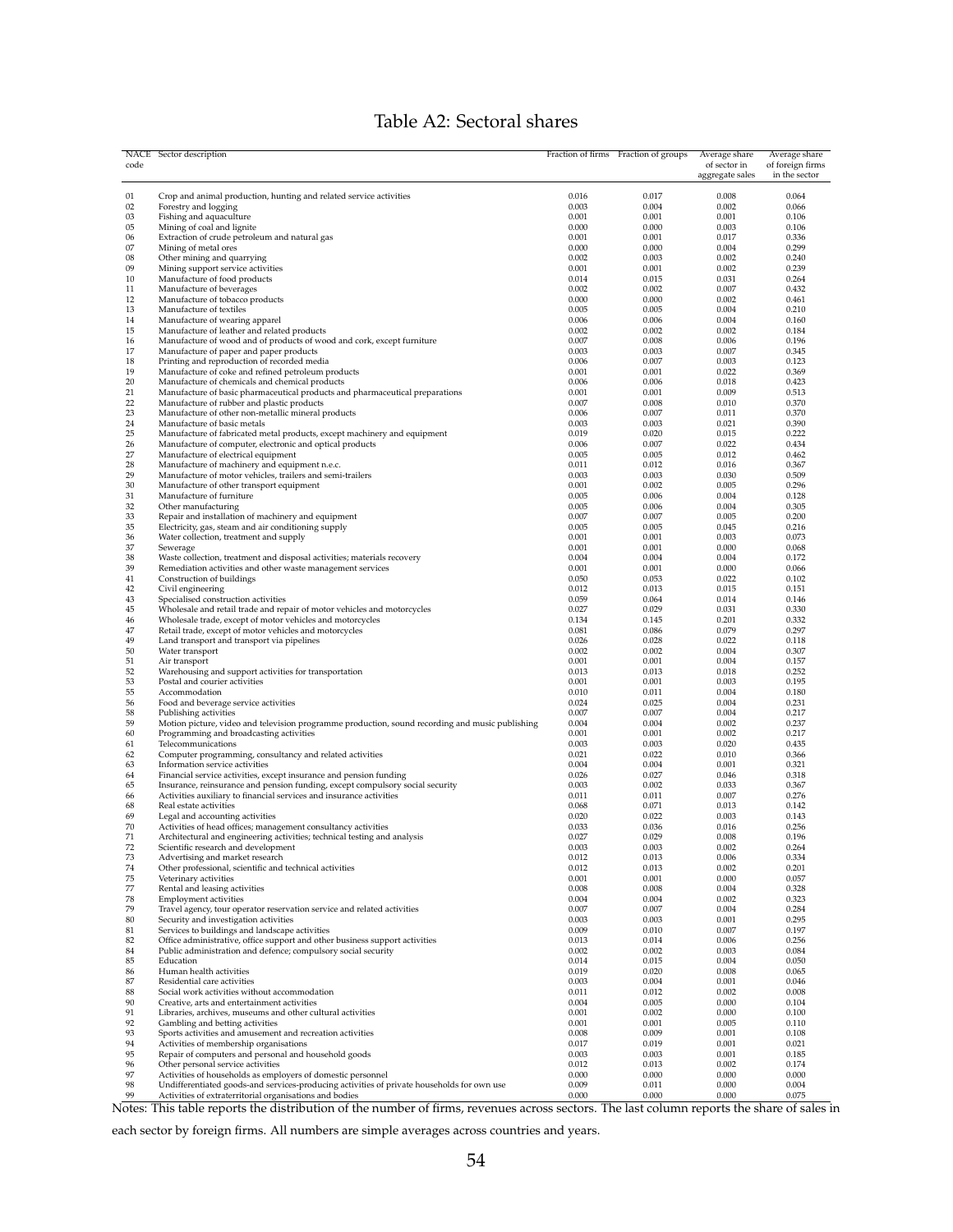# Table A2: Sectoral shares

| NACE code | Sector description | Fraction of firms | Fraction of groups | Average share of sector in aggregate sales | Average share of foreign firms in the sector |
|---|---|---|---|---|---|
| 01 | Crop and animal production, hunting and related service activities | 0.016 | 0.017 | 0.008 | 0.064 |
| 02 | Forestry and logging | 0.003 | 0.004 | 0.002 | 0.066 |
| 03 | Fishing and aquaculture | 0.001 | 0.001 | 0.001 | 0.106 |
| 05 | Mining of coal and lignite | 0.000 | 0.000 | 0.003 | 0.106 |
| 06 | Extraction of crude petroleum and natural gas | 0.001 | 0.001 | 0.017 | 0.336 |
| 07 | Mining of metal ores | 0.000 | 0.000 | 0.004 | 0.299 |
| 08 | Other mining and quarrying | 0.002 | 0.003 | 0.002 | 0.240 |
| 09 | Mining support service activities | 0.001 | 0.001 | 0.002 | 0.239 |
| 10 | Manufacture of food products | 0.014 | 0.015 | 0.031 | 0.264 |
| 11 | Manufacture of beverages | 0.002 | 0.002 | 0.007 | 0.432 |
| 12 | Manufacture of tobacco products | 0.000 | 0.000 | 0.002 | 0.461 |
| 13 | Manufacture of textiles | 0.005 | 0.005 | 0.004 | 0.210 |
| 14 | Manufacture of wearing apparel | 0.006 | 0.006 | 0.004 | 0.160 |
| 15 | Manufacture of leather and related products | 0.002 | 0.002 | 0.002 | 0.184 |
| 16 | Manufacture of wood and of products of wood and cork, except furniture | 0.007 | 0.008 | 0.006 | 0.196 |
| 17 | Manufacture of paper and paper products | 0.003 | 0.003 | 0.007 | 0.345 |
| 18 | Printing and reproduction of recorded media | 0.006 | 0.007 | 0.003 | 0.123 |
| 19 | Manufacture of coke and refined petroleum products | 0.001 | 0.001 | 0.022 | 0.369 |
| 20 | Manufacture of chemicals and chemical products | 0.006 | 0.006 | 0.018 | 0.423 |
| 21 | Manufacture of basic pharmaceutical products and pharmaceutical preparations | 0.001 | 0.001 | 0.009 | 0.513 |
| 22 | Manufacture of rubber and plastic products | 0.007 | 0.008 | 0.010 | 0.370 |
| 23 | Manufacture of other non-metallic mineral products | 0.006 | 0.007 | 0.011 | 0.370 |
| 24 | Manufacture of basic metals | 0.003 | 0.003 | 0.021 | 0.390 |
| 25 | Manufacture of fabricated metal products, except machinery and equipment | 0.019 | 0.020 | 0.015 | 0.222 |
| 26 | Manufacture of computer, electronic and optical products | 0.006 | 0.007 | 0.022 | 0.434 |
| 27 | Manufacture of electrical equipment | 0.005 | 0.005 | 0.012 | 0.462 |
| 28 | Manufacture of machinery and equipment n.e.c. | 0.011 | 0.012 | 0.016 | 0.367 |
| 29 | Manufacture of motor vehicles, trailers and semi-trailers | 0.003 | 0.003 | 0.030 | 0.509 |
| 30 | Manufacture of other transport equipment | 0.001 | 0.002 | 0.005 | 0.296 |
| 31 | Manufacture of furniture | 0.005 | 0.006 | 0.004 | 0.128 |
| 32 | Other manufacturing | 0.005 | 0.006 | 0.004 | 0.305 |
| 33 | Repair and installation of machinery and equipment | 0.007 | 0.007 | 0.005 | 0.200 |
| 35 | Electricity, gas, steam and air conditioning supply | 0.005 | 0.005 | 0.045 | 0.216 |
| 36 | Water collection, treatment and supply | 0.001 | 0.001 | 0.003 | 0.073 |
| 37 | Sewerage | 0.001 | 0.001 | 0.000 | 0.068 |
| 38 | Waste collection, treatment and disposal activities; materials recovery | 0.004 | 0.004 | 0.004 | 0.172 |
| 39 | Remediation activities and other waste management services | 0.001 | 0.001 | 0.000 | 0.066 |
| 41 | Construction of buildings | 0.050 | 0.053 | 0.022 | 0.102 |
| 42 | Civil engineering | 0.012 | 0.013 | 0.015 | 0.151 |
| 43 | Specialised construction activities | 0.059 | 0.064 | 0.014 | 0.146 |
| 45 | Wholesale and retail trade and repair of motor vehicles and motorcycles | 0.027 | 0.029 | 0.031 | 0.330 |
| 46 | Wholesale trade, except of motor vehicles and motorcycles | 0.134 | 0.145 | 0.201 | 0.332 |
| 47 | Retail trade, except of motor vehicles and motorcycles | 0.081 | 0.086 | 0.079 | 0.297 |
| 49 | Land transport and transport via pipelines | 0.026 | 0.028 | 0.022 | 0.118 |
| 50 | Water transport | 0.002 | 0.002 | 0.004 | 0.307 |
| 51 | Air transport | 0.001 | 0.001 | 0.004 | 0.157 |
| 52 | Warehousing and support activities for transportation | 0.013 | 0.013 | 0.018 | 0.252 |
| 53 | Postal and courier activities | 0.001 | 0.001 | 0.003 | 0.195 |
| 55 | Accommodation | 0.010 | 0.011 | 0.004 | 0.180 |
| 56 | Food and beverage service activities | 0.024 | 0.025 | 0.004 | 0.231 |
| 58 | Publishing activities | 0.007 | 0.007 | 0.004 | 0.217 |
| 59 | Motion picture, video and television programme production, sound recording and music publishing | 0.004 | 0.004 | 0.002 | 0.237 |
| 60 | Programming and broadcasting activities | 0.001 | 0.001 | 0.002 | 0.217 |
| 61 | Telecommunications | 0.003 | 0.003 | 0.020 | 0.435 |
| 62 | Computer programming, consultancy and related activities | 0.021 | 0.022 | 0.010 | 0.366 |
| 63 | Information service activities | 0.004 | 0.004 | 0.001 | 0.321 |
| 64 | Financial service activities, except insurance and pension funding | 0.026 | 0.027 | 0.046 | 0.318 |
| 65 | Insurance, reinsurance and pension funding, except compulsory social security | 0.003 | 0.002 | 0.033 | 0.367 |
| 66 | Activities auxiliary to financial services and insurance activities | 0.011 | 0.011 | 0.007 | 0.276 |
| 68 | Real estate activities | 0.068 | 0.071 | 0.013 | 0.142 |
| 69 | Legal and accounting activities | 0.020 | 0.022 | 0.003 | 0.143 |
| 70 | Activities of head offices; management consultancy activities | 0.033 | 0.036 | 0.016 | 0.256 |
| 71 | Architectural and engineering activities; technical testing and analysis | 0.027 | 0.029 | 0.008 | 0.196 |
| 72 | Scientific research and development | 0.003 | 0.003 | 0.002 | 0.264 |
| 73 | Advertising and market research | 0.012 | 0.013 | 0.006 | 0.334 |
| 74 | Other professional, scientific and technical activities | 0.012 | 0.013 | 0.002 | 0.201 |
| 75 | Veterinary activities | 0.001 | 0.001 | 0.000 | 0.057 |
| 77 | Rental and leasing activities | 0.008 | 0.008 | 0.004 | 0.328 |
| 78 | Employment activities | 0.004 | 0.004 | 0.002 | 0.323 |
| 79 | Travel agency, tour operator reservation service and related activities | 0.007 | 0.007 | 0.004 | 0.284 |
| 80 | Security and investigation activities | 0.003 | 0.003 | 0.001 | 0.295 |
| 81 | Services to buildings and landscape activities | 0.009 | 0.010 | 0.007 | 0.197 |
| 82 | Office administrative, office support and other business support activities | 0.013 | 0.014 | 0.006 | 0.256 |
| 84 | Public administration and defence; compulsory social security | 0.002 | 0.002 | 0.003 | 0.084 |
| 85 | Education | 0.014 | 0.015 | 0.004 | 0.050 |
| 86 | Human health activities | 0.019 | 0.020 | 0.008 | 0.065 |
| 87 | Residential care activities | 0.003 | 0.004 | 0.001 | 0.046 |
| 88 | Social work activities without accommodation | 0.011 | 0.012 | 0.002 | 0.008 |
| 90 | Creative, arts and entertainment activities | 0.004 | 0.005 | 0.000 | 0.104 |
| 91 | Libraries, archives, museums and other cultural activities | 0.001 | 0.002 | 0.000 | 0.100 |
| 92 | Gambling and betting activities | 0.001 | 0.001 | 0.005 | 0.110 |
| 93 | Sports activities and amusement and recreation activities | 0.008 | 0.009 | 0.001 | 0.108 |
| 94 | Activities of membership organisations | 0.017 | 0.019 | 0.001 | 0.021 |
| 95 | Repair of computers and personal and household goods | 0.003 | 0.003 | 0.001 | 0.185 |
| 96 | Other personal service activities | 0.012 | 0.013 | 0.002 | 0.174 |
| 97 | Activities of households as employers of domestic personnel | 0.000 | 0.000 | 0.000 | 0.000 |
| 98 | Undifferentiated goods-and services-producing activities of private households for own use | 0.009 | 0.011 | 0.000 | 0.004 |
| 99 | Activities of extraterritorial organisations and bodies | 0.000 | 0.000 | 0.000 | 0.075 |

Notes: This table reports the distribution of the number of firms, revenues across sectors. The last column reports the share of sales in each sector by foreign firms. All numbers are simple averages across countries and years.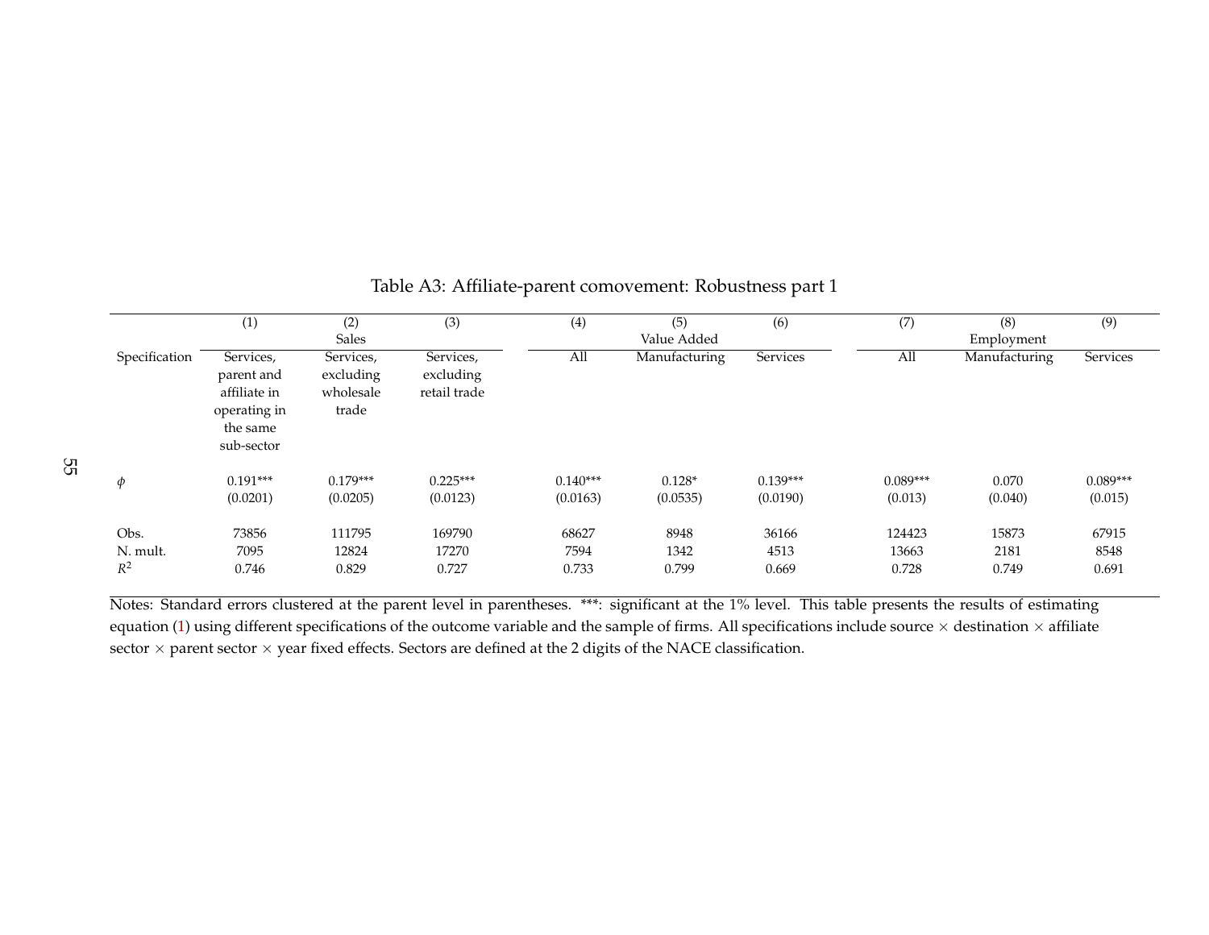Table A3: Affiliate-parent comovement: Robustness part 1

| | (1) | (2) | (3) | (4) | (5) | (6) | (7) | (8) | (9) |
|---|---|---|---|---|---|---|---|---|---|
| | | Sales | | | Value Added | | | Employment | |
| Specification | Services, parent and affiliate in operating in the same sub-sector | Services, excluding wholesale trade | Services, excluding retail trade | All | Manufacturing | Services | All | Manufacturing | Services |
| $\phi$ | 0.191*** | 0.179*** | 0.225*** | 0.140*** | 0.128* | 0.139*** | 0.089*** | 0.070 | 0.089*** |
| | (0.0201) | (0.0205) | (0.0123) | (0.0163) | (0.0535) | (0.0190) | (0.013) | (0.040) | (0.015) |
| Obs. | 73856 | 111795 | 169790 | 68627 | 8948 | 36166 | 124423 | 15873 | 67915 |
| N. mult. | 7095 | 12824 | 17270 | 7594 | 1342 | 4513 | 13663 | 2181 | 8548 |
| $R^2$ | 0.746 | 0.829 | 0.727 | 0.733 | 0.799 | 0.669 | 0.728 | 0.749 | 0.691 |

Notes: Standard errors clustered at the parent level in parentheses. ***: significant at the 1% level. This table presents the results of estimating equation (1) using different specifications of the outcome variable and the sample of firms. All specifications include source × destination × affiliate sector × parent sector × year fixed effects. Sectors are defined at the 2 digits of the NACE classification.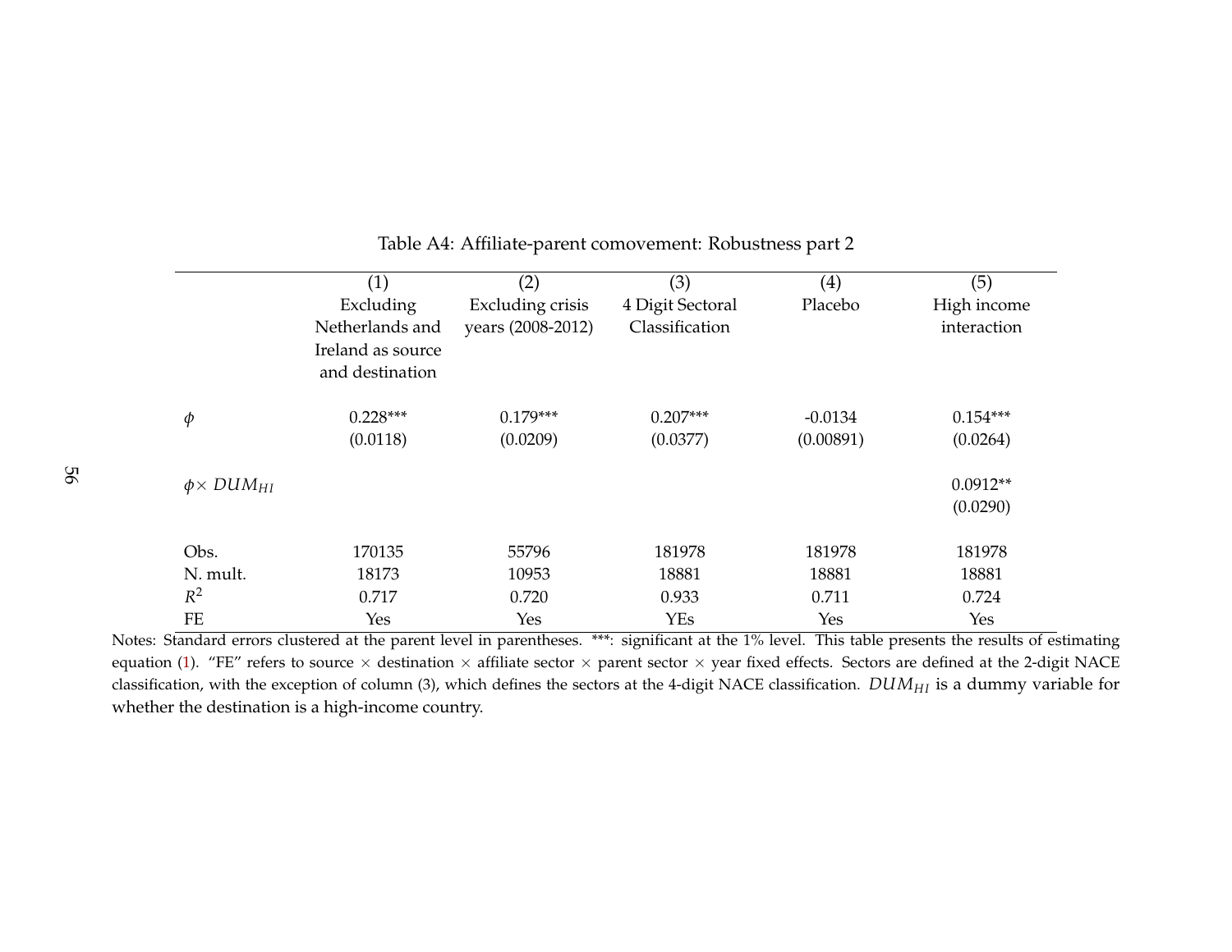Table A4: Affiliate-parent comovement: Robustness part 2

| | (1) Excluding Netherlands and Ireland as source and destination | (2) Excluding crisis years (2008-2012) | (3) 4 Digit Sectoral Classification | (4) Placebo | (5) High income interaction |
|---|---|---|---|---|---|
| $\phi$ | 0.228*** | 0.179*** | 0.207*** | -0.0134 | 0.154*** |
| | (0.0118) | (0.0209) | (0.0377) | (0.00891) | (0.0264) |
| $\phi \times DUM_{HI}$ | | | | | 0.0912** |
| | | | | | (0.0290) |
| Obs. | 170135 | 55796 | 181978 | 181978 | 181978 |
| N. mult. | 18173 | 10953 | 18881 | 18881 | 18881 |
| $R^2$ | 0.717 | 0.720 | 0.933 | 0.711 | 0.724 |
| FE | Yes | Yes | YEs | Yes | Yes |

Notes: Standard errors clustered at the parent level in parentheses. ***: significant at the 1% level. This table presents the results of estimating equation (1). "FE" refers to source × destination × affiliate sector × parent sector × year fixed effects. Sectors are defined at the 2-digit NACE classification, with the exception of column (3), which defines the sectors at the 4-digit NACE classification. $DUM_{HI}$ is a dummy variable for whether the destination is a high-income country.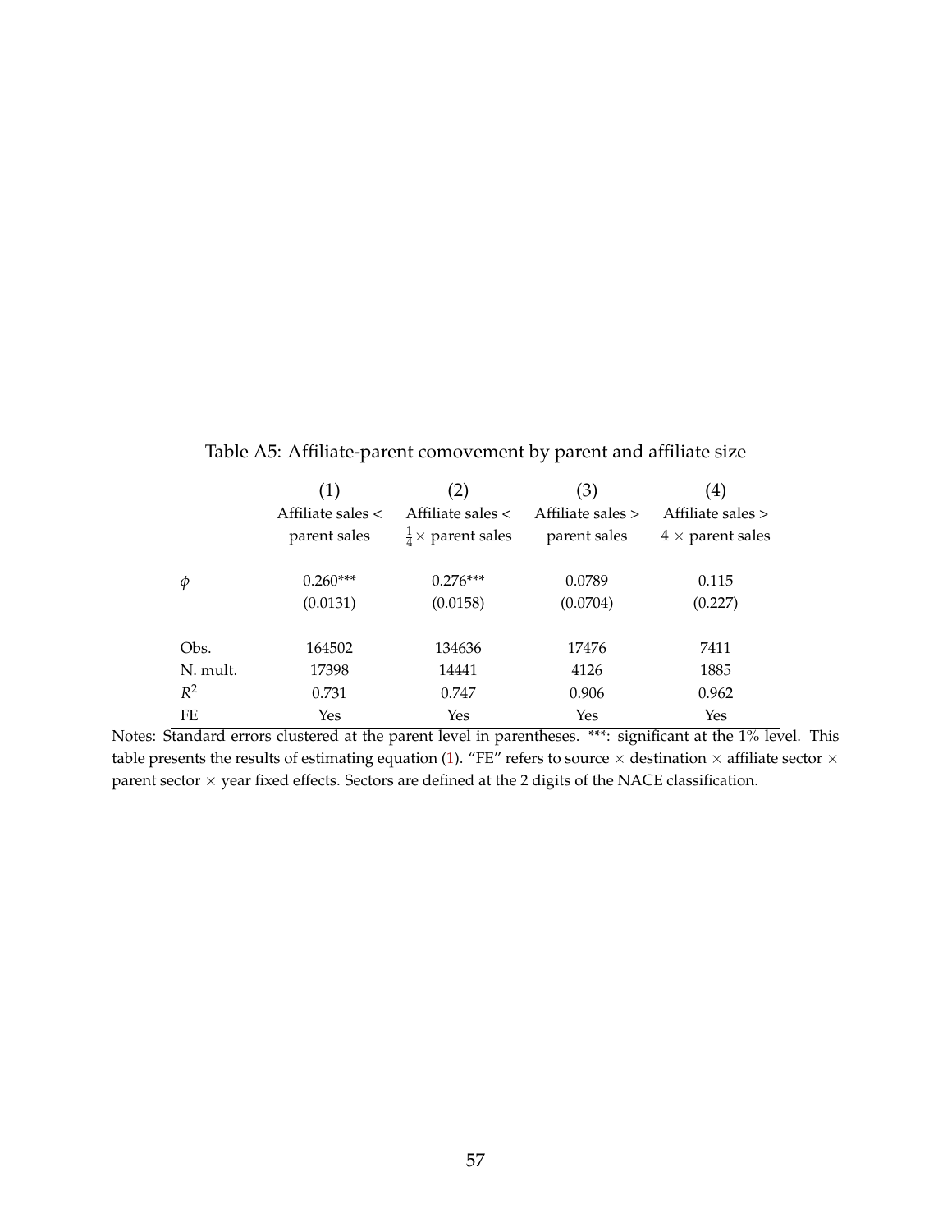Table A5: Affiliate-parent comovement by parent and affiliate size

| | (1) | (2) | (3) | (4) |
|---|---|---|---|---|
| | Affiliate sales < parent sales | Affiliate sales < $\frac{1}{4}\times$ parent sales | Affiliate sales > parent sales | Affiliate sales > $4\times$ parent sales |
| $\phi$ | 0.260*** | 0.276*** | 0.0789 | 0.115 |
| | (0.0131) | (0.0158) | (0.0704) | (0.227) |
| Obs. | 164502 | 134636 | 17476 | 7411 |
| N. mult. | 17398 | 14441 | 4126 | 1885 |
| $R^2$ | 0.731 | 0.747 | 0.906 | 0.962 |
| FE | Yes | Yes | Yes | Yes |

Notes: Standard errors clustered at the parent level in parentheses. ***: significant at the 1% level. This table presents the results of estimating equation (1). "FE" refers to source $\times$ destination $\times$ affiliate sector $\times$ parent sector $\times$ year fixed effects. Sectors are defined at the 2 digits of the NACE classification.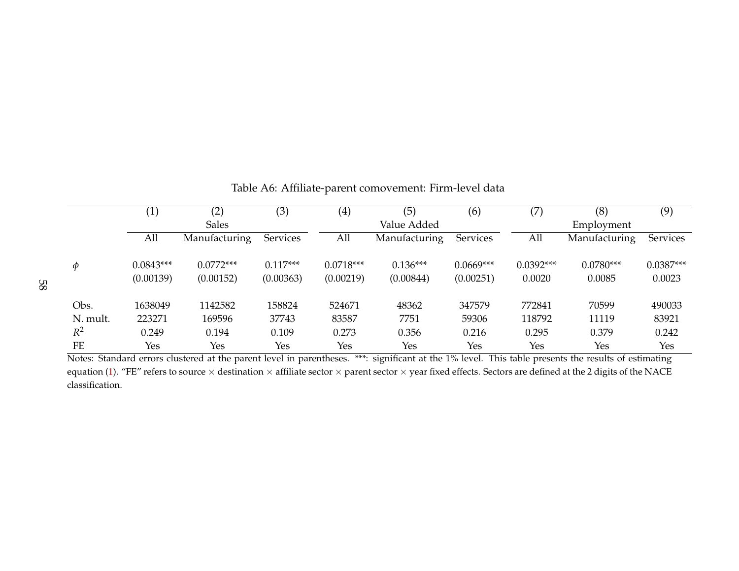Table A6: Affiliate-parent comovement: Firm-level data

| | (1) | (2) | (3) | (4) | (5) | (6) | (7) | (8) | (9) |
|---|---|---|---|---|---|---|---|---|---|
| | Sales | | | Value Added | | | Employment | | |
| | All | Manufacturing | Services | All | Manufacturing | Services | All | Manufacturing | Services |
| $\phi$ | 0.0843*** | 0.0772*** | 0.117*** | 0.0718*** | 0.136*** | 0.0669*** | 0.0392*** | 0.0780*** | 0.0387*** |
| | (0.00139) | (0.00152) | (0.00363) | (0.00219) | (0.00844) | (0.00251) | 0.0020 | 0.0085 | 0.0023 |
| Obs. | 1638049 | 1142582 | 158824 | 524671 | 48362 | 347579 | 772841 | 70599 | 490033 |
| N. mult. | 223271 | 169596 | 37743 | 83587 | 7751 | 59306 | 118792 | 11119 | 83921 |
| $R^2$ | 0.249 | 0.194 | 0.109 | 0.273 | 0.356 | 0.216 | 0.295 | 0.379 | 0.242 |
| FE | Yes | Yes | Yes | Yes | Yes | Yes | Yes | Yes | Yes |

Notes: Standard errors clustered at the parent level in parentheses. ***: significant at the 1% level. This table presents the results of estimating equation (1). "FE" refers to source × destination × affiliate sector × parent sector × year fixed effects. Sectors are defined at the 2 digits of the NACE classification.